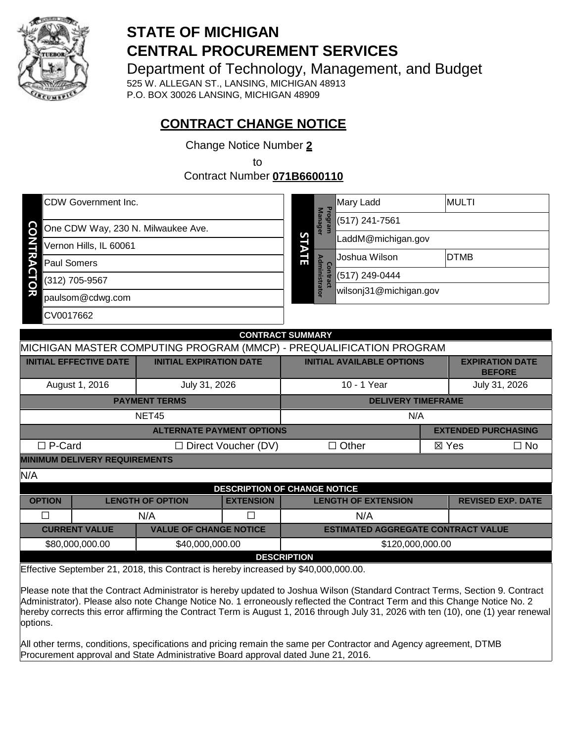# STATE OF MICHIGAN
# CENTRAL PROCUREMENT SERVICES

Department of Technology, Management, and Budget

525 W. ALLEGAN ST., LANSING, MICHIGAN 48913
P.O. BOX 30026 LANSING, MICHIGAN 48909

## CONTRACT CHANGE NOTICE

Change Notice Number **2**

to

Contract Number **071B6600110**

| CONTRACTOR | |
|---|---|
| | CDW Government Inc. |
| | One CDW Way, 230 N. Milwaukee Ave. |
| | Vernon Hills, IL 60061 |
| | Paul Somers |
| | (312) 705-9567 |
| | paulsom@cdwg.com |
| | CV0017662 |

| STATE | | | |
|---|---|---|---|
| | Program Manager | Mary Ladd | MULTI |
| | | (517) 241-7561 | |
| | | LaddM@michigan.gov | |
| | Contract Administrator | Joshua Wilson | DTMB |
| | | (517) 249-0444 | |
| | | wilsonj31@michigan.gov | |

**CONTRACT SUMMARY**

MICHIGAN MASTER COMPUTING PROGRAM (MMCP) - PREQUALIFICATION PROGRAM

| INITIAL EFFECTIVE DATE | INITIAL EXPIRATION DATE | INITIAL AVAILABLE OPTIONS | EXPIRATION DATE BEFORE |
|---|---|---|---|
| August 1, 2016 | July 31, 2026 | 10 - 1 Year | July 31, 2026 |

| PAYMENT TERMS | DELIVERY TIMEFRAME |
|---|---|
| NET45 | N/A |

| ALTERNATE PAYMENT OPTIONS | | | EXTENDED PURCHASING | |
|---|---|---|---|---|
| ☐ P-Card | ☐ Direct Voucher (DV) | ☐ Other | ☒ Yes | ☐ No |

**MINIMUM DELIVERY REQUIREMENTS**

N/A

**DESCRIPTION OF CHANGE NOTICE**

| OPTION | LENGTH OF OPTION | EXTENSION | LENGTH OF EXTENSION | REVISED EXP. DATE |
|---|---|---|---|---|
| ☐ | N/A | ☐ | N/A | |

| CURRENT VALUE | VALUE OF CHANGE NOTICE | ESTIMATED AGGREGATE CONTRACT VALUE |
|---|---|---|
| $80,000,000.00 | $40,000,000.00 | $120,000,000.00 |

**DESCRIPTION**

Effective September 21, 2018, this Contract is hereby increased by $40,000,000.00.

Please note that the Contract Administrator is hereby updated to Joshua Wilson (Standard Contract Terms, Section 9. Contract Administrator). Please also note Change Notice No. 1 erroneously reflected the Contract Term and this Change Notice No. 2 hereby corrects this error affirming the Contract Term is August 1, 2016 through July 31, 2026 with ten (10), one (1) year renewal options.

All other terms, conditions, specifications and pricing remain the same per Contractor and Agency agreement, DTMB Procurement approval and State Administrative Board approval dated June 21, 2016.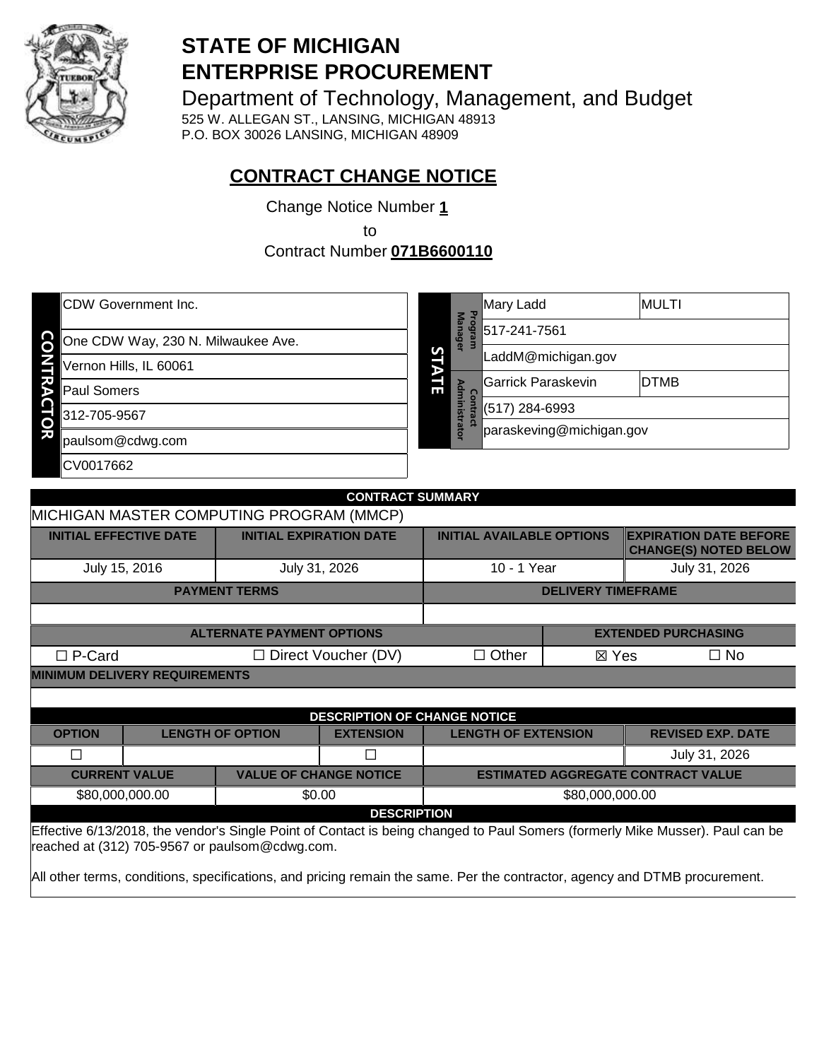# STATE OF MICHIGAN
# ENTERPRISE PROCUREMENT

Department of Technology, Management, and Budget
525 W. ALLEGAN ST., LANSING, MICHIGAN 48913
P.O. BOX 30026 LANSING, MICHIGAN 48909

## CONTRACT CHANGE NOTICE

Change Notice Number **1**

to

Contract Number **071B6600110**

| CONTRACTOR | |
|---|---|
| | CDW Government Inc. |
| | One CDW Way, 230 N. Milwaukee Ave. |
| | Vernon Hills, IL 60061 |
| | Paul Somers |
| | 312-705-9567 |
| | paulsom@cdwg.com |
| | CV0017662 |

| STATE | | | |
|---|---|---|---|
| Program Manager | Mary Ladd | MULTI |
| | 517-241-7561 | |
| | LaddM@michigan.gov | |
| Contract Administrator | Garrick Paraskevin | DTMB |
| | (517) 284-6993 | |
| | paraskeving@michigan.gov | |

| CONTRACT SUMMARY | | | |
|---|---|---|---|
| MICHIGAN MASTER COMPUTING PROGRAM (MMCP) | | | |
| **INITIAL EFFECTIVE DATE** | **INITIAL EXPIRATION DATE** | **INITIAL AVAILABLE OPTIONS** | **EXPIRATION DATE BEFORE CHANGE(S) NOTED BELOW** |
| July 15, 2016 | July 31, 2026 | 10 - 1 Year | July 31, 2026 |

| PAYMENT TERMS | DELIVERY TIMEFRAME |
|---|---|
| | |

| ALTERNATE PAYMENT OPTIONS | | | EXTENDED PURCHASING | |
|---|---|---|---|---|
| ☐ P-Card | ☐ Direct Voucher (DV) | ☐ Other | ☒ Yes | ☐ No |

**MINIMUM DELIVERY REQUIREMENTS**

| DESCRIPTION OF CHANGE NOTICE | | | | |
|---|---|---|---|---|
| **OPTION** | **LENGTH OF OPTION** | **EXTENSION** | **LENGTH OF EXTENSION** | **REVISED EXP. DATE** |
| ☐ | | ☐ | | July 31, 2026 |

| CURRENT VALUE | VALUE OF CHANGE NOTICE | ESTIMATED AGGREGATE CONTRACT VALUE |
|---|---|---|
| $80,000,000.00 | $0.00 | $80,000,000.00 |

**DESCRIPTION**

Effective 6/13/2018, the vendor's Single Point of Contact is being changed to Paul Somers (formerly Mike Musser). Paul can be reached at (312) 705-9567 or paulsom@cdwg.com.

All other terms, conditions, specifications, and pricing remain the same. Per the contractor, agency and DTMB procurement.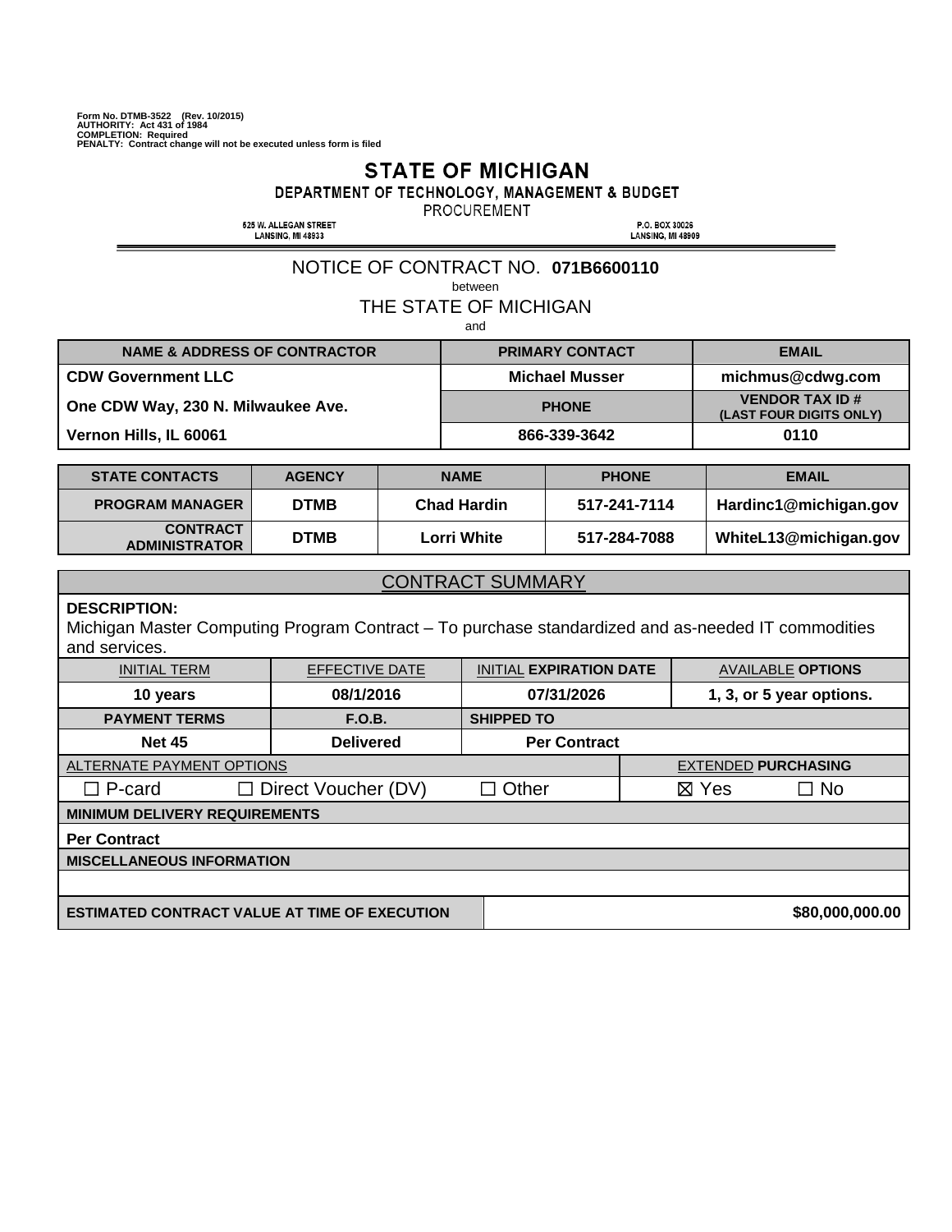Form No. DTMB-3522 (Rev. 10/2015)
AUTHORITY: Act 431 of 1984
COMPLETION: Required
PENALTY: Contract change will not be executed unless form is filed

# STATE OF MICHIGAN

## DEPARTMENT OF TECHNOLOGY, MANAGEMENT & BUDGET

PROCUREMENT

525 W. ALLEGAN STREET
LANSING, MI 48933

P.O. BOX 30026
LANSING, MI 48909

NOTICE OF CONTRACT NO. **071B6600110**

between

THE STATE OF MICHIGAN

and

| NAME & ADDRESS OF CONTRACTOR | PRIMARY CONTACT | EMAIL |
|---|---|---|
| **CDW Government LLC** | **Michael Musser** | **michmus@cdwg.com** |
| **One CDW Way, 230 N. Milwaukee Ave.** | **PHONE** | **VENDOR TAX ID # (LAST FOUR DIGITS ONLY)** |
| **Vernon Hills, IL 60061** | **866-339-3642** | **0110** |

| STATE CONTACTS | AGENCY | NAME | PHONE | EMAIL |
|---|---|---|---|---|
| **PROGRAM MANAGER** | **DTMB** | **Chad Hardin** | **517-241-7114** | **Hardinc1@michigan.gov** |
| **CONTRACT ADMINISTRATOR** | **DTMB** | **Lorri White** | **517-284-7088** | **WhiteL13@michigan.gov** |

## CONTRACT SUMMARY

**DESCRIPTION:**
Michigan Master Computing Program Contract – To purchase standardized and as-needed IT commodities and services.

| INITIAL TERM | EFFECTIVE DATE | INITIAL EXPIRATION DATE | AVAILABLE OPTIONS |
|---|---|---|---|
| **10 years** | **08/1/2016** | **07/31/2026** | **1, 3, or 5 year options.** |
| **PAYMENT TERMS** | **F.O.B.** | **SHIPPED TO** | |
| **Net 45** | **Delivered** | **Per Contract** | |

| ALTERNATE PAYMENT OPTIONS | | | EXTENDED PURCHASING | |
|---|---|---|---|---|
| ☐ P-card | ☐ Direct Voucher (DV) | ☐ Other | ☒ Yes | ☐ No |

**MINIMUM DELIVERY REQUIREMENTS**

**Per Contract**

**MISCELLANEOUS INFORMATION**

| ESTIMATED CONTRACT VALUE AT TIME OF EXECUTION | **$80,000,000.00** |
|---|---|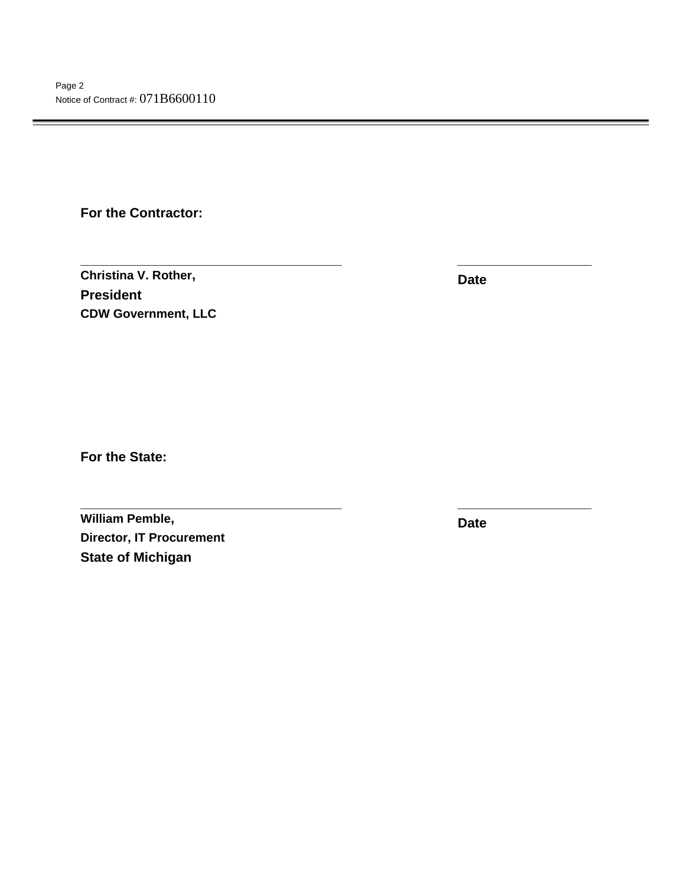**For the Contractor:**

\_\_\_\_\_\_\_\_\_\_\_\_\_\_\_\_\_\_\_\_\_\_\_\_\_\_\_\_\_\_\_\_\_\_\_\_\_\_\_\_ \_\_\_\_\_\_\_\_\_\_\_\_\_\_\_\_\_\_\_\_

**Christina V. Rother,** **Date**

**President**

**CDW Government, LLC**

**For the State:**

\_\_\_\_\_\_\_\_\_\_\_\_\_\_\_\_\_\_\_\_\_\_\_\_\_\_\_\_\_\_\_\_\_\_\_\_\_\_\_\_ \_\_\_\_\_\_\_\_\_\_\_\_\_\_\_\_\_\_\_\_

**William Pemble,** **Date**

**Director, IT Procurement**

**State of Michigan**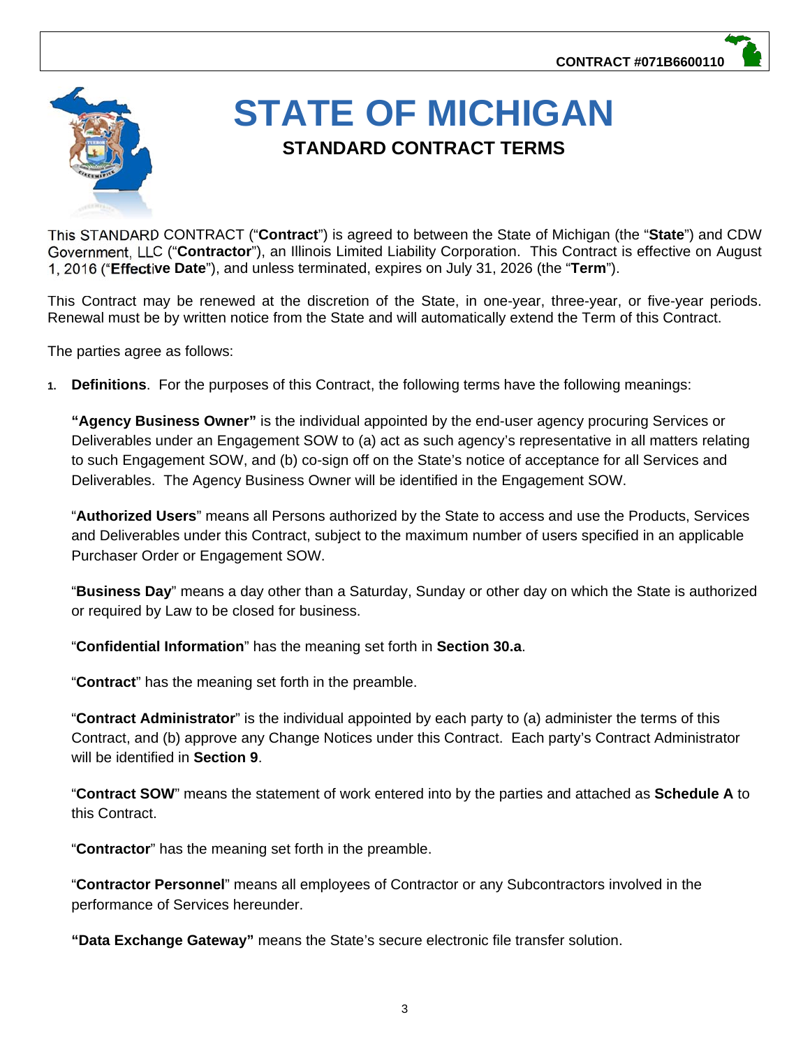CONTRACT #071B6600110

# STATE OF MICHIGAN

## STANDARD CONTRACT TERMS

This STANDARD CONTRACT ("**Contract**") is agreed to between the State of Michigan (the "**State**") and CDW Government, LLC ("**Contractor**"), an Illinois Limited Liability Corporation. This Contract is effective on August 1, 2016 ("**Effective Date**"), and unless terminated, expires on July 31, 2026 (the "**Term**").

This Contract may be renewed at the discretion of the State, in one-year, three-year, or five-year periods. Renewal must be by written notice from the State and will automatically extend the Term of this Contract.

The parties agree as follows:

1. **Definitions**. For the purposes of this Contract, the following terms have the following meanings:

   **"Agency Business Owner"** is the individual appointed by the end-user agency procuring Services or Deliverables under an Engagement SOW to (a) act as such agency's representative in all matters relating to such Engagement SOW, and (b) co-sign off on the State's notice of acceptance for all Services and Deliverables. The Agency Business Owner will be identified in the Engagement SOW.

   "**Authorized Users**" means all Persons authorized by the State to access and use the Products, Services and Deliverables under this Contract, subject to the maximum number of users specified in an applicable Purchaser Order or Engagement SOW.

   "**Business Day**" means a day other than a Saturday, Sunday or other day on which the State is authorized or required by Law to be closed for business.

   "**Confidential Information**" has the meaning set forth in **Section 30.a**.

   "**Contract**" has the meaning set forth in the preamble.

   "**Contract Administrator**" is the individual appointed by each party to (a) administer the terms of this Contract, and (b) approve any Change Notices under this Contract. Each party's Contract Administrator will be identified in **Section 9**.

   "**Contract SOW**" means the statement of work entered into by the parties and attached as **Schedule A** to this Contract.

   "**Contractor**" has the meaning set forth in the preamble.

   "**Contractor Personnel**" means all employees of Contractor or any Subcontractors involved in the performance of Services hereunder.

   **"Data Exchange Gateway"** means the State's secure electronic file transfer solution.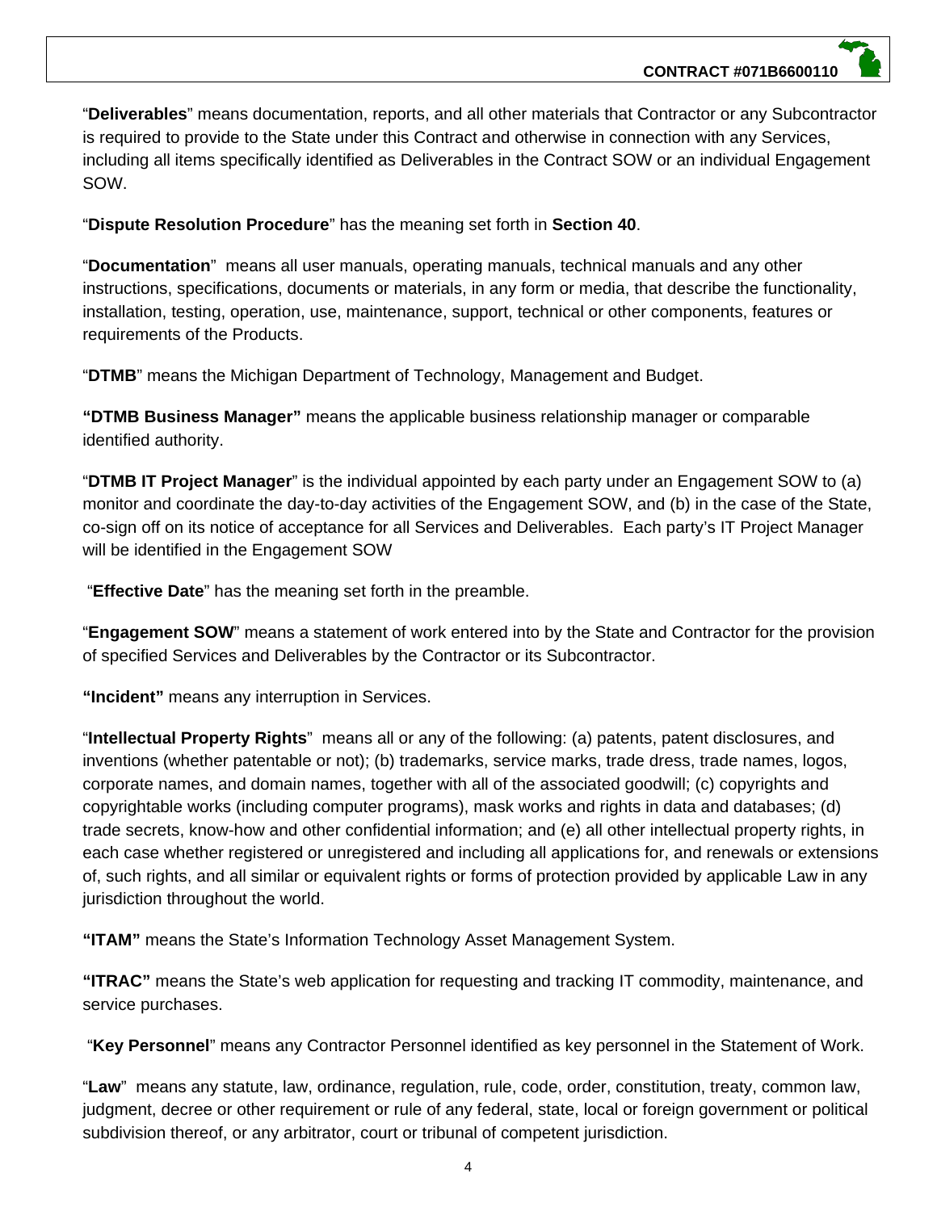"**Deliverables**" means documentation, reports, and all other materials that Contractor or any Subcontractor is required to provide to the State under this Contract and otherwise in connection with any Services, including all items specifically identified as Deliverables in the Contract SOW or an individual Engagement SOW.

"**Dispute Resolution Procedure**" has the meaning set forth in **Section 40**.

"**Documentation**" means all user manuals, operating manuals, technical manuals and any other instructions, specifications, documents or materials, in any form or media, that describe the functionality, installation, testing, operation, use, maintenance, support, technical or other components, features or requirements of the Products.

"**DTMB**" means the Michigan Department of Technology, Management and Budget.

**"DTMB Business Manager"** means the applicable business relationship manager or comparable identified authority.

"**DTMB IT Project Manager**" is the individual appointed by each party under an Engagement SOW to (a) monitor and coordinate the day-to-day activities of the Engagement SOW, and (b) in the case of the State, co-sign off on its notice of acceptance for all Services and Deliverables. Each party's IT Project Manager will be identified in the Engagement SOW

"**Effective Date**" has the meaning set forth in the preamble.

"**Engagement SOW**" means a statement of work entered into by the State and Contractor for the provision of specified Services and Deliverables by the Contractor or its Subcontractor.

**"Incident"** means any interruption in Services.

"**Intellectual Property Rights**" means all or any of the following: (a) patents, patent disclosures, and inventions (whether patentable or not); (b) trademarks, service marks, trade dress, trade names, logos, corporate names, and domain names, together with all of the associated goodwill; (c) copyrights and copyrightable works (including computer programs), mask works and rights in data and databases; (d) trade secrets, know-how and other confidential information; and (e) all other intellectual property rights, in each case whether registered or unregistered and including all applications for, and renewals or extensions of, such rights, and all similar or equivalent rights or forms of protection provided by applicable Law in any jurisdiction throughout the world.

**"ITAM"** means the State's Information Technology Asset Management System.

**"ITRAC"** means the State's web application for requesting and tracking IT commodity, maintenance, and service purchases.

"**Key Personnel**" means any Contractor Personnel identified as key personnel in the Statement of Work.

"**Law**" means any statute, law, ordinance, regulation, rule, code, order, constitution, treaty, common law, judgment, decree or other requirement or rule of any federal, state, local or foreign government or political subdivision thereof, or any arbitrator, court or tribunal of competent jurisdiction.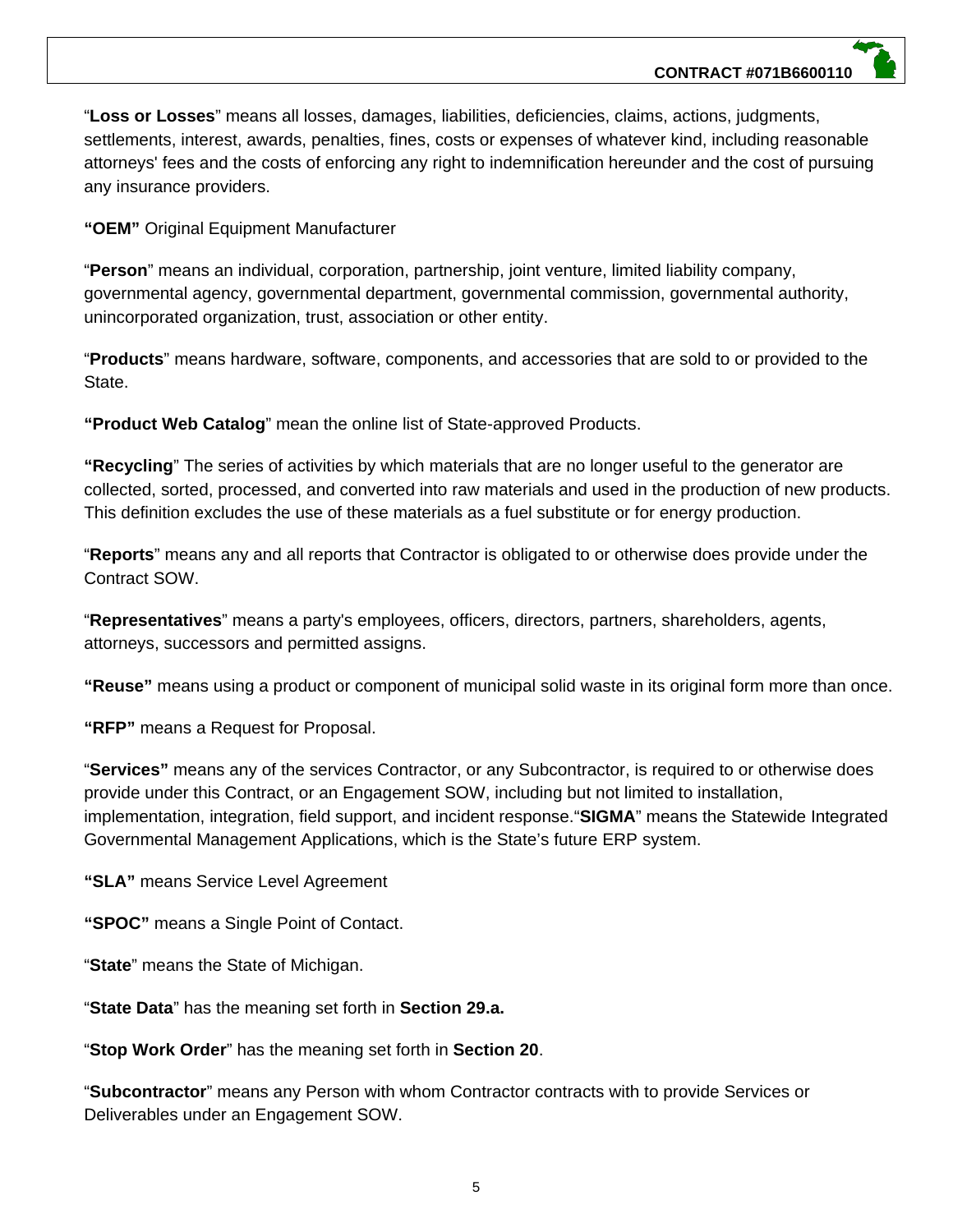"**Loss or Losses**" means all losses, damages, liabilities, deficiencies, claims, actions, judgments, settlements, interest, awards, penalties, fines, costs or expenses of whatever kind, including reasonable attorneys' fees and the costs of enforcing any right to indemnification hereunder and the cost of pursuing any insurance providers.

**"OEM"** Original Equipment Manufacturer

"**Person**" means an individual, corporation, partnership, joint venture, limited liability company, governmental agency, governmental department, governmental commission, governmental authority, unincorporated organization, trust, association or other entity.

"**Products**" means hardware, software, components, and accessories that are sold to or provided to the State.

**"Product Web Catalog**" mean the online list of State-approved Products.

**"Recycling**" The series of activities by which materials that are no longer useful to the generator are collected, sorted, processed, and converted into raw materials and used in the production of new products. This definition excludes the use of these materials as a fuel substitute or for energy production.

"**Reports**" means any and all reports that Contractor is obligated to or otherwise does provide under the Contract SOW.

"**Representatives**" means a party's employees, officers, directors, partners, shareholders, agents, attorneys, successors and permitted assigns.

**"Reuse"** means using a product or component of municipal solid waste in its original form more than once.

**"RFP"** means a Request for Proposal.

"**Services"** means any of the services Contractor, or any Subcontractor, is required to or otherwise does provide under this Contract, or an Engagement SOW, including but not limited to installation, implementation, integration, field support, and incident response."**SIGMA**" means the Statewide Integrated Governmental Management Applications, which is the State's future ERP system.

**"SLA"** means Service Level Agreement

**"SPOC"** means a Single Point of Contact.

"**State**" means the State of Michigan.

"**State Data**" has the meaning set forth in **Section 29.a.**

"**Stop Work Order**" has the meaning set forth in **Section 20**.

"**Subcontractor**" means any Person with whom Contractor contracts with to provide Services or Deliverables under an Engagement SOW.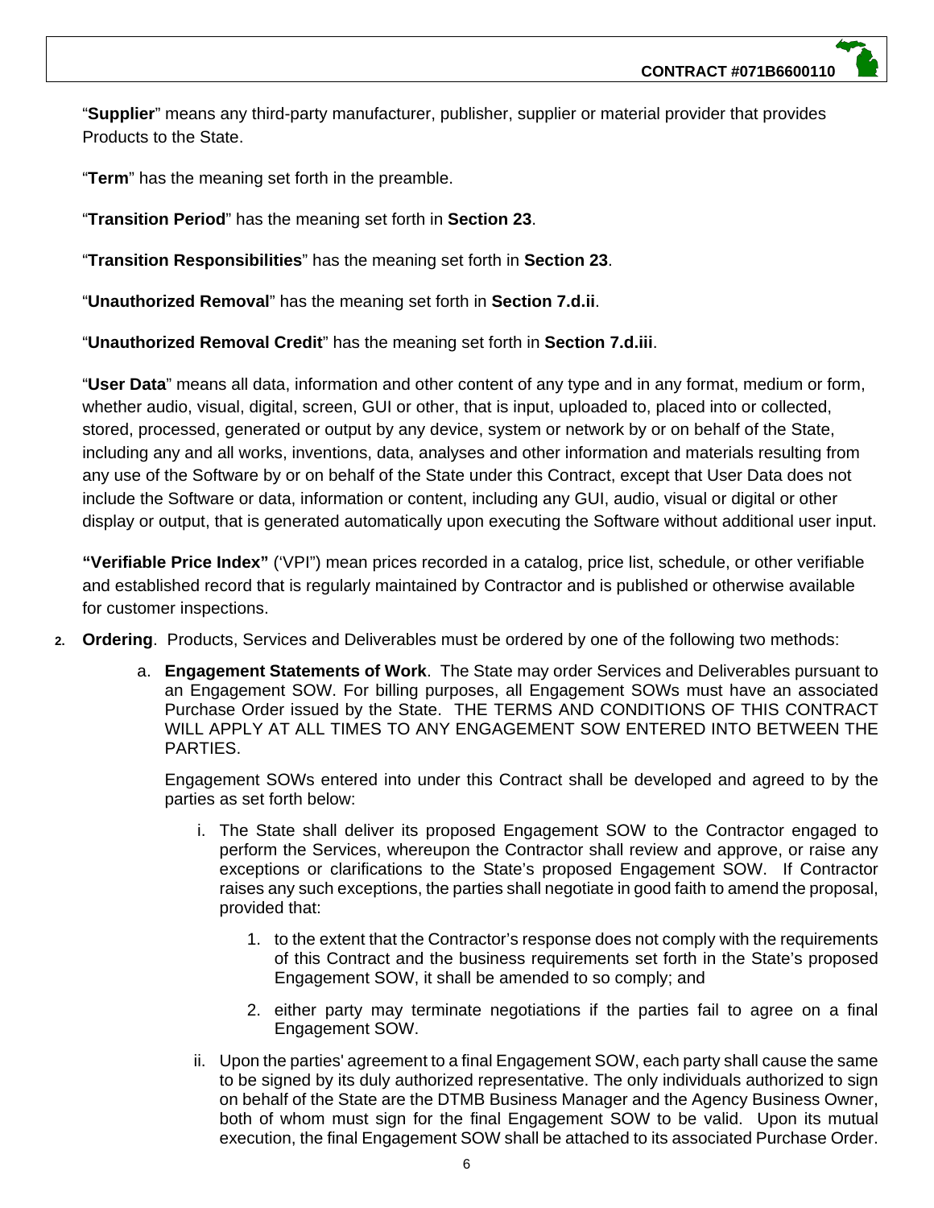"**Supplier**" means any third-party manufacturer, publisher, supplier or material provider that provides Products to the State.

"**Term**" has the meaning set forth in the preamble.

"**Transition Period**" has the meaning set forth in **Section 23**.

"**Transition Responsibilities**" has the meaning set forth in **Section 23**.

"**Unauthorized Removal**" has the meaning set forth in **Section 7.d.ii**.

"**Unauthorized Removal Credit**" has the meaning set forth in **Section 7.d.iii**.

"**User Data**" means all data, information and other content of any type and in any format, medium or form, whether audio, visual, digital, screen, GUI or other, that is input, uploaded to, placed into or collected, stored, processed, generated or output by any device, system or network by or on behalf of the State, including any and all works, inventions, data, analyses and other information and materials resulting from any use of the Software by or on behalf of the State under this Contract, except that User Data does not include the Software or data, information or content, including any GUI, audio, visual or digital or other display or output, that is generated automatically upon executing the Software without additional user input.

**"Verifiable Price Index"** ('VPI") mean prices recorded in a catalog, price list, schedule, or other verifiable and established record that is regularly maintained by Contractor and is published or otherwise available for customer inspections.

2. **Ordering**. Products, Services and Deliverables must be ordered by one of the following two methods:

   a. **Engagement Statements of Work**. The State may order Services and Deliverables pursuant to an Engagement SOW. For billing purposes, all Engagement SOWs must have an associated Purchase Order issued by the State. THE TERMS AND CONDITIONS OF THIS CONTRACT WILL APPLY AT ALL TIMES TO ANY ENGAGEMENT SOW ENTERED INTO BETWEEN THE PARTIES.

      Engagement SOWs entered into under this Contract shall be developed and agreed to by the parties as set forth below:

      i. The State shall deliver its proposed Engagement SOW to the Contractor engaged to perform the Services, whereupon the Contractor shall review and approve, or raise any exceptions or clarifications to the State's proposed Engagement SOW. If Contractor raises any such exceptions, the parties shall negotiate in good faith to amend the proposal, provided that:

         1. to the extent that the Contractor's response does not comply with the requirements of this Contract and the business requirements set forth in the State's proposed Engagement SOW, it shall be amended to so comply; and

         2. either party may terminate negotiations if the parties fail to agree on a final Engagement SOW.

      ii. Upon the parties' agreement to a final Engagement SOW, each party shall cause the same to be signed by its duly authorized representative. The only individuals authorized to sign on behalf of the State are the DTMB Business Manager and the Agency Business Owner, both of whom must sign for the final Engagement SOW to be valid. Upon its mutual execution, the final Engagement SOW shall be attached to its associated Purchase Order.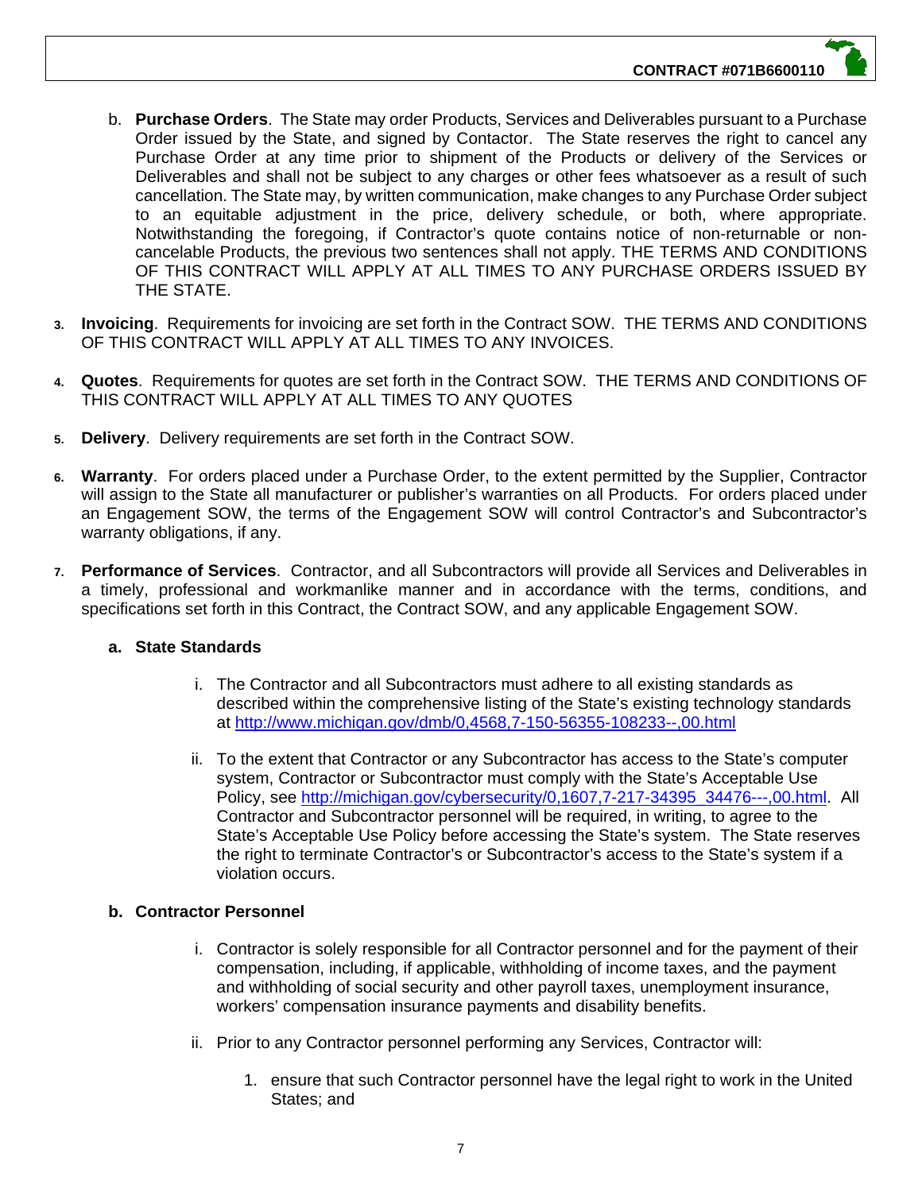b. **Purchase Orders**. The State may order Products, Services and Deliverables pursuant to a Purchase Order issued by the State, and signed by Contactor. The State reserves the right to cancel any Purchase Order at any time prior to shipment of the Products or delivery of the Services or Deliverables and shall not be subject to any charges or other fees whatsoever as a result of such cancellation. The State may, by written communication, make changes to any Purchase Order subject to an equitable adjustment in the price, delivery schedule, or both, where appropriate. Notwithstanding the foregoing, if Contractor's quote contains notice of non-returnable or non-cancelable Products, the previous two sentences shall not apply. THE TERMS AND CONDITIONS OF THIS CONTRACT WILL APPLY AT ALL TIMES TO ANY PURCHASE ORDERS ISSUED BY THE STATE.

3. **Invoicing**. Requirements for invoicing are set forth in the Contract SOW. THE TERMS AND CONDITIONS OF THIS CONTRACT WILL APPLY AT ALL TIMES TO ANY INVOICES.

4. **Quotes**. Requirements for quotes are set forth in the Contract SOW. THE TERMS AND CONDITIONS OF THIS CONTRACT WILL APPLY AT ALL TIMES TO ANY QUOTES

5. **Delivery**. Delivery requirements are set forth in the Contract SOW.

6. **Warranty**. For orders placed under a Purchase Order, to the extent permitted by the Supplier, Contractor will assign to the State all manufacturer or publisher's warranties on all Products. For orders placed under an Engagement SOW, the terms of the Engagement SOW will control Contractor's and Subcontractor's warranty obligations, if any.

7. **Performance of Services**. Contractor, and all Subcontractors will provide all Services and Deliverables in a timely, professional and workmanlike manner and in accordance with the terms, conditions, and specifications set forth in this Contract, the Contract SOW, and any applicable Engagement SOW.

   **a. State Standards**

   i. The Contractor and all Subcontractors must adhere to all existing standards as described within the comprehensive listing of the State's existing technology standards at http://www.michigan.gov/dmb/0,4568,7-150-56355-108233--,00.html

   ii. To the extent that Contractor or any Subcontractor has access to the State's computer system, Contractor or Subcontractor must comply with the State's Acceptable Use Policy, see http://michigan.gov/cybersecurity/0,1607,7-217-34395_34476---,00.html. All Contractor and Subcontractor personnel will be required, in writing, to agree to the State's Acceptable Use Policy before accessing the State's system. The State reserves the right to terminate Contractor's or Subcontractor's access to the State's system if a violation occurs.

   **b. Contractor Personnel**

   i. Contractor is solely responsible for all Contractor personnel and for the payment of their compensation, including, if applicable, withholding of income taxes, and the payment and withholding of social security and other payroll taxes, unemployment insurance, workers' compensation insurance payments and disability benefits.

   ii. Prior to any Contractor personnel performing any Services, Contractor will:

      1. ensure that such Contractor personnel have the legal right to work in the United States; and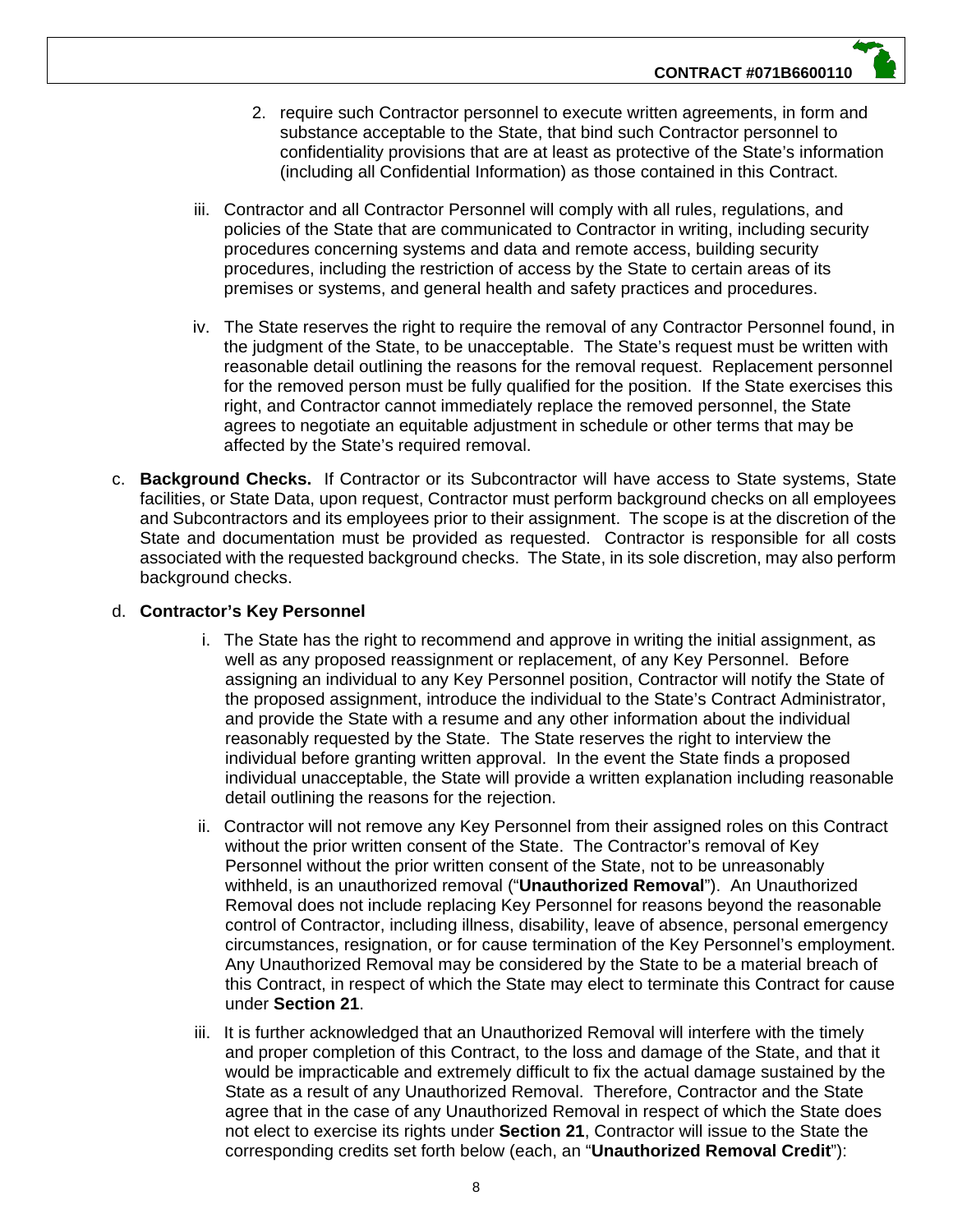2. require such Contractor personnel to execute written agreements, in form and substance acceptable to the State, that bind such Contractor personnel to confidentiality provisions that are at least as protective of the State's information (including all Confidential Information) as those contained in this Contract.

iii. Contractor and all Contractor Personnel will comply with all rules, regulations, and policies of the State that are communicated to Contractor in writing, including security procedures concerning systems and data and remote access, building security procedures, including the restriction of access by the State to certain areas of its premises or systems, and general health and safety practices and procedures.

iv. The State reserves the right to require the removal of any Contractor Personnel found, in the judgment of the State, to be unacceptable. The State's request must be written with reasonable detail outlining the reasons for the removal request. Replacement personnel for the removed person must be fully qualified for the position. If the State exercises this right, and Contractor cannot immediately replace the removed personnel, the State agrees to negotiate an equitable adjustment in schedule or other terms that may be affected by the State's required removal.

c. **Background Checks.** If Contractor or its Subcontractor will have access to State systems, State facilities, or State Data, upon request, Contractor must perform background checks on all employees and Subcontractors and its employees prior to their assignment. The scope is at the discretion of the State and documentation must be provided as requested. Contractor is responsible for all costs associated with the requested background checks. The State, in its sole discretion, may also perform background checks.

d. **Contractor's Key Personnel**

i. The State has the right to recommend and approve in writing the initial assignment, as well as any proposed reassignment or replacement, of any Key Personnel. Before assigning an individual to any Key Personnel position, Contractor will notify the State of the proposed assignment, introduce the individual to the State's Contract Administrator, and provide the State with a resume and any other information about the individual reasonably requested by the State. The State reserves the right to interview the individual before granting written approval. In the event the State finds a proposed individual unacceptable, the State will provide a written explanation including reasonable detail outlining the reasons for the rejection.

ii. Contractor will not remove any Key Personnel from their assigned roles on this Contract without the prior written consent of the State. The Contractor's removal of Key Personnel without the prior written consent of the State, not to be unreasonably withheld, is an unauthorized removal ("**Unauthorized Removal**"). An Unauthorized Removal does not include replacing Key Personnel for reasons beyond the reasonable control of Contractor, including illness, disability, leave of absence, personal emergency circumstances, resignation, or for cause termination of the Key Personnel's employment. Any Unauthorized Removal may be considered by the State to be a material breach of this Contract, in respect of which the State may elect to terminate this Contract for cause under **Section 21**.

iii. It is further acknowledged that an Unauthorized Removal will interfere with the timely and proper completion of this Contract, to the loss and damage of the State, and that it would be impracticable and extremely difficult to fix the actual damage sustained by the State as a result of any Unauthorized Removal. Therefore, Contractor and the State agree that in the case of any Unauthorized Removal in respect of which the State does not elect to exercise its rights under **Section 21**, Contractor will issue to the State the corresponding credits set forth below (each, an "**Unauthorized Removal Credit**"):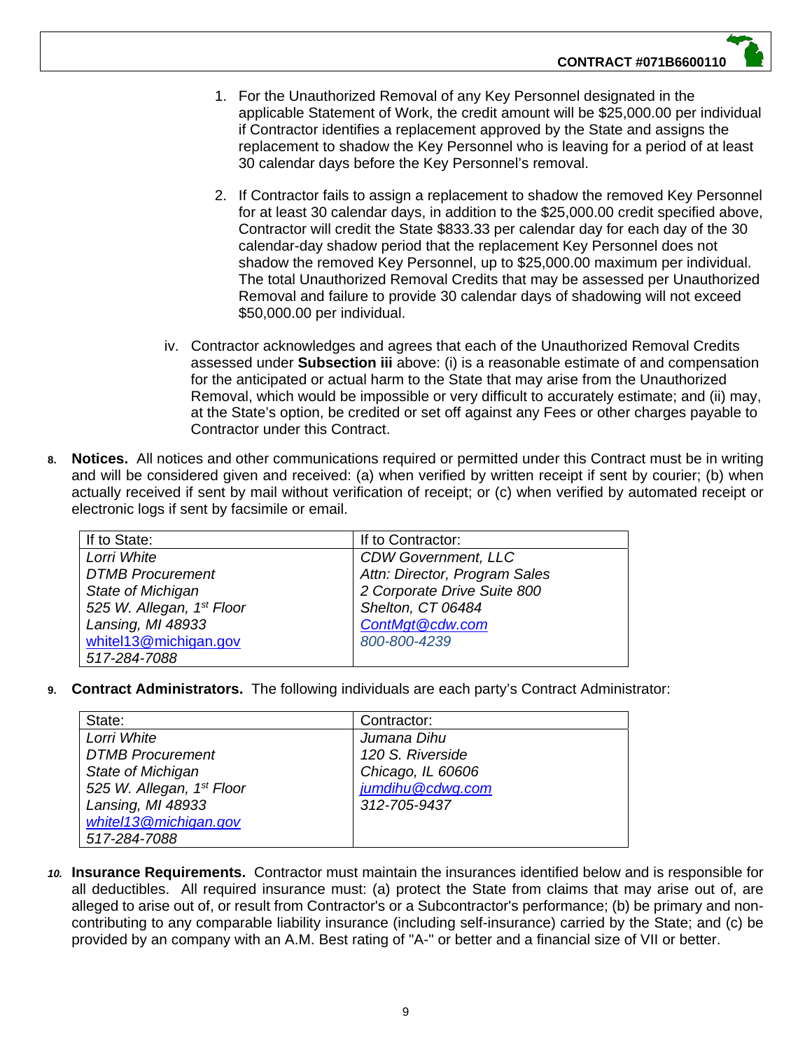1. For the Unauthorized Removal of any Key Personnel designated in the applicable Statement of Work, the credit amount will be $25,000.00 per individual if Contractor identifies a replacement approved by the State and assigns the replacement to shadow the Key Personnel who is leaving for a period of at least 30 calendar days before the Key Personnel's removal.

2. If Contractor fails to assign a replacement to shadow the removed Key Personnel for at least 30 calendar days, in addition to the $25,000.00 credit specified above, Contractor will credit the State $833.33 per calendar day for each day of the 30 calendar-day shadow period that the replacement Key Personnel does not shadow the removed Key Personnel, up to $25,000.00 maximum per individual. The total Unauthorized Removal Credits that may be assessed per Unauthorized Removal and failure to provide 30 calendar days of shadowing will not exceed $50,000.00 per individual.

iv. Contractor acknowledges and agrees that each of the Unauthorized Removal Credits assessed under **Subsection iii** above: (i) is a reasonable estimate of and compensation for the anticipated or actual harm to the State that may arise from the Unauthorized Removal, which would be impossible or very difficult to accurately estimate; and (ii) may, at the State's option, be credited or set off against any Fees or other charges payable to Contractor under this Contract.

8. **Notices.** All notices and other communications required or permitted under this Contract must be in writing and will be considered given and received: (a) when verified by written receipt if sent by courier; (b) when actually received if sent by mail without verification of receipt; or (c) when verified by automated receipt or electronic logs if sent by facsimile or email.

| If to State: | If to Contractor: |
|---|---|
| *Lorri White*<br>*DTMB Procurement*<br>*State of Michigan*<br>*525 W. Allegan, 1st Floor*<br>*Lansing, MI 48933*<br>whitel13@michigan.gov<br>*517-284-7088* | *CDW Government, LLC*<br>*Attn: Director, Program Sales*<br>*2 Corporate Drive Suite 800*<br>*Shelton, CT 06484*<br>*ContMgt@cdw.com*<br>*800-800-4239* |

9. **Contract Administrators.** The following individuals are each party's Contract Administrator:

| State: | Contractor: |
|---|---|
| *Lorri White*<br>*DTMB Procurement*<br>*State of Michigan*<br>*525 W. Allegan, 1st Floor*<br>*Lansing, MI 48933*<br>*whitel13@michigan.gov*<br>*517-284-7088* | *Jumana Dihu*<br>*120 S. Riverside*<br>*Chicago, IL 60606*<br>*jumdihu@cdwg.com*<br>*312-705-9437* |

10. **Insurance Requirements.** Contractor must maintain the insurances identified below and is responsible for all deductibles. All required insurance must: (a) protect the State from claims that may arise out of, are alleged to arise out of, or result from Contractor's or a Subcontractor's performance; (b) be primary and non-contributing to any comparable liability insurance (including self-insurance) carried by the State; and (c) be provided by an company with an A.M. Best rating of "A-" or better and a financial size of VII or better.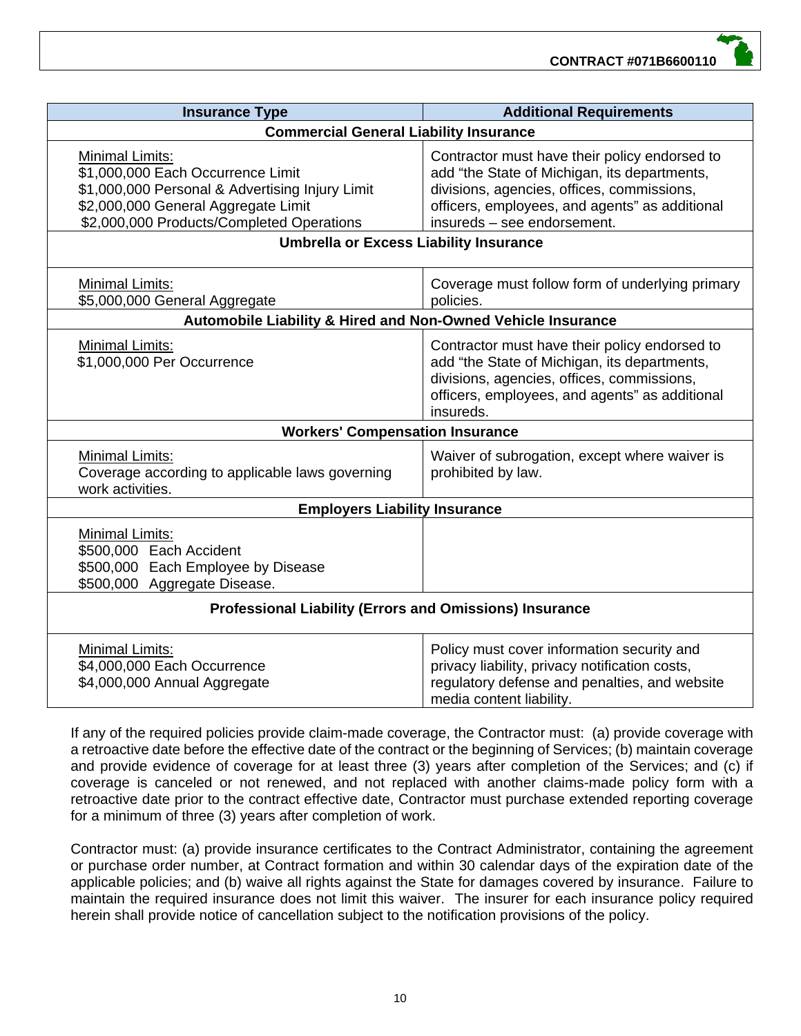| Insurance Type | Additional Requirements |
|---|---|
| **Commercial General Liability Insurance** | |
| Minimal Limits:<br>$1,000,000 Each Occurrence Limit<br>$1,000,000 Personal & Advertising Injury Limit<br>$2,000,000 General Aggregate Limit<br>$2,000,000 Products/Completed Operations | Contractor must have their policy endorsed to add "the State of Michigan, its departments, divisions, agencies, offices, commissions, officers, employees, and agents" as additional insureds – see endorsement. |
| **Umbrella or Excess Liability Insurance** | |
| Minimal Limits:<br>$5,000,000 General Aggregate | Coverage must follow form of underlying primary policies. |
| **Automobile Liability & Hired and Non-Owned Vehicle Insurance** | |
| Minimal Limits:<br>$1,000,000 Per Occurrence | Contractor must have their policy endorsed to add "the State of Michigan, its departments, divisions, agencies, offices, commissions, officers, employees, and agents" as additional insureds. |
| **Workers' Compensation Insurance** | |
| Minimal Limits:<br>Coverage according to applicable laws governing work activities. | Waiver of subrogation, except where waiver is prohibited by law. |
| **Employers Liability Insurance** | |
| Minimal Limits:<br>$500,000 Each Accident<br>$500,000 Each Employee by Disease<br>$500,000 Aggregate Disease. | |
| **Professional Liability (Errors and Omissions) Insurance** | |
| Minimal Limits:<br>$4,000,000 Each Occurrence<br>$4,000,000 Annual Aggregate | Policy must cover information security and privacy liability, privacy notification costs, regulatory defense and penalties, and website media content liability. |

If any of the required policies provide claim-made coverage, the Contractor must: (a) provide coverage with a retroactive date before the effective date of the contract or the beginning of Services; (b) maintain coverage and provide evidence of coverage for at least three (3) years after completion of the Services; and (c) if coverage is canceled or not renewed, and not replaced with another claims-made policy form with a retroactive date prior to the contract effective date, Contractor must purchase extended reporting coverage for a minimum of three (3) years after completion of work.

Contractor must: (a) provide insurance certificates to the Contract Administrator, containing the agreement or purchase order number, at Contract formation and within 30 calendar days of the expiration date of the applicable policies; and (b) waive all rights against the State for damages covered by insurance. Failure to maintain the required insurance does not limit this waiver. The insurer for each insurance policy required herein shall provide notice of cancellation subject to the notification provisions of the policy.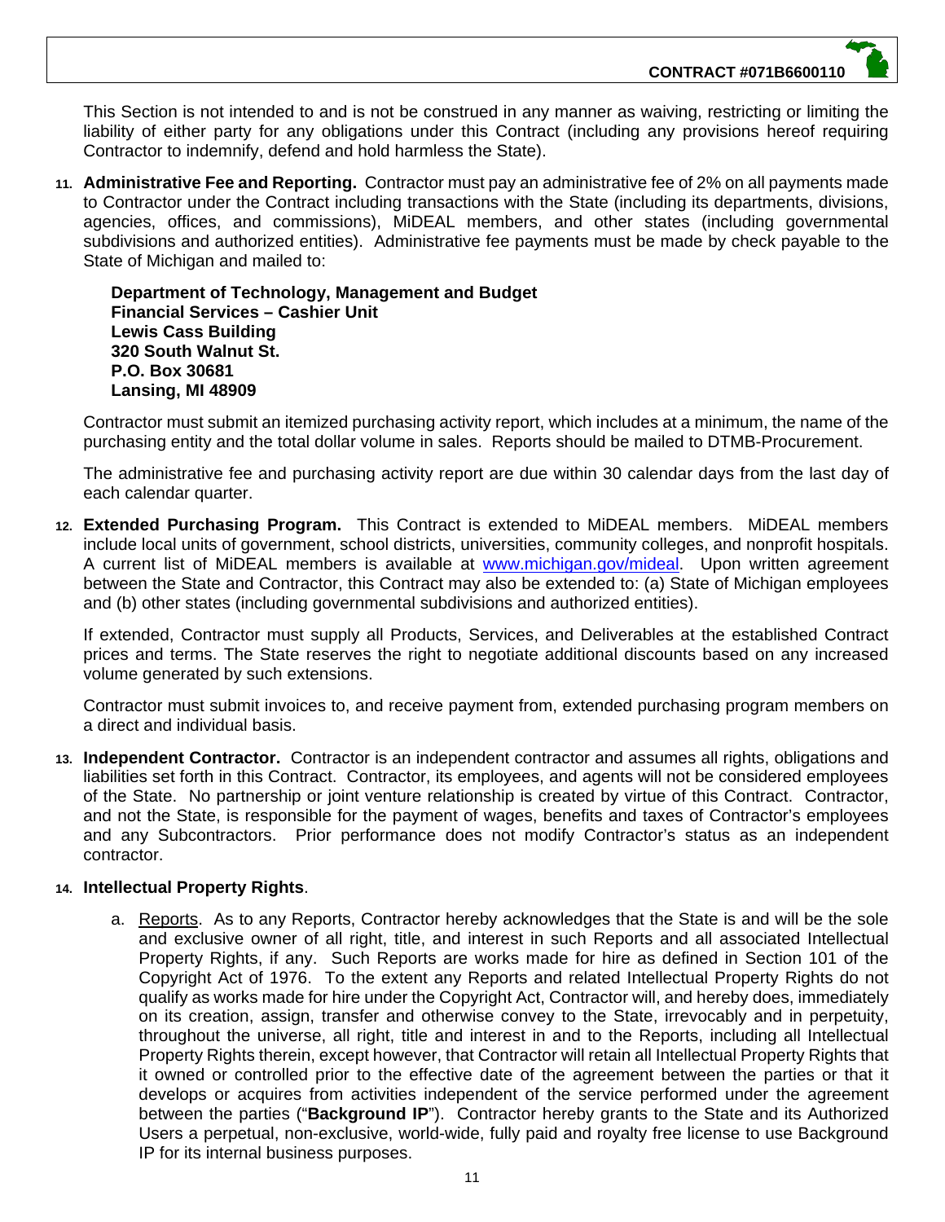This Section is not intended to and is not be construed in any manner as waiving, restricting or limiting the liability of either party for any obligations under this Contract (including any provisions hereof requiring Contractor to indemnify, defend and hold harmless the State).

11. **Administrative Fee and Reporting.** Contractor must pay an administrative fee of 2% on all payments made to Contractor under the Contract including transactions with the State (including its departments, divisions, agencies, offices, and commissions), MiDEAL members, and other states (including governmental subdivisions and authorized entities). Administrative fee payments must be made by check payable to the State of Michigan and mailed to:

    **Department of Technology, Management and Budget**
    **Financial Services – Cashier Unit**
    **Lewis Cass Building**
    **320 South Walnut St.**
    **P.O. Box 30681**
    **Lansing, MI 48909**

    Contractor must submit an itemized purchasing activity report, which includes at a minimum, the name of the purchasing entity and the total dollar volume in sales. Reports should be mailed to DTMB-Procurement.

    The administrative fee and purchasing activity report are due within 30 calendar days from the last day of each calendar quarter.

12. **Extended Purchasing Program.** This Contract is extended to MiDEAL members. MiDEAL members include local units of government, school districts, universities, community colleges, and nonprofit hospitals. A current list of MiDEAL members is available at [www.michigan.gov/mideal](http://www.michigan.gov/mideal). Upon written agreement between the State and Contractor, this Contract may also be extended to: (a) State of Michigan employees and (b) other states (including governmental subdivisions and authorized entities).

    If extended, Contractor must supply all Products, Services, and Deliverables at the established Contract prices and terms. The State reserves the right to negotiate additional discounts based on any increased volume generated by such extensions.

    Contractor must submit invoices to, and receive payment from, extended purchasing program members on a direct and individual basis.

13. **Independent Contractor.** Contractor is an independent contractor and assumes all rights, obligations and liabilities set forth in this Contract. Contractor, its employees, and agents will not be considered employees of the State. No partnership or joint venture relationship is created by virtue of this Contract. Contractor, and not the State, is responsible for the payment of wages, benefits and taxes of Contractor's employees and any Subcontractors. Prior performance does not modify Contractor's status as an independent contractor.

14. **Intellectual Property Rights**.

    a. <u>Reports</u>. As to any Reports, Contractor hereby acknowledges that the State is and will be the sole and exclusive owner of all right, title, and interest in such Reports and all associated Intellectual Property Rights, if any. Such Reports are works made for hire as defined in Section 101 of the Copyright Act of 1976. To the extent any Reports and related Intellectual Property Rights do not qualify as works made for hire under the Copyright Act, Contractor will, and hereby does, immediately on its creation, assign, transfer and otherwise convey to the State, irrevocably and in perpetuity, throughout the universe, all right, title and interest in and to the Reports, including all Intellectual Property Rights therein, except however, that Contractor will retain all Intellectual Property Rights that it owned or controlled prior to the effective date of the agreement between the parties or that it develops or acquires from activities independent of the service performed under the agreement between the parties ("**Background IP**"). Contractor hereby grants to the State and its Authorized Users a perpetual, non-exclusive, world-wide, fully paid and royalty free license to use Background IP for its internal business purposes.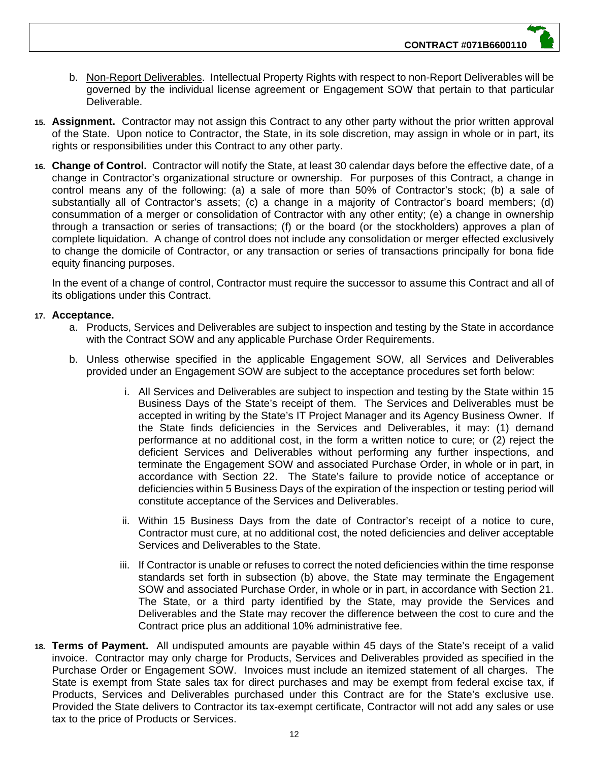b. Non-Report Deliverables. Intellectual Property Rights with respect to non-Report Deliverables will be governed by the individual license agreement or Engagement SOW that pertain to that particular Deliverable.

15. **Assignment.** Contractor may not assign this Contract to any other party without the prior written approval of the State. Upon notice to Contractor, the State, in its sole discretion, may assign in whole or in part, its rights or responsibilities under this Contract to any other party.

16. **Change of Control.** Contractor will notify the State, at least 30 calendar days before the effective date, of a change in Contractor's organizational structure or ownership. For purposes of this Contract, a change in control means any of the following: (a) a sale of more than 50% of Contractor's stock; (b) a sale of substantially all of Contractor's assets; (c) a change in a majority of Contractor's board members; (d) consummation of a merger or consolidation of Contractor with any other entity; (e) a change in ownership through a transaction or series of transactions; (f) or the board (or the stockholders) approves a plan of complete liquidation. A change of control does not include any consolidation or merger effected exclusively to change the domicile of Contractor, or any transaction or series of transactions principally for bona fide equity financing purposes.

    In the event of a change of control, Contractor must require the successor to assume this Contract and all of its obligations under this Contract.

17. **Acceptance.**
    a. Products, Services and Deliverables are subject to inspection and testing by the State in accordance with the Contract SOW and any applicable Purchase Order Requirements.
    b. Unless otherwise specified in the applicable Engagement SOW, all Services and Deliverables provided under an Engagement SOW are subject to the acceptance procedures set forth below:
        i. All Services and Deliverables are subject to inspection and testing by the State within 15 Business Days of the State's receipt of them. The Services and Deliverables must be accepted in writing by the State's IT Project Manager and its Agency Business Owner. If the State finds deficiencies in the Services and Deliverables, it may: (1) demand performance at no additional cost, in the form a written notice to cure; or (2) reject the deficient Services and Deliverables without performing any further inspections, and terminate the Engagement SOW and associated Purchase Order, in whole or in part, in accordance with Section 22. The State's failure to provide notice of acceptance or deficiencies within 5 Business Days of the expiration of the inspection or testing period will constitute acceptance of the Services and Deliverables.
        ii. Within 15 Business Days from the date of Contractor's receipt of a notice to cure, Contractor must cure, at no additional cost, the noted deficiencies and deliver acceptable Services and Deliverables to the State.
        iii. If Contractor is unable or refuses to correct the noted deficiencies within the time response standards set forth in subsection (b) above, the State may terminate the Engagement SOW and associated Purchase Order, in whole or in part, in accordance with Section 21. The State, or a third party identified by the State, may provide the Services and Deliverables and the State may recover the difference between the cost to cure and the Contract price plus an additional 10% administrative fee.

18. **Terms of Payment.** All undisputed amounts are payable within 45 days of the State's receipt of a valid invoice. Contractor may only charge for Products, Services and Deliverables provided as specified in the Purchase Order or Engagement SOW. Invoices must include an itemized statement of all charges. The State is exempt from State sales tax for direct purchases and may be exempt from federal excise tax, if Products, Services and Deliverables purchased under this Contract are for the State's exclusive use. Provided the State delivers to Contractor its tax-exempt certificate, Contractor will not add any sales or use tax to the price of Products or Services.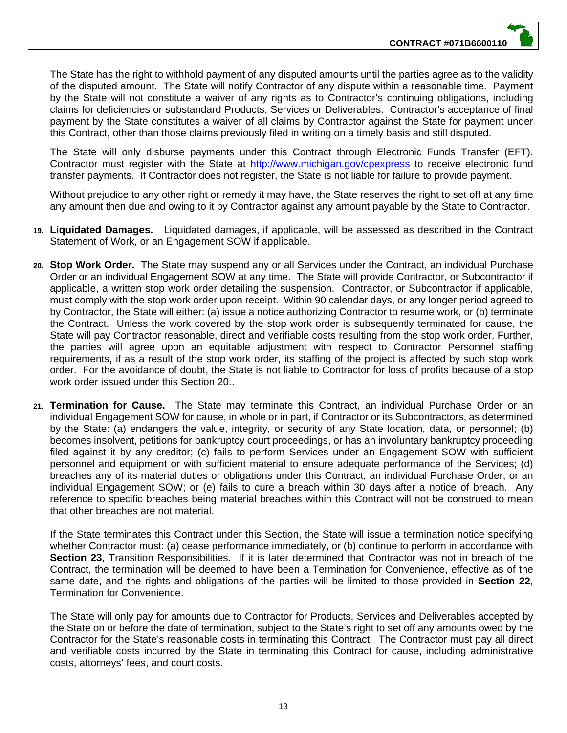The State has the right to withhold payment of any disputed amounts until the parties agree as to the validity of the disputed amount. The State will notify Contractor of any dispute within a reasonable time. Payment by the State will not constitute a waiver of any rights as to Contractor's continuing obligations, including claims for deficiencies or substandard Products, Services or Deliverables. Contractor's acceptance of final payment by the State constitutes a waiver of all claims by Contractor against the State for payment under this Contract, other than those claims previously filed in writing on a timely basis and still disputed.

The State will only disburse payments under this Contract through Electronic Funds Transfer (EFT). Contractor must register with the State at http://www.michigan.gov/cpexpress to receive electronic fund transfer payments. If Contractor does not register, the State is not liable for failure to provide payment.

Without prejudice to any other right or remedy it may have, the State reserves the right to set off at any time any amount then due and owing to it by Contractor against any amount payable by the State to Contractor.

19. **Liquidated Damages.** Liquidated damages, if applicable, will be assessed as described in the Contract Statement of Work, or an Engagement SOW if applicable.

20. **Stop Work Order.** The State may suspend any or all Services under the Contract, an individual Purchase Order or an individual Engagement SOW at any time. The State will provide Contractor, or Subcontractor if applicable, a written stop work order detailing the suspension. Contractor, or Subcontractor if applicable, must comply with the stop work order upon receipt. Within 90 calendar days, or any longer period agreed to by Contractor, the State will either: (a) issue a notice authorizing Contractor to resume work, or (b) terminate the Contract. Unless the work covered by the stop work order is subsequently terminated for cause, the State will pay Contractor reasonable, direct and verifiable costs resulting from the stop work order. Further, the parties will agree upon an equitable adjustment with respect to Contractor Personnel staffing requirements**,** if as a result of the stop work order, its staffing of the project is affected by such stop work order. For the avoidance of doubt, the State is not liable to Contractor for loss of profits because of a stop work order issued under this Section 20..

21. **Termination for Cause.** The State may terminate this Contract, an individual Purchase Order or an individual Engagement SOW for cause, in whole or in part, if Contractor or its Subcontractors, as determined by the State: (a) endangers the value, integrity, or security of any State location, data, or personnel; (b) becomes insolvent, petitions for bankruptcy court proceedings, or has an involuntary bankruptcy proceeding filed against it by any creditor; (c) fails to perform Services under an Engagement SOW with sufficient personnel and equipment or with sufficient material to ensure adequate performance of the Services; (d) breaches any of its material duties or obligations under this Contract, an individual Purchase Order, or an individual Engagement SOW; or (e) fails to cure a breach within 30 days after a notice of breach. Any reference to specific breaches being material breaches within this Contract will not be construed to mean that other breaches are not material.

    If the State terminates this Contract under this Section, the State will issue a termination notice specifying whether Contractor must: (a) cease performance immediately, or (b) continue to perform in accordance with **Section 23**, Transition Responsibilities. If it is later determined that Contractor was not in breach of the Contract, the termination will be deemed to have been a Termination for Convenience, effective as of the same date, and the rights and obligations of the parties will be limited to those provided in **Section 22**, Termination for Convenience.

    The State will only pay for amounts due to Contractor for Products, Services and Deliverables accepted by the State on or before the date of termination, subject to the State's right to set off any amounts owed by the Contractor for the State's reasonable costs in terminating this Contract. The Contractor must pay all direct and verifiable costs incurred by the State in terminating this Contract for cause, including administrative costs, attorneys' fees, and court costs.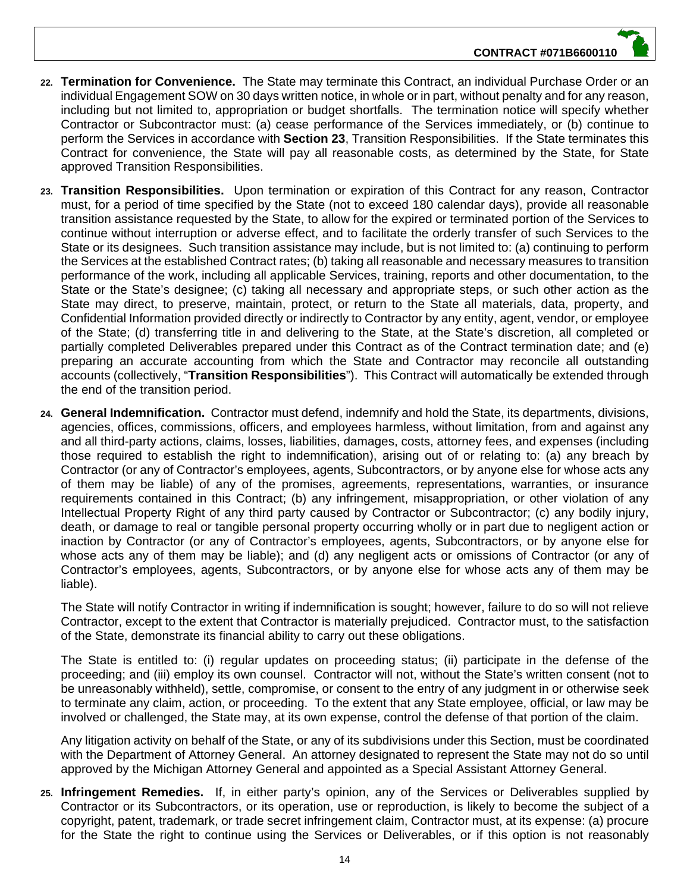22. **Termination for Convenience.** The State may terminate this Contract, an individual Purchase Order or an individual Engagement SOW on 30 days written notice, in whole or in part, without penalty and for any reason, including but not limited to, appropriation or budget shortfalls. The termination notice will specify whether Contractor or Subcontractor must: (a) cease performance of the Services immediately, or (b) continue to perform the Services in accordance with **Section 23**, Transition Responsibilities. If the State terminates this Contract for convenience, the State will pay all reasonable costs, as determined by the State, for State approved Transition Responsibilities.

23. **Transition Responsibilities.** Upon termination or expiration of this Contract for any reason, Contractor must, for a period of time specified by the State (not to exceed 180 calendar days), provide all reasonable transition assistance requested by the State, to allow for the expired or terminated portion of the Services to continue without interruption or adverse effect, and to facilitate the orderly transfer of such Services to the State or its designees. Such transition assistance may include, but is not limited to: (a) continuing to perform the Services at the established Contract rates; (b) taking all reasonable and necessary measures to transition performance of the work, including all applicable Services, training, reports and other documentation, to the State or the State's designee; (c) taking all necessary and appropriate steps, or such other action as the State may direct, to preserve, maintain, protect, or return to the State all materials, data, property, and Confidential Information provided directly or indirectly to Contractor by any entity, agent, vendor, or employee of the State; (d) transferring title in and delivering to the State, at the State's discretion, all completed or partially completed Deliverables prepared under this Contract as of the Contract termination date; and (e) preparing an accurate accounting from which the State and Contractor may reconcile all outstanding accounts (collectively, "**Transition Responsibilities**"). This Contract will automatically be extended through the end of the transition period.

24. **General Indemnification.** Contractor must defend, indemnify and hold the State, its departments, divisions, agencies, offices, commissions, officers, and employees harmless, without limitation, from and against any and all third-party actions, claims, losses, liabilities, damages, costs, attorney fees, and expenses (including those required to establish the right to indemnification), arising out of or relating to: (a) any breach by Contractor (or any of Contractor's employees, agents, Subcontractors, or by anyone else for whose acts any of them may be liable) of any of the promises, agreements, representations, warranties, or insurance requirements contained in this Contract; (b) any infringement, misappropriation, or other violation of any Intellectual Property Right of any third party caused by Contractor or Subcontractor; (c) any bodily injury, death, or damage to real or tangible personal property occurring wholly or in part due to negligent action or inaction by Contractor (or any of Contractor's employees, agents, Subcontractors, or by anyone else for whose acts any of them may be liable); and (d) any negligent acts or omissions of Contractor (or any of Contractor's employees, agents, Subcontractors, or by anyone else for whose acts any of them may be liable).

    The State will notify Contractor in writing if indemnification is sought; however, failure to do so will not relieve Contractor, except to the extent that Contractor is materially prejudiced. Contractor must, to the satisfaction of the State, demonstrate its financial ability to carry out these obligations.

    The State is entitled to: (i) regular updates on proceeding status; (ii) participate in the defense of the proceeding; and (iii) employ its own counsel. Contractor will not, without the State's written consent (not to be unreasonably withheld), settle, compromise, or consent to the entry of any judgment in or otherwise seek to terminate any claim, action, or proceeding. To the extent that any State employee, official, or law may be involved or challenged, the State may, at its own expense, control the defense of that portion of the claim.

    Any litigation activity on behalf of the State, or any of its subdivisions under this Section, must be coordinated with the Department of Attorney General. An attorney designated to represent the State may not do so until approved by the Michigan Attorney General and appointed as a Special Assistant Attorney General.

25. **Infringement Remedies.** If, in either party's opinion, any of the Services or Deliverables supplied by Contractor or its Subcontractors, or its operation, use or reproduction, is likely to become the subject of a copyright, patent, trademark, or trade secret infringement claim, Contractor must, at its expense: (a) procure for the State the right to continue using the Services or Deliverables, or if this option is not reasonably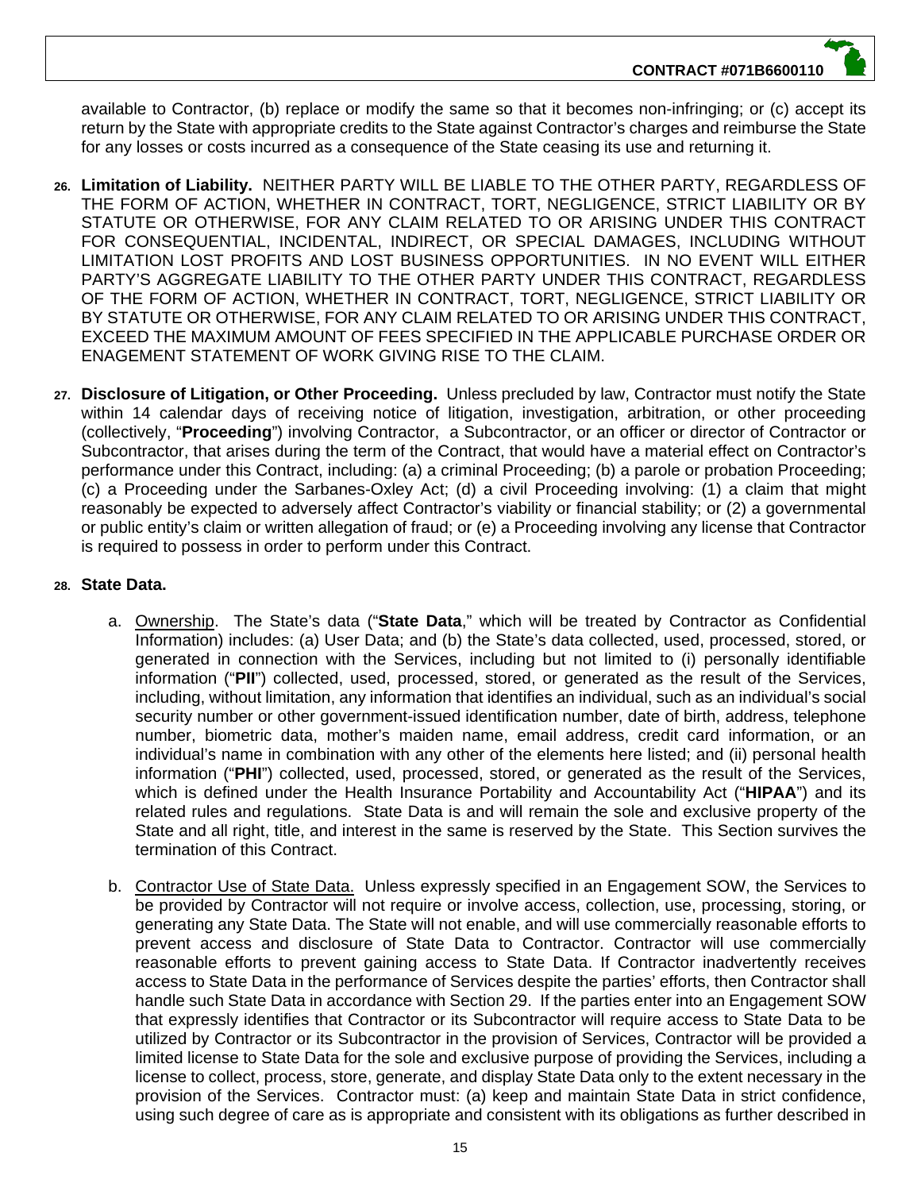available to Contractor, (b) replace or modify the same so that it becomes non-infringing; or (c) accept its return by the State with appropriate credits to the State against Contractor's charges and reimburse the State for any losses or costs incurred as a consequence of the State ceasing its use and returning it.

26. **Limitation of Liability.** NEITHER PARTY WILL BE LIABLE TO THE OTHER PARTY, REGARDLESS OF THE FORM OF ACTION, WHETHER IN CONTRACT, TORT, NEGLIGENCE, STRICT LIABILITY OR BY STATUTE OR OTHERWISE, FOR ANY CLAIM RELATED TO OR ARISING UNDER THIS CONTRACT FOR CONSEQUENTIAL, INCIDENTAL, INDIRECT, OR SPECIAL DAMAGES, INCLUDING WITHOUT LIMITATION LOST PROFITS AND LOST BUSINESS OPPORTUNITIES. IN NO EVENT WILL EITHER PARTY'S AGGREGATE LIABILITY TO THE OTHER PARTY UNDER THIS CONTRACT, REGARDLESS OF THE FORM OF ACTION, WHETHER IN CONTRACT, TORT, NEGLIGENCE, STRICT LIABILITY OR BY STATUTE OR OTHERWISE, FOR ANY CLAIM RELATED TO OR ARISING UNDER THIS CONTRACT, EXCEED THE MAXIMUM AMOUNT OF FEES SPECIFIED IN THE APPLICABLE PURCHASE ORDER OR ENAGEMENT STATEMENT OF WORK GIVING RISE TO THE CLAIM.

27. **Disclosure of Litigation, or Other Proceeding.** Unless precluded by law, Contractor must notify the State within 14 calendar days of receiving notice of litigation, investigation, arbitration, or other proceeding (collectively, "**Proceeding**") involving Contractor, a Subcontractor, or an officer or director of Contractor or Subcontractor, that arises during the term of the Contract, that would have a material effect on Contractor's performance under this Contract, including: (a) a criminal Proceeding; (b) a parole or probation Proceeding; (c) a Proceeding under the Sarbanes-Oxley Act; (d) a civil Proceeding involving: (1) a claim that might reasonably be expected to adversely affect Contractor's viability or financial stability; or (2) a governmental or public entity's claim or written allegation of fraud; or (e) a Proceeding involving any license that Contractor is required to possess in order to perform under this Contract.

28. **State Data.**

    a. Ownership. The State's data ("**State Data**," which will be treated by Contractor as Confidential Information) includes: (a) User Data; and (b) the State's data collected, used, processed, stored, or generated in connection with the Services, including but not limited to (i) personally identifiable information ("**PII**") collected, used, processed, stored, or generated as the result of the Services, including, without limitation, any information that identifies an individual, such as an individual's social security number or other government-issued identification number, date of birth, address, telephone number, biometric data, mother's maiden name, email address, credit card information, or an individual's name in combination with any other of the elements here listed; and (ii) personal health information ("**PHI**") collected, used, processed, stored, or generated as the result of the Services, which is defined under the Health Insurance Portability and Accountability Act ("**HIPAA**") and its related rules and regulations. State Data is and will remain the sole and exclusive property of the State and all right, title, and interest in the same is reserved by the State. This Section survives the termination of this Contract.

    b. Contractor Use of State Data. Unless expressly specified in an Engagement SOW, the Services to be provided by Contractor will not require or involve access, collection, use, processing, storing, or generating any State Data. The State will not enable, and will use commercially reasonable efforts to prevent access and disclosure of State Data to Contractor. Contractor will use commercially reasonable efforts to prevent gaining access to State Data. If Contractor inadvertently receives access to State Data in the performance of Services despite the parties' efforts, then Contractor shall handle such State Data in accordance with Section 29. If the parties enter into an Engagement SOW that expressly identifies that Contractor or its Subcontractor will require access to State Data to be utilized by Contractor or its Subcontractor in the provision of Services, Contractor will be provided a limited license to State Data for the sole and exclusive purpose of providing the Services, including a license to collect, process, store, generate, and display State Data only to the extent necessary in the provision of the Services. Contractor must: (a) keep and maintain State Data in strict confidence, using such degree of care as is appropriate and consistent with its obligations as further described in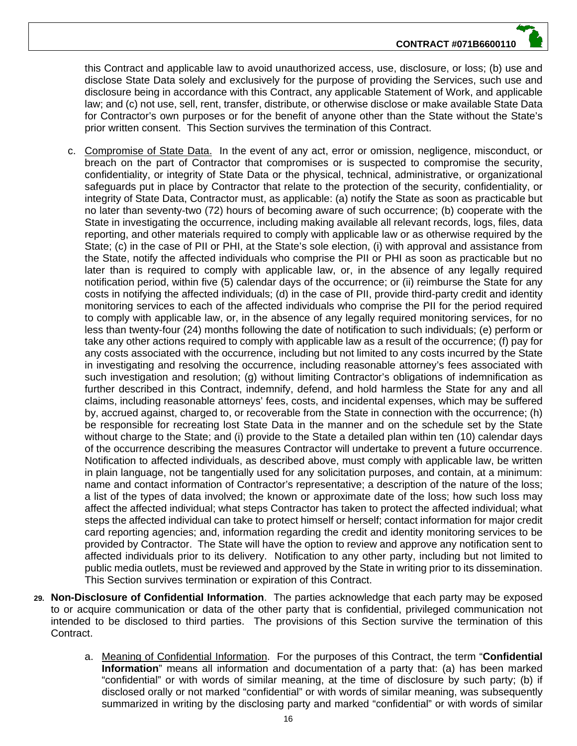this Contract and applicable law to avoid unauthorized access, use, disclosure, or loss; (b) use and disclose State Data solely and exclusively for the purpose of providing the Services, such use and disclosure being in accordance with this Contract, any applicable Statement of Work, and applicable law; and (c) not use, sell, rent, transfer, distribute, or otherwise disclose or make available State Data for Contractor's own purposes or for the benefit of anyone other than the State without the State's prior written consent. This Section survives the termination of this Contract.

c. Compromise of State Data. In the event of any act, error or omission, negligence, misconduct, or breach on the part of Contractor that compromises or is suspected to compromise the security, confidentiality, or integrity of State Data or the physical, technical, administrative, or organizational safeguards put in place by Contractor that relate to the protection of the security, confidentiality, or integrity of State Data, Contractor must, as applicable: (a) notify the State as soon as practicable but no later than seventy-two (72) hours of becoming aware of such occurrence; (b) cooperate with the State in investigating the occurrence, including making available all relevant records, logs, files, data reporting, and other materials required to comply with applicable law or as otherwise required by the State; (c) in the case of PII or PHI, at the State's sole election, (i) with approval and assistance from the State, notify the affected individuals who comprise the PII or PHI as soon as practicable but no later than is required to comply with applicable law, or, in the absence of any legally required notification period, within five (5) calendar days of the occurrence; or (ii) reimburse the State for any costs in notifying the affected individuals; (d) in the case of PII, provide third-party credit and identity monitoring services to each of the affected individuals who comprise the PII for the period required to comply with applicable law, or, in the absence of any legally required monitoring services, for no less than twenty-four (24) months following the date of notification to such individuals; (e) perform or take any other actions required to comply with applicable law as a result of the occurrence; (f) pay for any costs associated with the occurrence, including but not limited to any costs incurred by the State in investigating and resolving the occurrence, including reasonable attorney's fees associated with such investigation and resolution; (g) without limiting Contractor's obligations of indemnification as further described in this Contract, indemnify, defend, and hold harmless the State for any and all claims, including reasonable attorneys' fees, costs, and incidental expenses, which may be suffered by, accrued against, charged to, or recoverable from the State in connection with the occurrence; (h) be responsible for recreating lost State Data in the manner and on the schedule set by the State without charge to the State; and (i) provide to the State a detailed plan within ten (10) calendar days of the occurrence describing the measures Contractor will undertake to prevent a future occurrence. Notification to affected individuals, as described above, must comply with applicable law, be written in plain language, not be tangentially used for any solicitation purposes, and contain, at a minimum: name and contact information of Contractor's representative; a description of the nature of the loss; a list of the types of data involved; the known or approximate date of the loss; how such loss may affect the affected individual; what steps Contractor has taken to protect the affected individual; what steps the affected individual can take to protect himself or herself; contact information for major credit card reporting agencies; and, information regarding the credit and identity monitoring services to be provided by Contractor. The State will have the option to review and approve any notification sent to affected individuals prior to its delivery. Notification to any other party, including but not limited to public media outlets, must be reviewed and approved by the State in writing prior to its dissemination. This Section survives termination or expiration of this Contract.

29. **Non-Disclosure of Confidential Information**. The parties acknowledge that each party may be exposed to or acquire communication or data of the other party that is confidential, privileged communication not intended to be disclosed to third parties. The provisions of this Section survive the termination of this Contract.

a. Meaning of Confidential Information. For the purposes of this Contract, the term "**Confidential Information**" means all information and documentation of a party that: (a) has been marked "confidential" or with words of similar meaning, at the time of disclosure by such party; (b) if disclosed orally or not marked "confidential" or with words of similar meaning, was subsequently summarized in writing by the disclosing party and marked "confidential" or with words of similar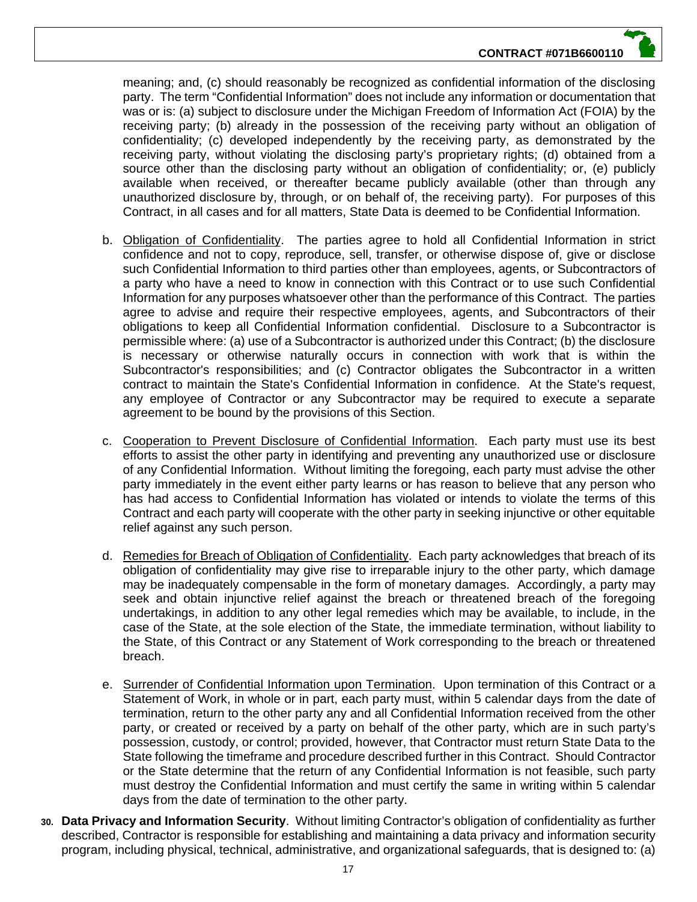meaning; and, (c) should reasonably be recognized as confidential information of the disclosing party. The term "Confidential Information" does not include any information or documentation that was or is: (a) subject to disclosure under the Michigan Freedom of Information Act (FOIA) by the receiving party; (b) already in the possession of the receiving party without an obligation of confidentiality; (c) developed independently by the receiving party, as demonstrated by the receiving party, without violating the disclosing party's proprietary rights; (d) obtained from a source other than the disclosing party without an obligation of confidentiality; or, (e) publicly available when received, or thereafter became publicly available (other than through any unauthorized disclosure by, through, or on behalf of, the receiving party). For purposes of this Contract, in all cases and for all matters, State Data is deemed to be Confidential Information.

b. <u>Obligation of Confidentiality</u>. The parties agree to hold all Confidential Information in strict confidence and not to copy, reproduce, sell, transfer, or otherwise dispose of, give or disclose such Confidential Information to third parties other than employees, agents, or Subcontractors of a party who have a need to know in connection with this Contract or to use such Confidential Information for any purposes whatsoever other than the performance of this Contract. The parties agree to advise and require their respective employees, agents, and Subcontractors of their obligations to keep all Confidential Information confidential. Disclosure to a Subcontractor is permissible where: (a) use of a Subcontractor is authorized under this Contract; (b) the disclosure is necessary or otherwise naturally occurs in connection with work that is within the Subcontractor's responsibilities; and (c) Contractor obligates the Subcontractor in a written contract to maintain the State's Confidential Information in confidence. At the State's request, any employee of Contractor or any Subcontractor may be required to execute a separate agreement to be bound by the provisions of this Section.

c. <u>Cooperation to Prevent Disclosure of Confidential Information</u>. Each party must use its best efforts to assist the other party in identifying and preventing any unauthorized use or disclosure of any Confidential Information. Without limiting the foregoing, each party must advise the other party immediately in the event either party learns or has reason to believe that any person who has had access to Confidential Information has violated or intends to violate the terms of this Contract and each party will cooperate with the other party in seeking injunctive or other equitable relief against any such person.

d. <u>Remedies for Breach of Obligation of Confidentiality</u>. Each party acknowledges that breach of its obligation of confidentiality may give rise to irreparable injury to the other party, which damage may be inadequately compensable in the form of monetary damages. Accordingly, a party may seek and obtain injunctive relief against the breach or threatened breach of the foregoing undertakings, in addition to any other legal remedies which may be available, to include, in the case of the State, at the sole election of the State, the immediate termination, without liability to the State, of this Contract or any Statement of Work corresponding to the breach or threatened breach.

e. <u>Surrender of Confidential Information upon Termination</u>. Upon termination of this Contract or a Statement of Work, in whole or in part, each party must, within 5 calendar days from the date of termination, return to the other party any and all Confidential Information received from the other party, or created or received by a party on behalf of the other party, which are in such party's possession, custody, or control; provided, however, that Contractor must return State Data to the State following the timeframe and procedure described further in this Contract. Should Contractor or the State determine that the return of any Confidential Information is not feasible, such party must destroy the Confidential Information and must certify the same in writing within 5 calendar days from the date of termination to the other party.

30. **Data Privacy and Information Security**. Without limiting Contractor's obligation of confidentiality as further described, Contractor is responsible for establishing and maintaining a data privacy and information security program, including physical, technical, administrative, and organizational safeguards, that is designed to: (a)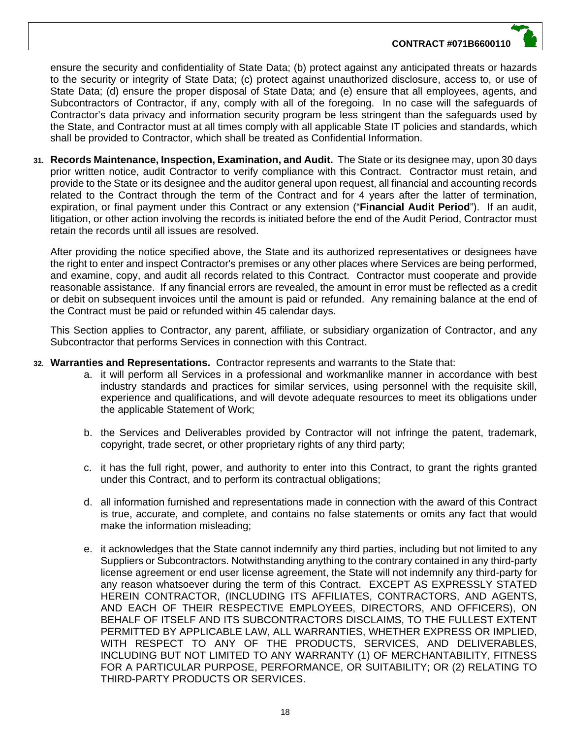ensure the security and confidentiality of State Data; (b) protect against any anticipated threats or hazards to the security or integrity of State Data; (c) protect against unauthorized disclosure, access to, or use of State Data; (d) ensure the proper disposal of State Data; and (e) ensure that all employees, agents, and Subcontractors of Contractor, if any, comply with all of the foregoing. In no case will the safeguards of Contractor's data privacy and information security program be less stringent than the safeguards used by the State, and Contractor must at all times comply with all applicable State IT policies and standards, which shall be provided to Contractor, which shall be treated as Confidential Information.

31. **Records Maintenance, Inspection, Examination, and Audit.** The State or its designee may, upon 30 days prior written notice, audit Contractor to verify compliance with this Contract. Contractor must retain, and provide to the State or its designee and the auditor general upon request, all financial and accounting records related to the Contract through the term of the Contract and for 4 years after the latter of termination, expiration, or final payment under this Contract or any extension ("**Financial Audit Period**"). If an audit, litigation, or other action involving the records is initiated before the end of the Audit Period, Contractor must retain the records until all issues are resolved.

   After providing the notice specified above, the State and its authorized representatives or designees have the right to enter and inspect Contractor's premises or any other places where Services are being performed, and examine, copy, and audit all records related to this Contract. Contractor must cooperate and provide reasonable assistance. If any financial errors are revealed, the amount in error must be reflected as a credit or debit on subsequent invoices until the amount is paid or refunded. Any remaining balance at the end of the Contract must be paid or refunded within 45 calendar days.

   This Section applies to Contractor, any parent, affiliate, or subsidiary organization of Contractor, and any Subcontractor that performs Services in connection with this Contract.

32. **Warranties and Representations.** Contractor represents and warrants to the State that:

    a. it will perform all Services in a professional and workmanlike manner in accordance with best industry standards and practices for similar services, using personnel with the requisite skill, experience and qualifications, and will devote adequate resources to meet its obligations under the applicable Statement of Work;

    b. the Services and Deliverables provided by Contractor will not infringe the patent, trademark, copyright, trade secret, or other proprietary rights of any third party;

    c. it has the full right, power, and authority to enter into this Contract, to grant the rights granted under this Contract, and to perform its contractual obligations;

    d. all information furnished and representations made in connection with the award of this Contract is true, accurate, and complete, and contains no false statements or omits any fact that would make the information misleading;

    e. it acknowledges that the State cannot indemnify any third parties, including but not limited to any Suppliers or Subcontractors. Notwithstanding anything to the contrary contained in any third-party license agreement or end user license agreement, the State will not indemnify any third-party for any reason whatsoever during the term of this Contract. EXCEPT AS EXPRESSLY STATED HEREIN CONTRACTOR, (INCLUDING ITS AFFILIATES, CONTRACTORS, AND AGENTS, AND EACH OF THEIR RESPECTIVE EMPLOYEES, DIRECTORS, AND OFFICERS), ON BEHALF OF ITSELF AND ITS SUBCONTRACTORS DISCLAIMS, TO THE FULLEST EXTENT PERMITTED BY APPLICABLE LAW, ALL WARRANTIES, WHETHER EXPRESS OR IMPLIED, WITH RESPECT TO ANY OF THE PRODUCTS, SERVICES, AND DELIVERABLES, INCLUDING BUT NOT LIMITED TO ANY WARRANTY (1) OF MERCHANTABILITY, FITNESS FOR A PARTICULAR PURPOSE, PERFORMANCE, OR SUITABILITY; OR (2) RELATING TO THIRD-PARTY PRODUCTS OR SERVICES.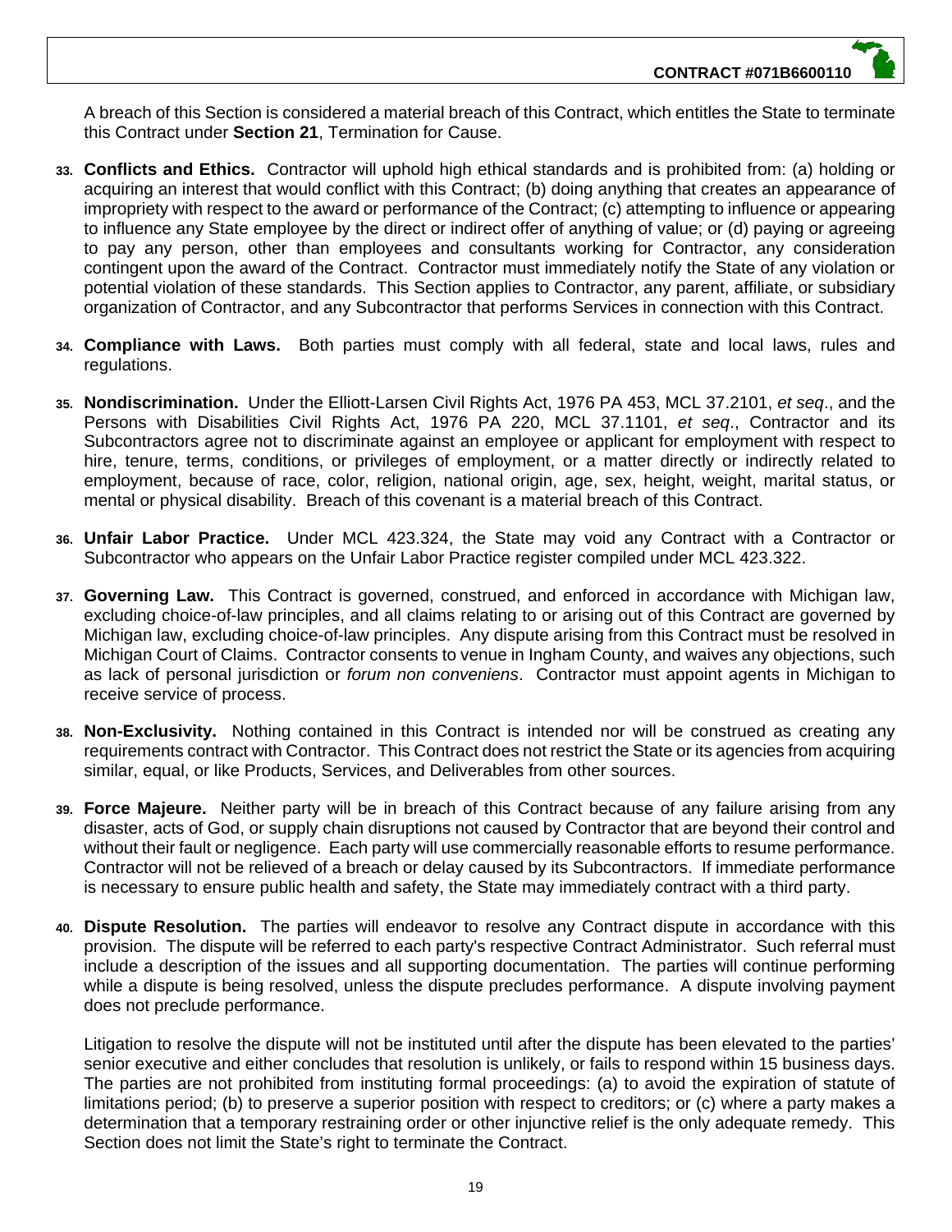A breach of this Section is considered a material breach of this Contract, which entitles the State to terminate this Contract under **Section 21**, Termination for Cause.

33. **Conflicts and Ethics.** Contractor will uphold high ethical standards and is prohibited from: (a) holding or acquiring an interest that would conflict with this Contract; (b) doing anything that creates an appearance of impropriety with respect to the award or performance of the Contract; (c) attempting to influence or appearing to influence any State employee by the direct or indirect offer of anything of value; or (d) paying or agreeing to pay any person, other than employees and consultants working for Contractor, any consideration contingent upon the award of the Contract. Contractor must immediately notify the State of any violation or potential violation of these standards. This Section applies to Contractor, any parent, affiliate, or subsidiary organization of Contractor, and any Subcontractor that performs Services in connection with this Contract.

34. **Compliance with Laws.** Both parties must comply with all federal, state and local laws, rules and regulations.

35. **Nondiscrimination.** Under the Elliott-Larsen Civil Rights Act, 1976 PA 453, MCL 37.2101, *et seq*., and the Persons with Disabilities Civil Rights Act, 1976 PA 220, MCL 37.1101, *et seq*., Contractor and its Subcontractors agree not to discriminate against an employee or applicant for employment with respect to hire, tenure, terms, conditions, or privileges of employment, or a matter directly or indirectly related to employment, because of race, color, religion, national origin, age, sex, height, weight, marital status, or mental or physical disability. Breach of this covenant is a material breach of this Contract.

36. **Unfair Labor Practice.** Under MCL 423.324, the State may void any Contract with a Contractor or Subcontractor who appears on the Unfair Labor Practice register compiled under MCL 423.322.

37. **Governing Law.** This Contract is governed, construed, and enforced in accordance with Michigan law, excluding choice-of-law principles, and all claims relating to or arising out of this Contract are governed by Michigan law, excluding choice-of-law principles. Any dispute arising from this Contract must be resolved in Michigan Court of Claims. Contractor consents to venue in Ingham County, and waives any objections, such as lack of personal jurisdiction or *forum non conveniens*. Contractor must appoint agents in Michigan to receive service of process.

38. **Non-Exclusivity.** Nothing contained in this Contract is intended nor will be construed as creating any requirements contract with Contractor. This Contract does not restrict the State or its agencies from acquiring similar, equal, or like Products, Services, and Deliverables from other sources.

39. **Force Majeure.** Neither party will be in breach of this Contract because of any failure arising from any disaster, acts of God, or supply chain disruptions not caused by Contractor that are beyond their control and without their fault or negligence. Each party will use commercially reasonable efforts to resume performance. Contractor will not be relieved of a breach or delay caused by its Subcontractors. If immediate performance is necessary to ensure public health and safety, the State may immediately contract with a third party.

40. **Dispute Resolution.** The parties will endeavor to resolve any Contract dispute in accordance with this provision. The dispute will be referred to each party's respective Contract Administrator. Such referral must include a description of the issues and all supporting documentation. The parties will continue performing while a dispute is being resolved, unless the dispute precludes performance. A dispute involving payment does not preclude performance.

    Litigation to resolve the dispute will not be instituted until after the dispute has been elevated to the parties' senior executive and either concludes that resolution is unlikely, or fails to respond within 15 business days. The parties are not prohibited from instituting formal proceedings: (a) to avoid the expiration of statute of limitations period; (b) to preserve a superior position with respect to creditors; or (c) where a party makes a determination that a temporary restraining order or other injunctive relief is the only adequate remedy. This Section does not limit the State's right to terminate the Contract.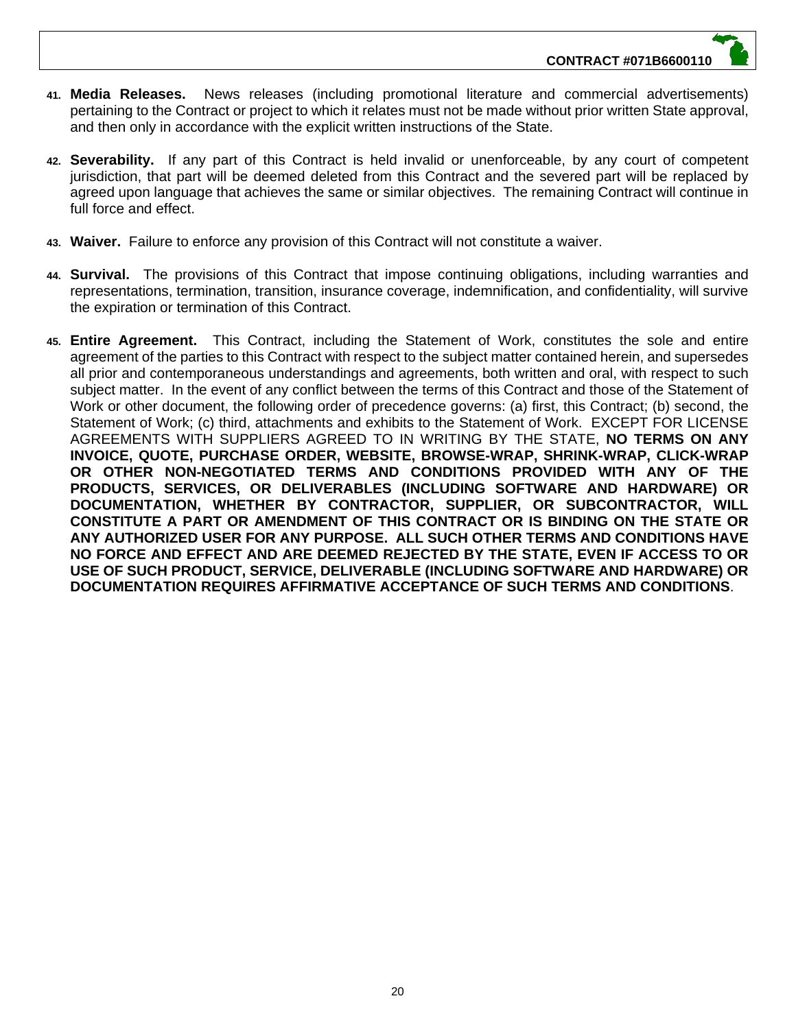41. **Media Releases.** News releases (including promotional literature and commercial advertisements) pertaining to the Contract or project to which it relates must not be made without prior written State approval, and then only in accordance with the explicit written instructions of the State.

42. **Severability.** If any part of this Contract is held invalid or unenforceable, by any court of competent jurisdiction, that part will be deemed deleted from this Contract and the severed part will be replaced by agreed upon language that achieves the same or similar objectives. The remaining Contract will continue in full force and effect.

43. **Waiver.** Failure to enforce any provision of this Contract will not constitute a waiver.

44. **Survival.** The provisions of this Contract that impose continuing obligations, including warranties and representations, termination, transition, insurance coverage, indemnification, and confidentiality, will survive the expiration or termination of this Contract.

45. **Entire Agreement.** This Contract, including the Statement of Work, constitutes the sole and entire agreement of the parties to this Contract with respect to the subject matter contained herein, and supersedes all prior and contemporaneous understandings and agreements, both written and oral, with respect to such subject matter. In the event of any conflict between the terms of this Contract and those of the Statement of Work or other document, the following order of precedence governs: (a) first, this Contract; (b) second, the Statement of Work; (c) third, attachments and exhibits to the Statement of Work. EXCEPT FOR LICENSE AGREEMENTS WITH SUPPLIERS AGREED TO IN WRITING BY THE STATE, **NO TERMS ON ANY INVOICE, QUOTE, PURCHASE ORDER, WEBSITE, BROWSE-WRAP, SHRINK-WRAP, CLICK-WRAP OR OTHER NON-NEGOTIATED TERMS AND CONDITIONS PROVIDED WITH ANY OF THE PRODUCTS, SERVICES, OR DELIVERABLES (INCLUDING SOFTWARE AND HARDWARE) OR DOCUMENTATION, WHETHER BY CONTRACTOR, SUPPLIER, OR SUBCONTRACTOR, WILL CONSTITUTE A PART OR AMENDMENT OF THIS CONTRACT OR IS BINDING ON THE STATE OR ANY AUTHORIZED USER FOR ANY PURPOSE. ALL SUCH OTHER TERMS AND CONDITIONS HAVE NO FORCE AND EFFECT AND ARE DEEMED REJECTED BY THE STATE, EVEN IF ACCESS TO OR USE OF SUCH PRODUCT, SERVICE, DELIVERABLE (INCLUDING SOFTWARE AND HARDWARE) OR DOCUMENTATION REQUIRES AFFIRMATIVE ACCEPTANCE OF SUCH TERMS AND CONDITIONS**.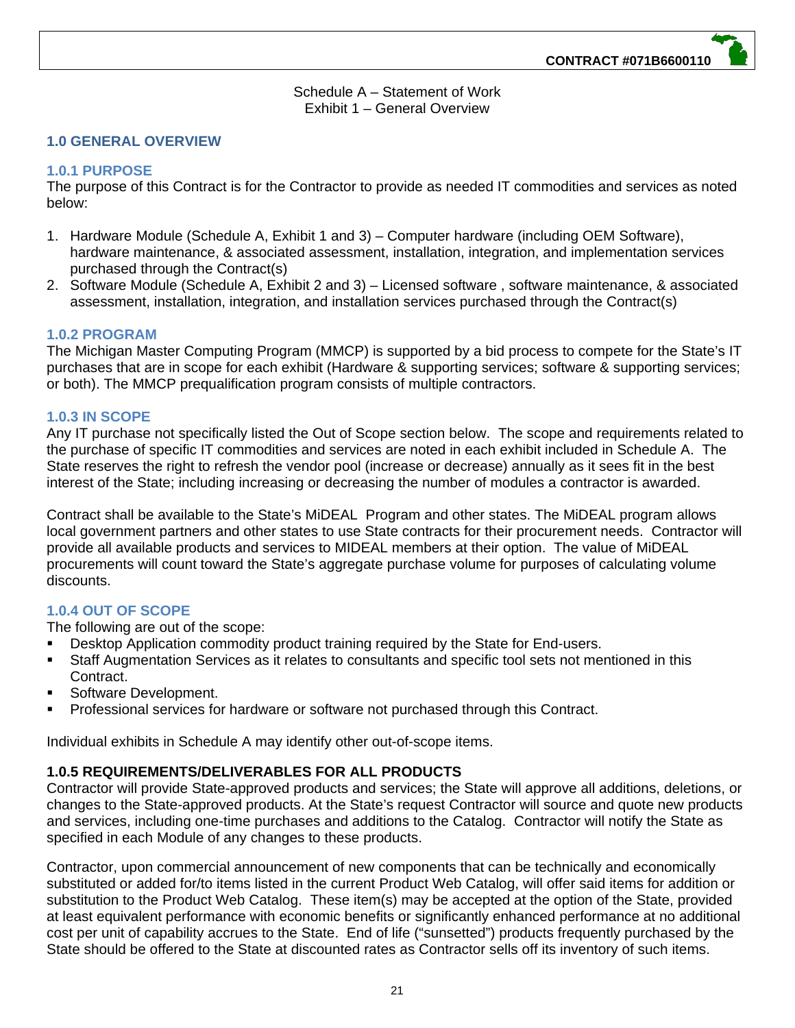Schedule A – Statement of Work
Exhibit 1 – General Overview

## 1.0 GENERAL OVERVIEW

### 1.0.1 PURPOSE

The purpose of this Contract is for the Contractor to provide as needed IT commodities and services as noted below:

1. Hardware Module (Schedule A, Exhibit 1 and 3) – Computer hardware (including OEM Software), hardware maintenance, & associated assessment, installation, integration, and implementation services purchased through the Contract(s)
2. Software Module (Schedule A, Exhibit 2 and 3) – Licensed software , software maintenance, & associated assessment, installation, integration, and installation services purchased through the Contract(s)

### 1.0.2 PROGRAM

The Michigan Master Computing Program (MMCP) is supported by a bid process to compete for the State's IT purchases that are in scope for each exhibit (Hardware & supporting services; software & supporting services; or both). The MMCP prequalification program consists of multiple contractors.

### 1.0.3 IN SCOPE

Any IT purchase not specifically listed the Out of Scope section below. The scope and requirements related to the purchase of specific IT commodities and services are noted in each exhibit included in Schedule A. The State reserves the right to refresh the vendor pool (increase or decrease) annually as it sees fit in the best interest of the State; including increasing or decreasing the number of modules a contractor is awarded.

Contract shall be available to the State's MiDEAL Program and other states. The MiDEAL program allows local government partners and other states to use State contracts for their procurement needs. Contractor will provide all available products and services to MIDEAL members at their option. The value of MiDEAL procurements will count toward the State's aggregate purchase volume for purposes of calculating volume discounts.

### 1.0.4 OUT OF SCOPE

The following are out of the scope:

- Desktop Application commodity product training required by the State for End-users.
- Staff Augmentation Services as it relates to consultants and specific tool sets not mentioned in this Contract.
- Software Development.
- Professional services for hardware or software not purchased through this Contract.

Individual exhibits in Schedule A may identify other out-of-scope items.

### 1.0.5 REQUIREMENTS/DELIVERABLES FOR ALL PRODUCTS

Contractor will provide State-approved products and services; the State will approve all additions, deletions, or changes to the State-approved products. At the State's request Contractor will source and quote new products and services, including one-time purchases and additions to the Catalog. Contractor will notify the State as specified in each Module of any changes to these products.

Contractor, upon commercial announcement of new components that can be technically and economically substituted or added for/to items listed in the current Product Web Catalog, will offer said items for addition or substitution to the Product Web Catalog. These item(s) may be accepted at the option of the State, provided at least equivalent performance with economic benefits or significantly enhanced performance at no additional cost per unit of capability accrues to the State. End of life ("sunsetted") products frequently purchased by the State should be offered to the State at discounted rates as Contractor sells off its inventory of such items.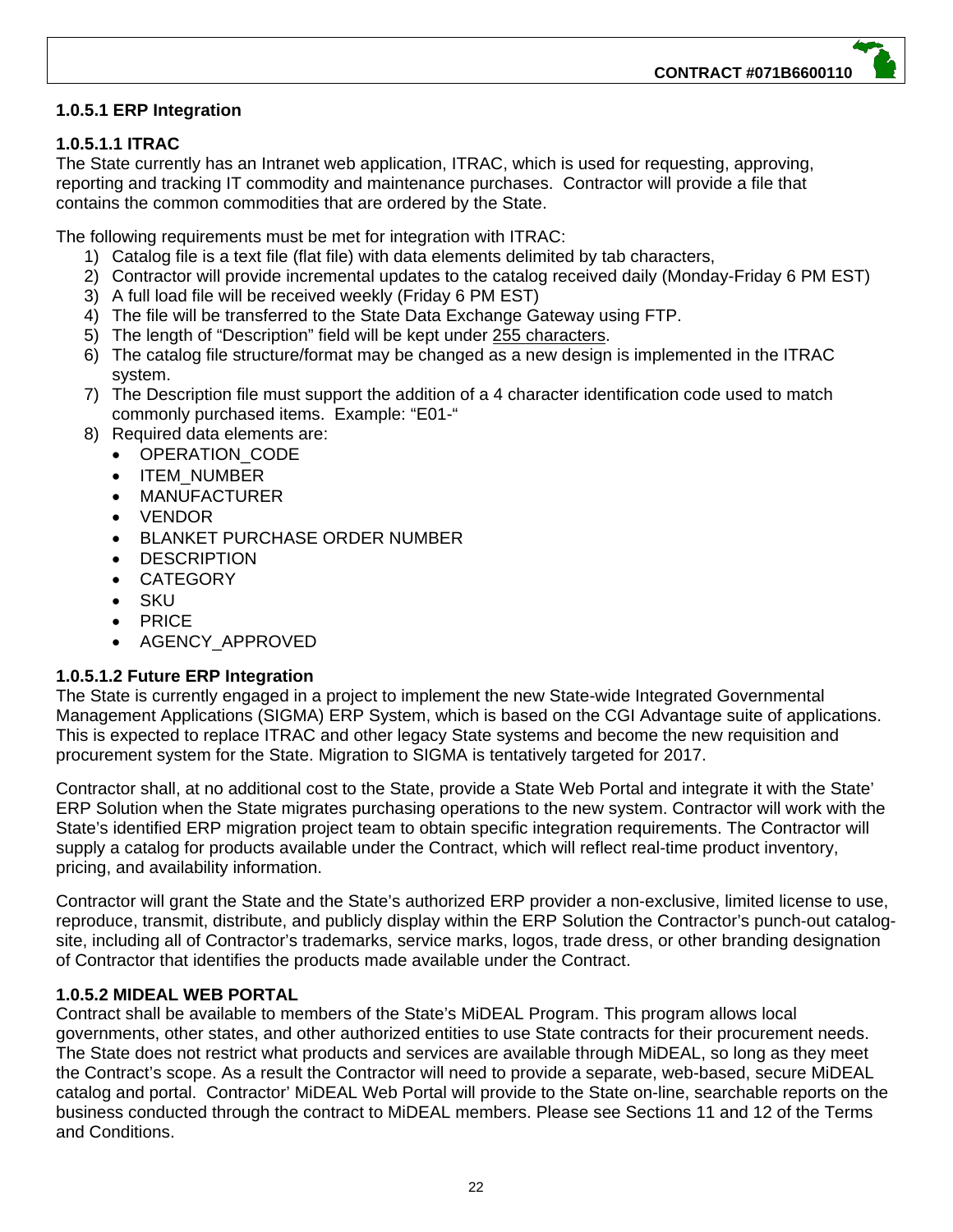### 1.0.5.1 ERP Integration

#### 1.0.5.1.1 ITRAC

The State currently has an Intranet web application, ITRAC, which is used for requesting, approving, reporting and tracking IT commodity and maintenance purchases. Contractor will provide a file that contains the common commodities that are ordered by the State.

The following requirements must be met for integration with ITRAC:

1) Catalog file is a text file (flat file) with data elements delimited by tab characters,
2) Contractor will provide incremental updates to the catalog received daily (Monday-Friday 6 PM EST)
3) A full load file will be received weekly (Friday 6 PM EST)
4) The file will be transferred to the State Data Exchange Gateway using FTP.
5) The length of "Description" field will be kept under 255 characters.
6) The catalog file structure/format may be changed as a new design is implemented in the ITRAC system.
7) The Description file must support the addition of a 4 character identification code used to match commonly purchased items. Example: "E01-"
8) Required data elements are:
   - OPERATION_CODE
   - ITEM_NUMBER
   - MANUFACTURER
   - VENDOR
   - BLANKET PURCHASE ORDER NUMBER
   - DESCRIPTION
   - CATEGORY
   - SKU
   - PRICE
   - AGENCY_APPROVED

#### 1.0.5.1.2 Future ERP Integration

The State is currently engaged in a project to implement the new State-wide Integrated Governmental Management Applications (SIGMA) ERP System, which is based on the CGI Advantage suite of applications. This is expected to replace ITRAC and other legacy State systems and become the new requisition and procurement system for the State. Migration to SIGMA is tentatively targeted for 2017.

Contractor shall, at no additional cost to the State, provide a State Web Portal and integrate it with the State' ERP Solution when the State migrates purchasing operations to the new system. Contractor will work with the State's identified ERP migration project team to obtain specific integration requirements. The Contractor will supply a catalog for products available under the Contract, which will reflect real-time product inventory, pricing, and availability information.

Contractor will grant the State and the State's authorized ERP provider a non-exclusive, limited license to use, reproduce, transmit, distribute, and publicly display within the ERP Solution the Contractor's punch-out catalog-site, including all of Contractor's trademarks, service marks, logos, trade dress, or other branding designation of Contractor that identifies the products made available under the Contract.

### 1.0.5.2 MIDEAL WEB PORTAL

Contract shall be available to members of the State's MiDEAL Program. This program allows local governments, other states, and other authorized entities to use State contracts for their procurement needs. The State does not restrict what products and services are available through MiDEAL, so long as they meet the Contract's scope. As a result the Contractor will need to provide a separate, web-based, secure MiDEAL catalog and portal. Contractor' MiDEAL Web Portal will provide to the State on-line, searchable reports on the business conducted through the contract to MiDEAL members. Please see Sections 11 and 12 of the Terms and Conditions.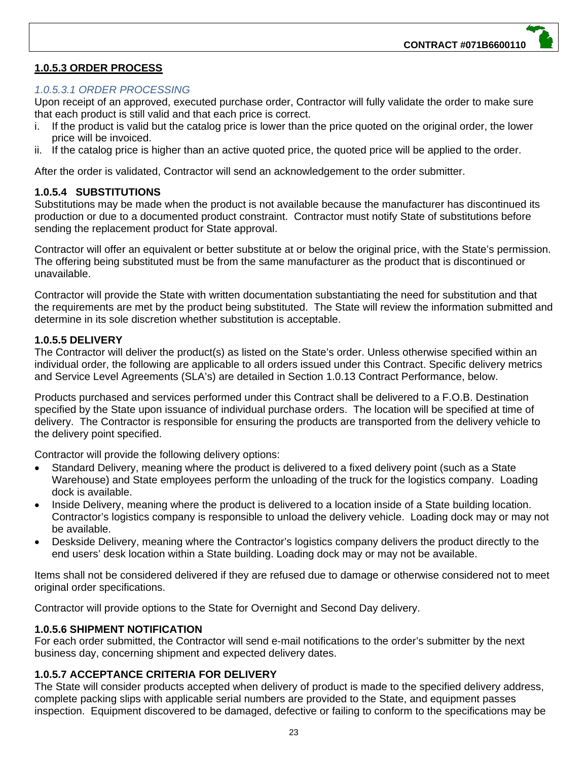### 1.0.5.3 ORDER PROCESS

*1.0.5.3.1 ORDER PROCESSING*

Upon receipt of an approved, executed purchase order, Contractor will fully validate the order to make sure that each product is still valid and that each price is correct.

i. If the product is valid but the catalog price is lower than the price quoted on the original order, the lower price will be invoiced.
ii. If the catalog price is higher than an active quoted price, the quoted price will be applied to the order.

After the order is validated, Contractor will send an acknowledgement to the order submitter.

### 1.0.5.4 SUBSTITUTIONS

Substitutions may be made when the product is not available because the manufacturer has discontinued its production or due to a documented product constraint. Contractor must notify State of substitutions before sending the replacement product for State approval.

Contractor will offer an equivalent or better substitute at or below the original price, with the State's permission. The offering being substituted must be from the same manufacturer as the product that is discontinued or unavailable.

Contractor will provide the State with written documentation substantiating the need for substitution and that the requirements are met by the product being substituted. The State will review the information submitted and determine in its sole discretion whether substitution is acceptable.

### 1.0.5.5 DELIVERY

The Contractor will deliver the product(s) as listed on the State's order. Unless otherwise specified within an individual order, the following are applicable to all orders issued under this Contract. Specific delivery metrics and Service Level Agreements (SLA's) are detailed in Section 1.0.13 Contract Performance, below.

Products purchased and services performed under this Contract shall be delivered to a F.O.B. Destination specified by the State upon issuance of individual purchase orders. The location will be specified at time of delivery. The Contractor is responsible for ensuring the products are transported from the delivery vehicle to the delivery point specified.

Contractor will provide the following delivery options:

- Standard Delivery, meaning where the product is delivered to a fixed delivery point (such as a State Warehouse) and State employees perform the unloading of the truck for the logistics company. Loading dock is available.
- Inside Delivery, meaning where the product is delivered to a location inside of a State building location. Contractor's logistics company is responsible to unload the delivery vehicle. Loading dock may or may not be available.
- Deskside Delivery, meaning where the Contractor's logistics company delivers the product directly to the end users' desk location within a State building. Loading dock may or may not be available.

Items shall not be considered delivered if they are refused due to damage or otherwise considered not to meet original order specifications.

Contractor will provide options to the State for Overnight and Second Day delivery.

### 1.0.5.6 SHIPMENT NOTIFICATION

For each order submitted, the Contractor will send e-mail notifications to the order's submitter by the next business day, concerning shipment and expected delivery dates.

### 1.0.5.7 ACCEPTANCE CRITERIA FOR DELIVERY

The State will consider products accepted when delivery of product is made to the specified delivery address, complete packing slips with applicable serial numbers are provided to the State, and equipment passes inspection. Equipment discovered to be damaged, defective or failing to conform to the specifications may be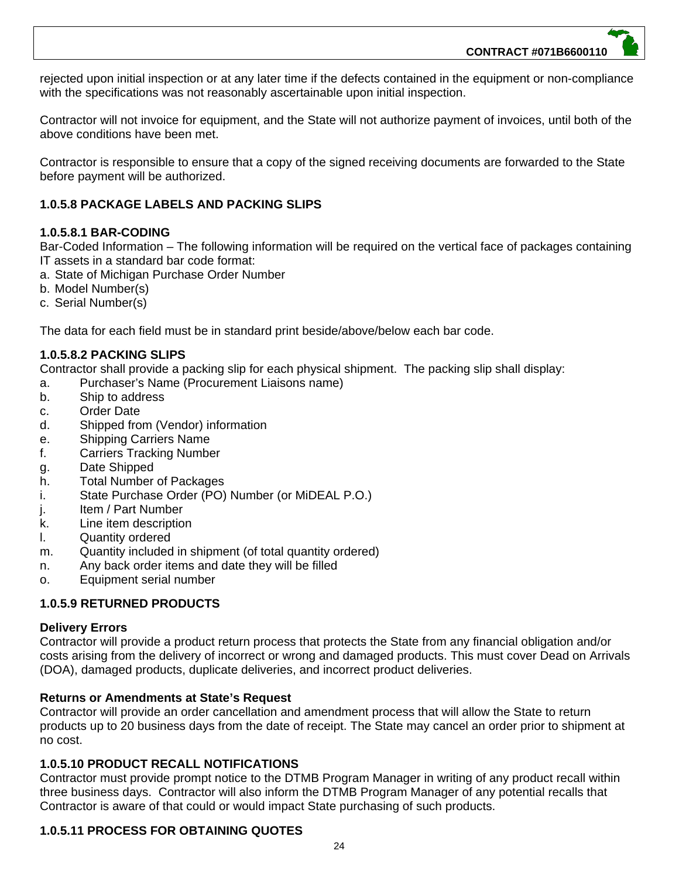rejected upon initial inspection or at any later time if the defects contained in the equipment or non-compliance with the specifications was not reasonably ascertainable upon initial inspection.

Contractor will not invoice for equipment, and the State will not authorize payment of invoices, until both of the above conditions have been met.

Contractor is responsible to ensure that a copy of the signed receiving documents are forwarded to the State before payment will be authorized.

### 1.0.5.8 PACKAGE LABELS AND PACKING SLIPS

#### 1.0.5.8.1 BAR-CODING

Bar-Coded Information – The following information will be required on the vertical face of packages containing IT assets in a standard bar code format:

a. State of Michigan Purchase Order Number
b. Model Number(s)
c. Serial Number(s)

The data for each field must be in standard print beside/above/below each bar code.

#### 1.0.5.8.2 PACKING SLIPS

Contractor shall provide a packing slip for each physical shipment. The packing slip shall display:

a. Purchaser's Name (Procurement Liaisons name)
b. Ship to address
c. Order Date
d. Shipped from (Vendor) information
e. Shipping Carriers Name
f. Carriers Tracking Number
g. Date Shipped
h. Total Number of Packages
i. State Purchase Order (PO) Number (or MiDEAL P.O.)
j. Item / Part Number
k. Line item description
l. Quantity ordered
m. Quantity included in shipment (of total quantity ordered)
n. Any back order items and date they will be filled
o. Equipment serial number

### 1.0.5.9 RETURNED PRODUCTS

**Delivery Errors**

Contractor will provide a product return process that protects the State from any financial obligation and/or costs arising from the delivery of incorrect or wrong and damaged products. This must cover Dead on Arrivals (DOA), damaged products, duplicate deliveries, and incorrect product deliveries.

**Returns or Amendments at State's Request**

Contractor will provide an order cancellation and amendment process that will allow the State to return products up to 20 business days from the date of receipt. The State may cancel an order prior to shipment at no cost.

### 1.0.5.10 PRODUCT RECALL NOTIFICATIONS

Contractor must provide prompt notice to the DTMB Program Manager in writing of any product recall within three business days. Contractor will also inform the DTMB Program Manager of any potential recalls that Contractor is aware of that could or would impact State purchasing of such products.

### 1.0.5.11 PROCESS FOR OBTAINING QUOTES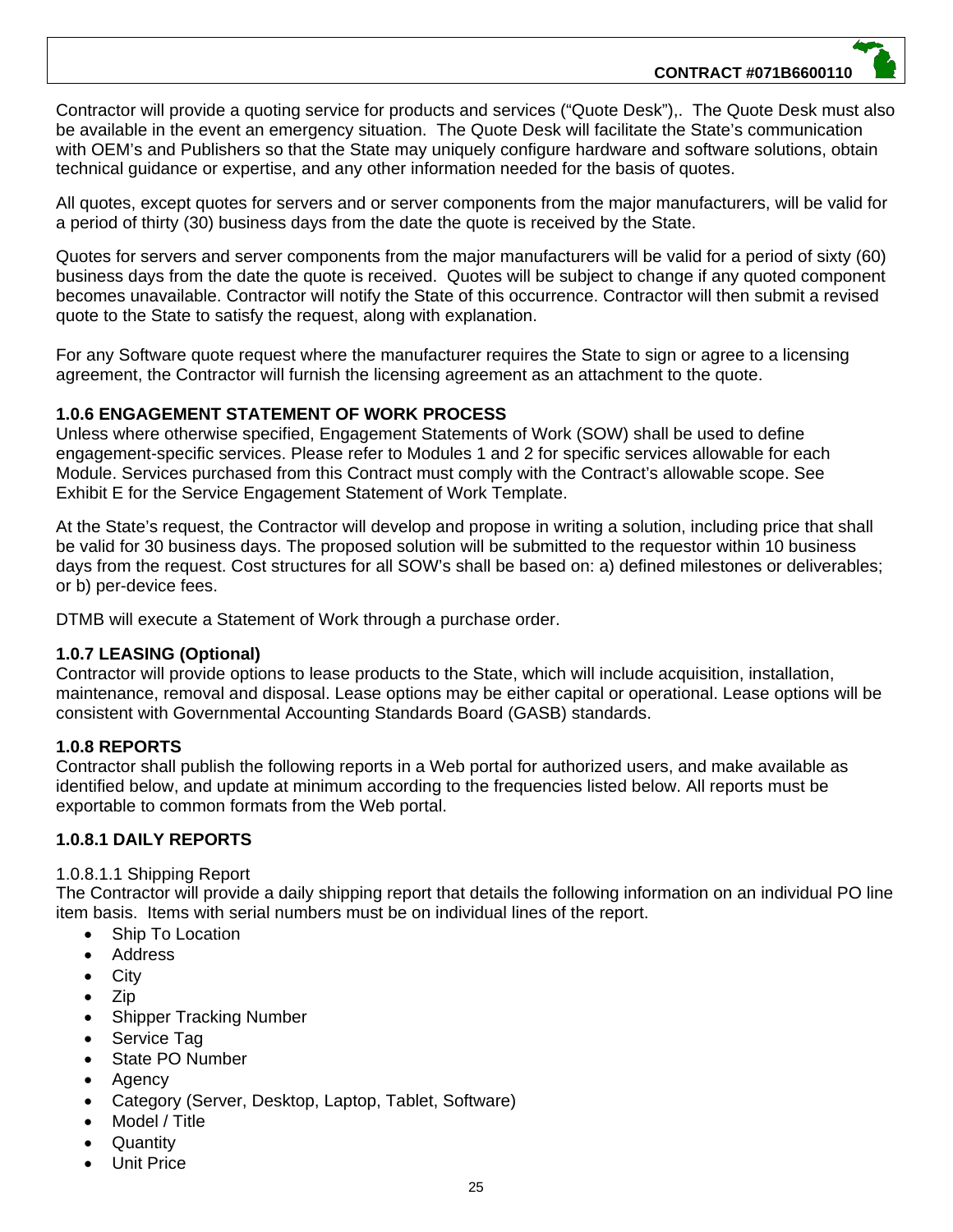Contractor will provide a quoting service for products and services ("Quote Desk"),. The Quote Desk must also be available in the event an emergency situation. The Quote Desk will facilitate the State's communication with OEM's and Publishers so that the State may uniquely configure hardware and software solutions, obtain technical guidance or expertise, and any other information needed for the basis of quotes.

All quotes, except quotes for servers and or server components from the major manufacturers, will be valid for a period of thirty (30) business days from the date the quote is received by the State.

Quotes for servers and server components from the major manufacturers will be valid for a period of sixty (60) business days from the date the quote is received. Quotes will be subject to change if any quoted component becomes unavailable. Contractor will notify the State of this occurrence. Contractor will then submit a revised quote to the State to satisfy the request, along with explanation.

For any Software quote request where the manufacturer requires the State to sign or agree to a licensing agreement, the Contractor will furnish the licensing agreement as an attachment to the quote.

### 1.0.6 ENGAGEMENT STATEMENT OF WORK PROCESS

Unless where otherwise specified, Engagement Statements of Work (SOW) shall be used to define engagement-specific services. Please refer to Modules 1 and 2 for specific services allowable for each Module. Services purchased from this Contract must comply with the Contract's allowable scope. See Exhibit E for the Service Engagement Statement of Work Template.

At the State's request, the Contractor will develop and propose in writing a solution, including price that shall be valid for 30 business days. The proposed solution will be submitted to the requestor within 10 business days from the request. Cost structures for all SOW's shall be based on: a) defined milestones or deliverables; or b) per-device fees.

DTMB will execute a Statement of Work through a purchase order.

### 1.0.7 LEASING (Optional)

Contractor will provide options to lease products to the State, which will include acquisition, installation, maintenance, removal and disposal. Lease options may be either capital or operational. Lease options will be consistent with Governmental Accounting Standards Board (GASB) standards.

### 1.0.8 REPORTS

Contractor shall publish the following reports in a Web portal for authorized users, and make available as identified below, and update at minimum according to the frequencies listed below. All reports must be exportable to common formats from the Web portal.

### 1.0.8.1 DAILY REPORTS

1.0.8.1.1 Shipping Report

The Contractor will provide a daily shipping report that details the following information on an individual PO line item basis. Items with serial numbers must be on individual lines of the report.

- Ship To Location
- Address
- City
- Zip
- Shipper Tracking Number
- Service Tag
- State PO Number
- Agency
- Category (Server, Desktop, Laptop, Tablet, Software)
- Model / Title
- Quantity
- Unit Price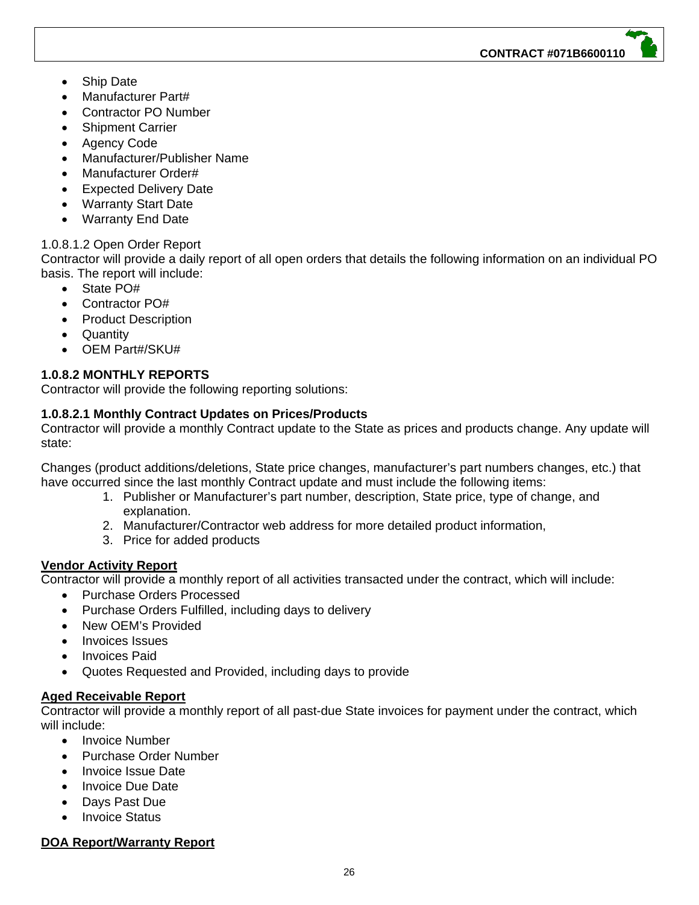- Ship Date
- Manufacturer Part#
- Contractor PO Number
- Shipment Carrier
- Agency Code
- Manufacturer/Publisher Name
- Manufacturer Order#
- Expected Delivery Date
- Warranty Start Date
- Warranty End Date

1.0.8.1.2 Open Order Report
Contractor will provide a daily report of all open orders that details the following information on an individual PO basis. The report will include:

- State PO#
- Contractor PO#
- Product Description
- Quantity
- OEM Part#/SKU#

### 1.0.8.2 MONTHLY REPORTS

Contractor will provide the following reporting solutions:

#### 1.0.8.2.1 Monthly Contract Updates on Prices/Products

Contractor will provide a monthly Contract update to the State as prices and products change. Any update will state:

Changes (product additions/deletions, State price changes, manufacturer's part numbers changes, etc.) that have occurred since the last monthly Contract update and must include the following items:

1. Publisher or Manufacturer's part number, description, State price, type of change, and explanation.
2. Manufacturer/Contractor web address for more detailed product information,
3. Price for added products

**Vendor Activity Report**

Contractor will provide a monthly report of all activities transacted under the contract, which will include:

- Purchase Orders Processed
- Purchase Orders Fulfilled, including days to delivery
- New OEM's Provided
- Invoices Issues
- Invoices Paid
- Quotes Requested and Provided, including days to provide

**Aged Receivable Report**

Contractor will provide a monthly report of all past-due State invoices for payment under the contract, which will include:

- Invoice Number
- Purchase Order Number
- Invoice Issue Date
- Invoice Due Date
- Days Past Due
- Invoice Status

**DOA Report/Warranty Report**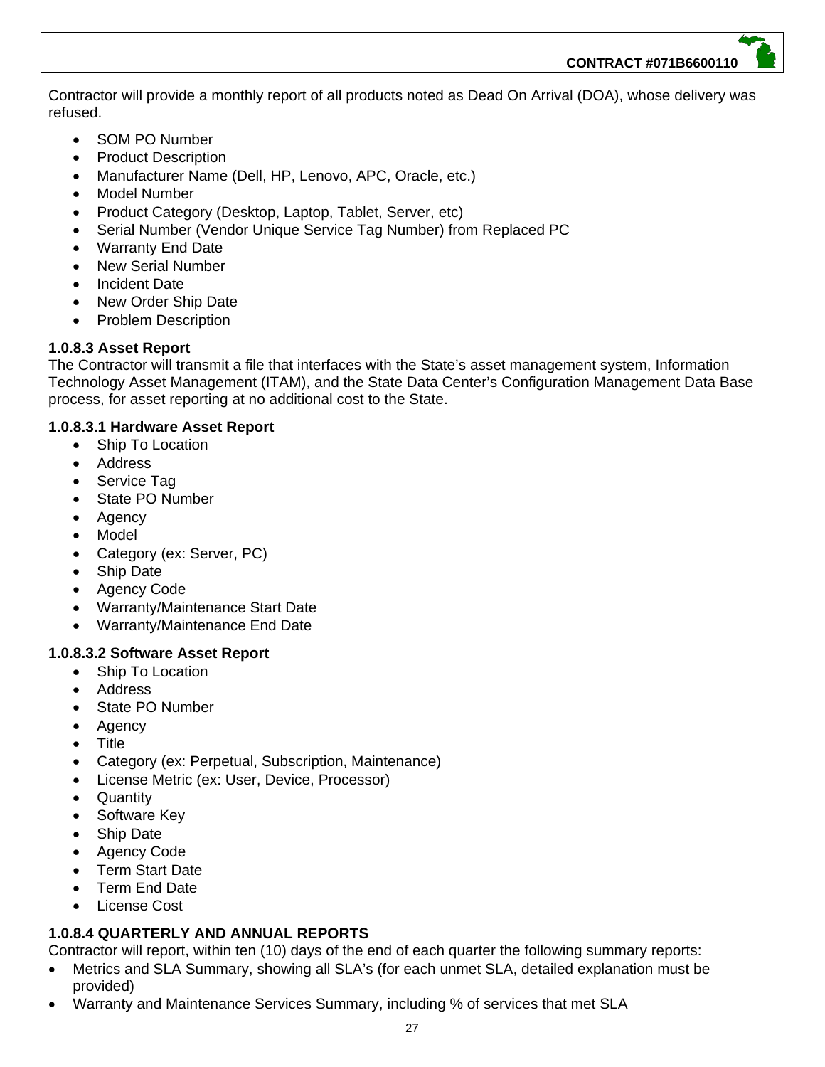Contractor will provide a monthly report of all products noted as Dead On Arrival (DOA), whose delivery was refused.

- SOM PO Number
- Product Description
- Manufacturer Name (Dell, HP, Lenovo, APC, Oracle, etc.)
- Model Number
- Product Category (Desktop, Laptop, Tablet, Server, etc)
- Serial Number (Vendor Unique Service Tag Number) from Replaced PC
- Warranty End Date
- New Serial Number
- Incident Date
- New Order Ship Date
- Problem Description

**1.0.8.3 Asset Report**

The Contractor will transmit a file that interfaces with the State's asset management system, Information Technology Asset Management (ITAM), and the State Data Center's Configuration Management Data Base process, for asset reporting at no additional cost to the State.

**1.0.8.3.1 Hardware Asset Report**

- Ship To Location
- Address
- Service Tag
- State PO Number
- Agency
- Model
- Category (ex: Server, PC)
- Ship Date
- Agency Code
- Warranty/Maintenance Start Date
- Warranty/Maintenance End Date

**1.0.8.3.2 Software Asset Report**

- Ship To Location
- Address
- State PO Number
- Agency
- Title
- Category (ex: Perpetual, Subscription, Maintenance)
- License Metric (ex: User, Device, Processor)
- Quantity
- Software Key
- Ship Date
- Agency Code
- Term Start Date
- Term End Date
- License Cost

**1.0.8.4 QUARTERLY AND ANNUAL REPORTS**

Contractor will report, within ten (10) days of the end of each quarter the following summary reports:

- Metrics and SLA Summary, showing all SLA's (for each unmet SLA, detailed explanation must be provided)
- Warranty and Maintenance Services Summary, including % of services that met SLA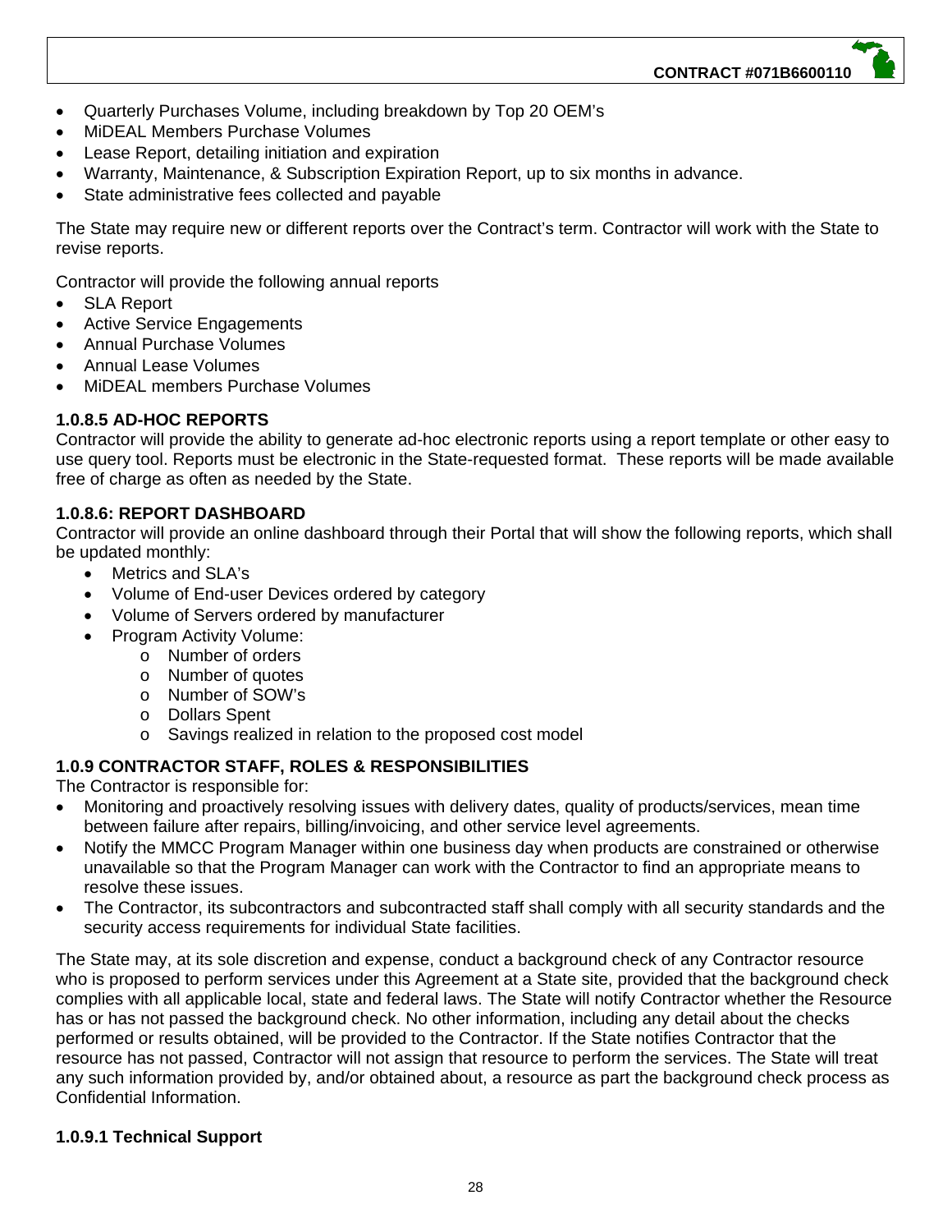- Quarterly Purchases Volume, including breakdown by Top 20 OEM's
- MiDEAL Members Purchase Volumes
- Lease Report, detailing initiation and expiration
- Warranty, Maintenance, & Subscription Expiration Report, up to six months in advance.
- State administrative fees collected and payable

The State may require new or different reports over the Contract's term. Contractor will work with the State to revise reports.

Contractor will provide the following annual reports

- SLA Report
- Active Service Engagements
- Annual Purchase Volumes
- Annual Lease Volumes
- MiDEAL members Purchase Volumes

### 1.0.8.5 AD-HOC REPORTS

Contractor will provide the ability to generate ad-hoc electronic reports using a report template or other easy to use query tool. Reports must be electronic in the State-requested format. These reports will be made available free of charge as often as needed by the State.

### 1.0.8.6: REPORT DASHBOARD

Contractor will provide an online dashboard through their Portal that will show the following reports, which shall be updated monthly:

- Metrics and SLA's
- Volume of End-user Devices ordered by category
- Volume of Servers ordered by manufacturer
- Program Activity Volume:
  - Number of orders
  - Number of quotes
  - Number of SOW's
  - Dollars Spent
  - Savings realized in relation to the proposed cost model

### 1.0.9 CONTRACTOR STAFF, ROLES & RESPONSIBILITIES

The Contractor is responsible for:

- Monitoring and proactively resolving issues with delivery dates, quality of products/services, mean time between failure after repairs, billing/invoicing, and other service level agreements.
- Notify the MMCC Program Manager within one business day when products are constrained or otherwise unavailable so that the Program Manager can work with the Contractor to find an appropriate means to resolve these issues.
- The Contractor, its subcontractors and subcontracted staff shall comply with all security standards and the security access requirements for individual State facilities.

The State may, at its sole discretion and expense, conduct a background check of any Contractor resource who is proposed to perform services under this Agreement at a State site, provided that the background check complies with all applicable local, state and federal laws. The State will notify Contractor whether the Resource has or has not passed the background check. No other information, including any detail about the checks performed or results obtained, will be provided to the Contractor. If the State notifies Contractor that the resource has not passed, Contractor will not assign that resource to perform the services. The State will treat any such information provided by, and/or obtained about, a resource as part the background check process as Confidential Information.

#### 1.0.9.1 Technical Support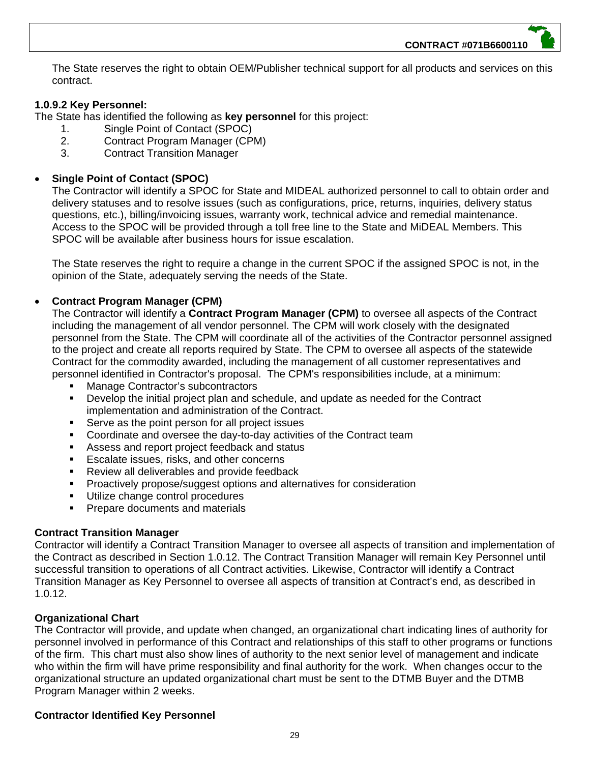The State reserves the right to obtain OEM/Publisher technical support for all products and services on this contract.

#### 1.0.9.2 Key Personnel:

The State has identified the following as **key personnel** for this project:

1. Single Point of Contact (SPOC)
2. Contract Program Manager (CPM)
3. Contract Transition Manager

- **Single Point of Contact (SPOC)**

  The Contractor will identify a SPOC for State and MIDEAL authorized personnel to call to obtain order and delivery statuses and to resolve issues (such as configurations, price, returns, inquiries, delivery status questions, etc.), billing/invoicing issues, warranty work, technical advice and remedial maintenance. Access to the SPOC will be provided through a toll free line to the State and MiDEAL Members. This SPOC will be available after business hours for issue escalation.

  The State reserves the right to require a change in the current SPOC if the assigned SPOC is not, in the opinion of the State, adequately serving the needs of the State.

- **Contract Program Manager (CPM)**

  The Contractor will identify a **Contract Program Manager (CPM)** to oversee all aspects of the Contract including the management of all vendor personnel. The CPM will work closely with the designated personnel from the State. The CPM will coordinate all of the activities of the Contractor personnel assigned to the project and create all reports required by State. The CPM to oversee all aspects of the statewide Contract for the commodity awarded, including the management of all customer representatives and personnel identified in Contractor's proposal. The CPM's responsibilities include, at a minimum:

  - Manage Contractor's subcontractors
  - Develop the initial project plan and schedule, and update as needed for the Contract implementation and administration of the Contract.
  - Serve as the point person for all project issues
  - Coordinate and oversee the day-to-day activities of the Contract team
  - Assess and report project feedback and status
  - Escalate issues, risks, and other concerns
  - Review all deliverables and provide feedback
  - Proactively propose/suggest options and alternatives for consideration
  - Utilize change control procedures
  - Prepare documents and materials

**Contract Transition Manager**

Contractor will identify a Contract Transition Manager to oversee all aspects of transition and implementation of the Contract as described in Section 1.0.12. The Contract Transition Manager will remain Key Personnel until successful transition to operations of all Contract activities. Likewise, Contractor will identify a Contract Transition Manager as Key Personnel to oversee all aspects of transition at Contract's end, as described in 1.0.12.

**Organizational Chart**

The Contractor will provide, and update when changed, an organizational chart indicating lines of authority for personnel involved in performance of this Contract and relationships of this staff to other programs or functions of the firm. This chart must also show lines of authority to the next senior level of management and indicate who within the firm will have prime responsibility and final authority for the work. When changes occur to the organizational structure an updated organizational chart must be sent to the DTMB Buyer and the DTMB Program Manager within 2 weeks.

**Contractor Identified Key Personnel**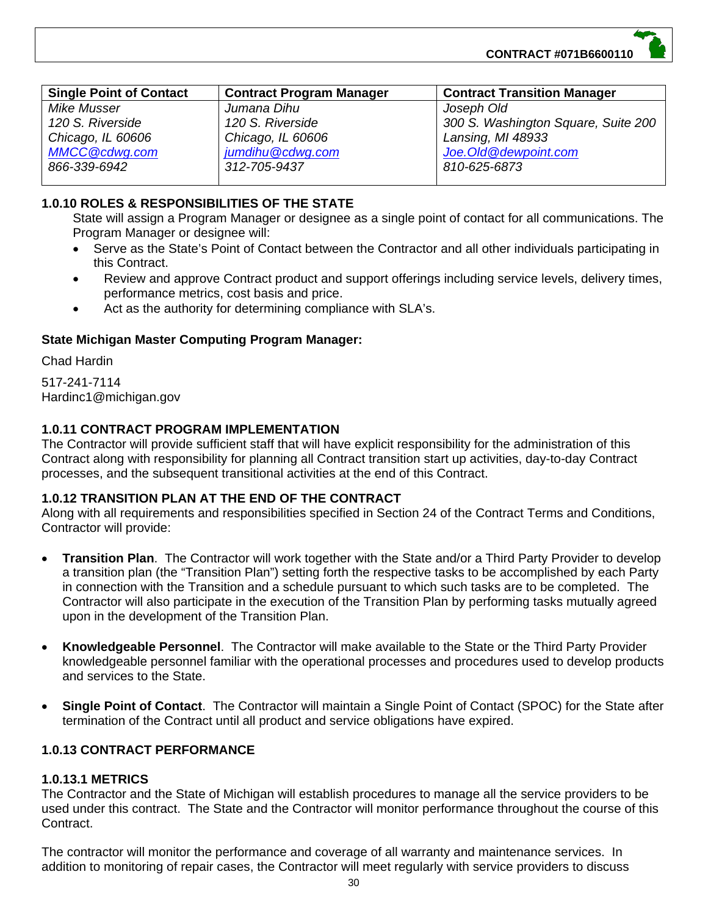| Single Point of Contact | Contract Program Manager | Contract Transition Manager |
|---|---|---|
| *Mike Musser*<br>*120 S. Riverside*<br>*Chicago, IL 60606*<br>*MMCC@cdwg.com*<br>*866-339-6942* | *Jumana Dihu*<br>*120 S. Riverside*<br>*Chicago, IL 60606*<br>*jumdihu@cdwg.com*<br>*312-705-9437* | *Joseph Old*<br>*300 S. Washington Square, Suite 200*<br>*Lansing, MI 48933*<br>*Joe.Old@dewpoint.com*<br>*810-625-6873* |

### 1.0.10 ROLES & RESPONSIBILITIES OF THE STATE

State will assign a Program Manager or designee as a single point of contact for all communications. The Program Manager or designee will:

- Serve as the State's Point of Contact between the Contractor and all other individuals participating in this Contract.
- Review and approve Contract product and support offerings including service levels, delivery times, performance metrics, cost basis and price.
- Act as the authority for determining compliance with SLA's.

**State Michigan Master Computing Program Manager:**

Chad Hardin

517-241-7114
Hardinc1@michigan.gov

### 1.0.11 CONTRACT PROGRAM IMPLEMENTATION

The Contractor will provide sufficient staff that will have explicit responsibility for the administration of this Contract along with responsibility for planning all Contract transition start up activities, day-to-day Contract processes, and the subsequent transitional activities at the end of this Contract.

### 1.0.12 TRANSITION PLAN AT THE END OF THE CONTRACT

Along with all requirements and responsibilities specified in Section 24 of the Contract Terms and Conditions, Contractor will provide:

- **Transition Plan**. The Contractor will work together with the State and/or a Third Party Provider to develop a transition plan (the "Transition Plan") setting forth the respective tasks to be accomplished by each Party in connection with the Transition and a schedule pursuant to which such tasks are to be completed. The Contractor will also participate in the execution of the Transition Plan by performing tasks mutually agreed upon in the development of the Transition Plan.

- **Knowledgeable Personnel**. The Contractor will make available to the State or the Third Party Provider knowledgeable personnel familiar with the operational processes and procedures used to develop products and services to the State.

- **Single Point of Contact**. The Contractor will maintain a Single Point of Contact (SPOC) for the State after termination of the Contract until all product and service obligations have expired.

### 1.0.13 CONTRACT PERFORMANCE

#### 1.0.13.1 METRICS

The Contractor and the State of Michigan will establish procedures to manage all the service providers to be used under this contract. The State and the Contractor will monitor performance throughout the course of this Contract.

The contractor will monitor the performance and coverage of all warranty and maintenance services. In addition to monitoring of repair cases, the Contractor will meet regularly with service providers to discuss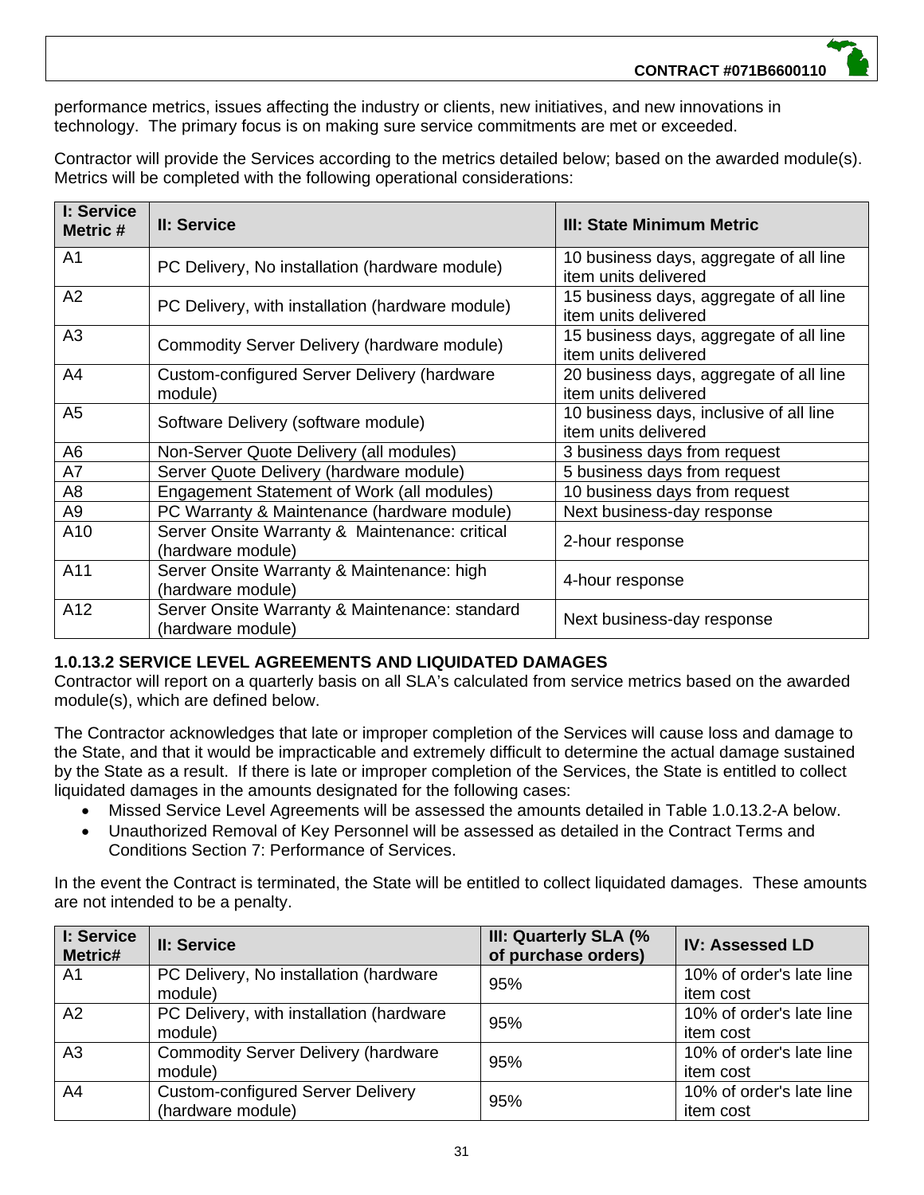performance metrics, issues affecting the industry or clients, new initiatives, and new innovations in technology. The primary focus is on making sure service commitments are met or exceeded.

Contractor will provide the Services according to the metrics detailed below; based on the awarded module(s). Metrics will be completed with the following operational considerations:

| I: Service Metric # | II: Service | III: State Minimum Metric |
|---|---|---|
| A1 | PC Delivery, No installation (hardware module) | 10 business days, aggregate of all line item units delivered |
| A2 | PC Delivery, with installation (hardware module) | 15 business days, aggregate of all line item units delivered |
| A3 | Commodity Server Delivery (hardware module) | 15 business days, aggregate of all line item units delivered |
| A4 | Custom-configured Server Delivery (hardware module) | 20 business days, aggregate of all line item units delivered |
| A5 | Software Delivery (software module) | 10 business days, inclusive of all line item units delivered |
| A6 | Non-Server Quote Delivery (all modules) | 3 business days from request |
| A7 | Server Quote Delivery (hardware module) | 5 business days from request |
| A8 | Engagement Statement of Work (all modules) | 10 business days from request |
| A9 | PC Warranty & Maintenance (hardware module) | Next business-day response |
| A10 | Server Onsite Warranty & Maintenance: critical (hardware module) | 2-hour response |
| A11 | Server Onsite Warranty & Maintenance: high (hardware module) | 4-hour response |
| A12 | Server Onsite Warranty & Maintenance: standard (hardware module) | Next business-day response |

### 1.0.13.2 SERVICE LEVEL AGREEMENTS AND LIQUIDATED DAMAGES

Contractor will report on a quarterly basis on all SLA's calculated from service metrics based on the awarded module(s), which are defined below.

The Contractor acknowledges that late or improper completion of the Services will cause loss and damage to the State, and that it would be impracticable and extremely difficult to determine the actual damage sustained by the State as a result. If there is late or improper completion of the Services, the State is entitled to collect liquidated damages in the amounts designated for the following cases:

- Missed Service Level Agreements will be assessed the amounts detailed in Table 1.0.13.2-A below.
- Unauthorized Removal of Key Personnel will be assessed as detailed in the Contract Terms and Conditions Section 7: Performance of Services.

In the event the Contract is terminated, the State will be entitled to collect liquidated damages. These amounts are not intended to be a penalty.

| I: Service Metric# | II: Service | III: Quarterly SLA (% of purchase orders) | IV: Assessed LD |
|---|---|---|---|
| A1 | PC Delivery, No installation (hardware module) | 95% | 10% of order's late line item cost |
| A2 | PC Delivery, with installation (hardware module) | 95% | 10% of order's late line item cost |
| A3 | Commodity Server Delivery (hardware module) | 95% | 10% of order's late line item cost |
| A4 | Custom-configured Server Delivery (hardware module) | 95% | 10% of order's late line item cost |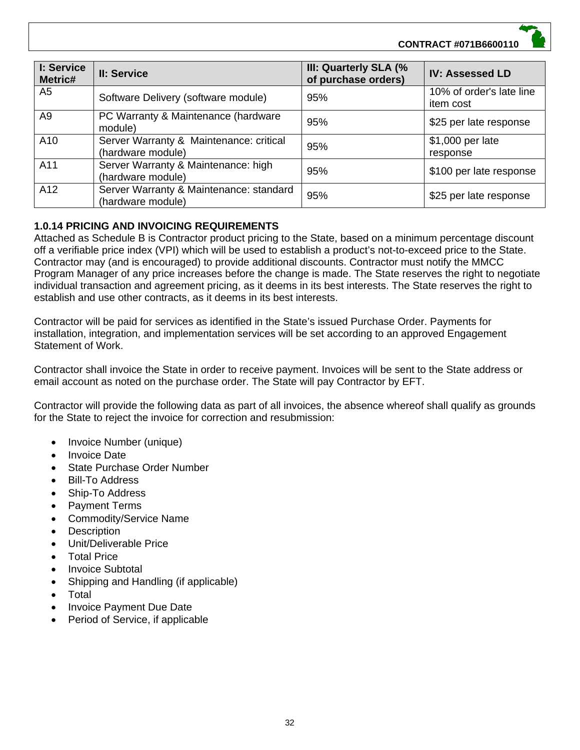| I: Service Metric# | II: Service | III: Quarterly SLA (% of purchase orders) | IV: Assessed LD |
|---|---|---|---|
| A5 | Software Delivery (software module) | 95% | 10% of order's late line item cost |
| A9 | PC Warranty & Maintenance (hardware module) | 95% | $25 per late response |
| A10 | Server Warranty & Maintenance: critical (hardware module) | 95% | $1,000 per late response |
| A11 | Server Warranty & Maintenance: high (hardware module) | 95% | $100 per late response |
| A12 | Server Warranty & Maintenance: standard (hardware module) | 95% | $25 per late response |

**1.0.14 PRICING AND INVOICING REQUIREMENTS**

Attached as Schedule B is Contractor product pricing to the State, based on a minimum percentage discount off a verifiable price index (VPI) which will be used to establish a product's not-to-exceed price to the State. Contractor may (and is encouraged) to provide additional discounts. Contractor must notify the MMCC Program Manager of any price increases before the change is made. The State reserves the right to negotiate individual transaction and agreement pricing, as it deems in its best interests. The State reserves the right to establish and use other contracts, as it deems in its best interests.

Contractor will be paid for services as identified in the State's issued Purchase Order. Payments for installation, integration, and implementation services will be set according to an approved Engagement Statement of Work.

Contractor shall invoice the State in order to receive payment. Invoices will be sent to the State address or email account as noted on the purchase order. The State will pay Contractor by EFT.

Contractor will provide the following data as part of all invoices, the absence whereof shall qualify as grounds for the State to reject the invoice for correction and resubmission:

- Invoice Number (unique)
- Invoice Date
- State Purchase Order Number
- Bill-To Address
- Ship-To Address
- Payment Terms
- Commodity/Service Name
- Description
- Unit/Deliverable Price
- Total Price
- Invoice Subtotal
- Shipping and Handling (if applicable)
- Total
- Invoice Payment Due Date
- Period of Service, if applicable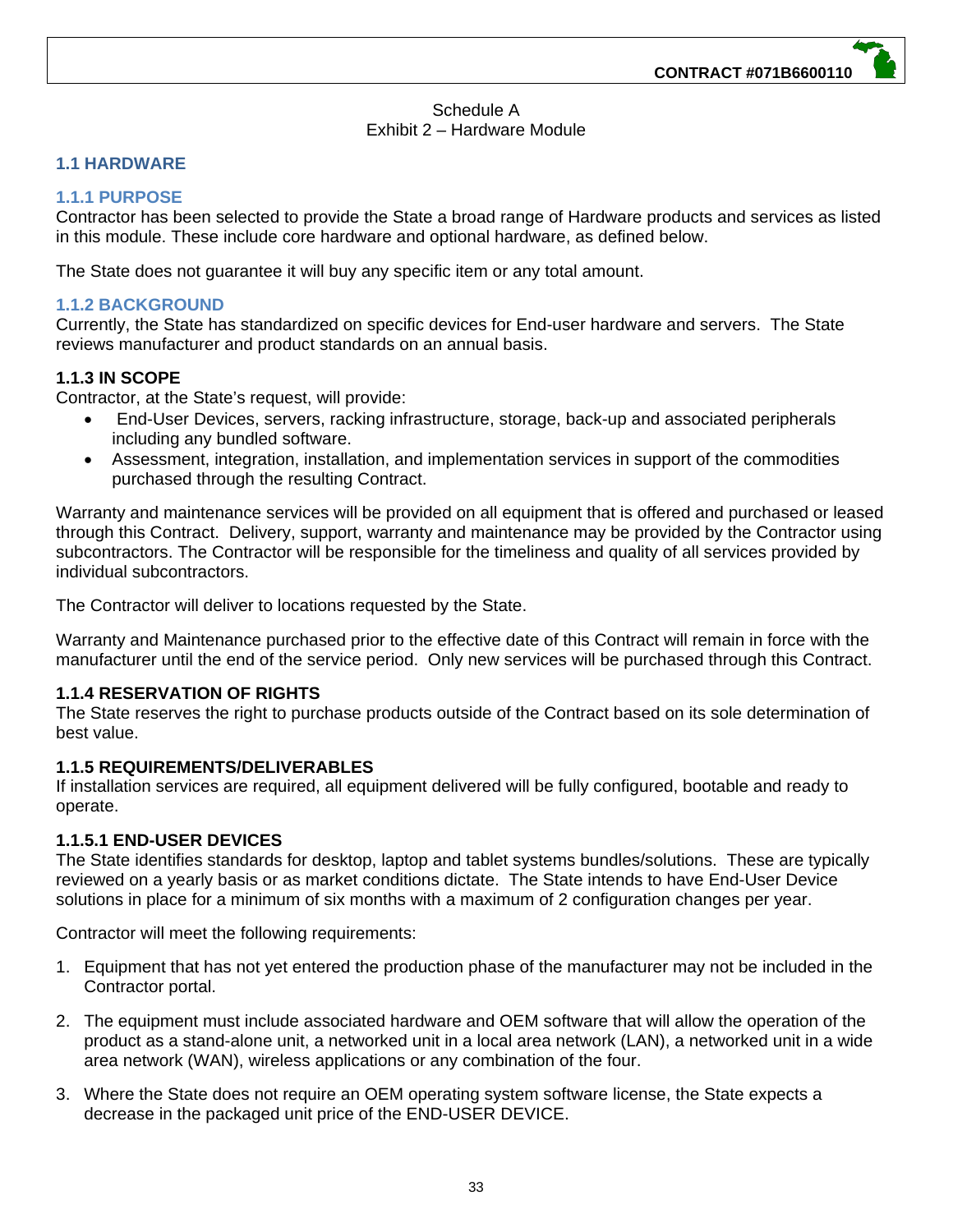Schedule A
Exhibit 2 – Hardware Module

## 1.1 HARDWARE

### 1.1.1 PURPOSE

Contractor has been selected to provide the State a broad range of Hardware products and services as listed in this module. These include core hardware and optional hardware, as defined below.

The State does not guarantee it will buy any specific item or any total amount.

### 1.1.2 BACKGROUND

Currently, the State has standardized on specific devices for End-user hardware and servers. The State reviews manufacturer and product standards on an annual basis.

### 1.1.3 IN SCOPE

Contractor, at the State's request, will provide:

- End-User Devices, servers, racking infrastructure, storage, back-up and associated peripherals including any bundled software.
- Assessment, integration, installation, and implementation services in support of the commodities purchased through the resulting Contract.

Warranty and maintenance services will be provided on all equipment that is offered and purchased or leased through this Contract. Delivery, support, warranty and maintenance may be provided by the Contractor using subcontractors. The Contractor will be responsible for the timeliness and quality of all services provided by individual subcontractors.

The Contractor will deliver to locations requested by the State.

Warranty and Maintenance purchased prior to the effective date of this Contract will remain in force with the manufacturer until the end of the service period. Only new services will be purchased through this Contract.

### 1.1.4 RESERVATION OF RIGHTS

The State reserves the right to purchase products outside of the Contract based on its sole determination of best value.

### 1.1.5 REQUIREMENTS/DELIVERABLES

If installation services are required, all equipment delivered will be fully configured, bootable and ready to operate.

#### 1.1.5.1 END-USER DEVICES

The State identifies standards for desktop, laptop and tablet systems bundles/solutions. These are typically reviewed on a yearly basis or as market conditions dictate. The State intends to have End-User Device solutions in place for a minimum of six months with a maximum of 2 configuration changes per year.

Contractor will meet the following requirements:

1. Equipment that has not yet entered the production phase of the manufacturer may not be included in the Contractor portal.
2. The equipment must include associated hardware and OEM software that will allow the operation of the product as a stand-alone unit, a networked unit in a local area network (LAN), a networked unit in a wide area network (WAN), wireless applications or any combination of the four.
3. Where the State does not require an OEM operating system software license, the State expects a decrease in the packaged unit price of the END-USER DEVICE.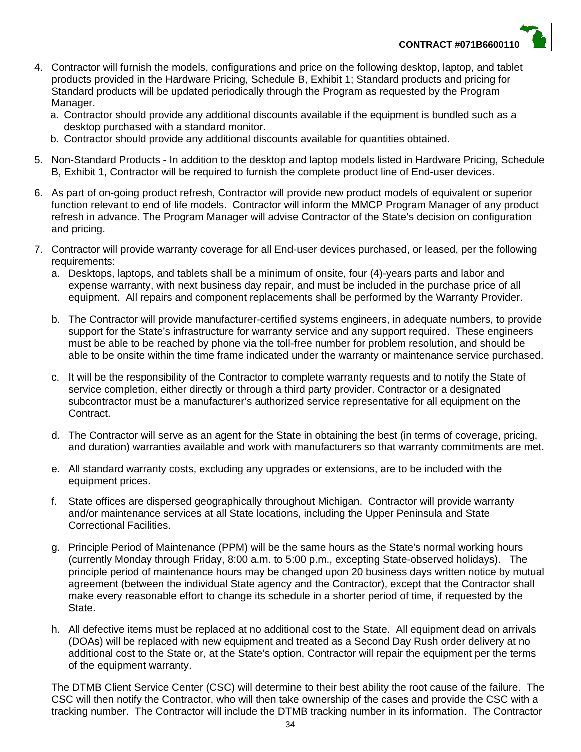4. Contractor will furnish the models, configurations and price on the following desktop, laptop, and tablet products provided in the Hardware Pricing, Schedule B, Exhibit 1; Standard products and pricing for Standard products will be updated periodically through the Program as requested by the Program Manager.
   a. Contractor should provide any additional discounts available if the equipment is bundled such as a desktop purchased with a standard monitor.
   b. Contractor should provide any additional discounts available for quantities obtained.

5. Non-Standard Products **-** In addition to the desktop and laptop models listed in Hardware Pricing, Schedule B, Exhibit 1, Contractor will be required to furnish the complete product line of End-user devices.

6. As part of on-going product refresh, Contractor will provide new product models of equivalent or superior function relevant to end of life models. Contractor will inform the MMCP Program Manager of any product refresh in advance. The Program Manager will advise Contractor of the State's decision on configuration and pricing.

7. Contractor will provide warranty coverage for all End-user devices purchased, or leased, per the following requirements:
   a. Desktops, laptops, and tablets shall be a minimum of onsite, four (4)-years parts and labor and expense warranty, with next business day repair, and must be included in the purchase price of all equipment. All repairs and component replacements shall be performed by the Warranty Provider.

   b. The Contractor will provide manufacturer-certified systems engineers, in adequate numbers, to provide support for the State's infrastructure for warranty service and any support required. These engineers must be able to be reached by phone via the toll-free number for problem resolution, and should be able to be onsite within the time frame indicated under the warranty or maintenance service purchased.

   c. It will be the responsibility of the Contractor to complete warranty requests and to notify the State of service completion, either directly or through a third party provider. Contractor or a designated subcontractor must be a manufacturer's authorized service representative for all equipment on the Contract.

   d. The Contractor will serve as an agent for the State in obtaining the best (in terms of coverage, pricing, and duration) warranties available and work with manufacturers so that warranty commitments are met.

   e. All standard warranty costs, excluding any upgrades or extensions, are to be included with the equipment prices.

   f. State offices are dispersed geographically throughout Michigan. Contractor will provide warranty and/or maintenance services at all State locations, including the Upper Peninsula and State Correctional Facilities.

   g. Principle Period of Maintenance (PPM) will be the same hours as the State's normal working hours (currently Monday through Friday, 8:00 a.m. to 5:00 p.m., excepting State-observed holidays). The principle period of maintenance hours may be changed upon 20 business days written notice by mutual agreement (between the individual State agency and the Contractor), except that the Contractor shall make every reasonable effort to change its schedule in a shorter period of time, if requested by the State.

   h. All defective items must be replaced at no additional cost to the State. All equipment dead on arrivals (DOAs) will be replaced with new equipment and treated as a Second Day Rush order delivery at no additional cost to the State or, at the State's option, Contractor will repair the equipment per the terms of the equipment warranty.

   The DTMB Client Service Center (CSC) will determine to their best ability the root cause of the failure. The CSC will then notify the Contractor, who will then take ownership of the cases and provide the CSC with a tracking number. The Contractor will include the DTMB tracking number in its information. The Contractor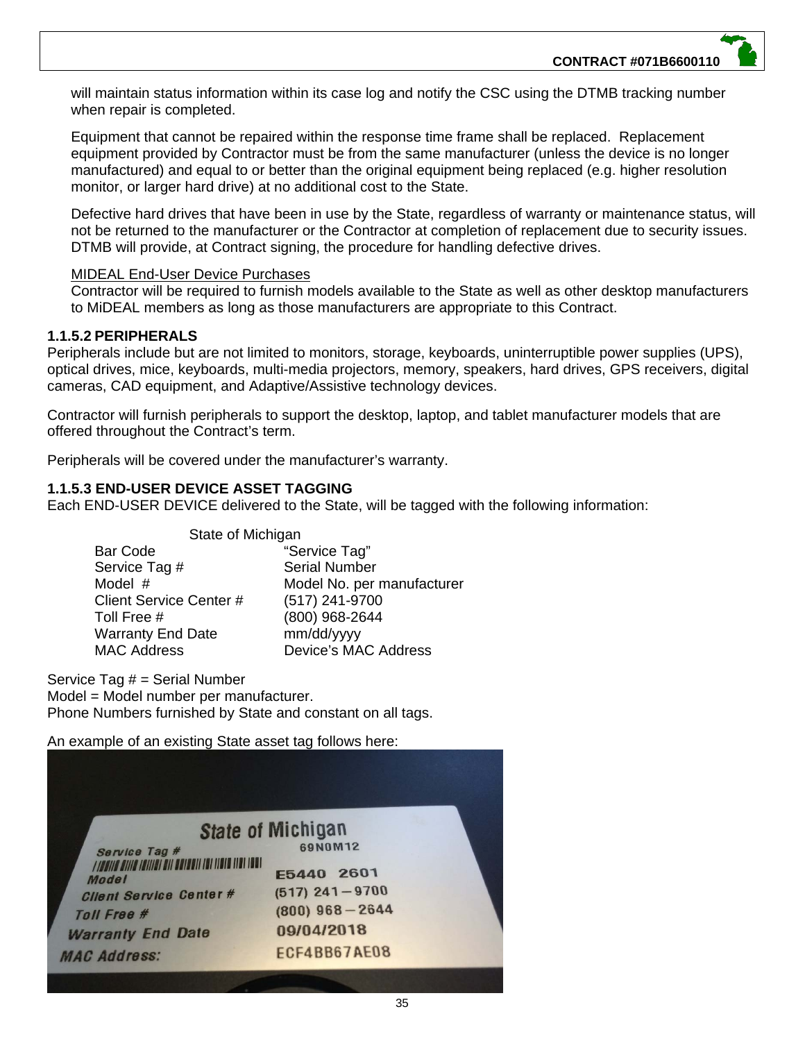will maintain status information within its case log and notify the CSC using the DTMB tracking number when repair is completed.

Equipment that cannot be repaired within the response time frame shall be replaced. Replacement equipment provided by Contractor must be from the same manufacturer (unless the device is no longer manufactured) and equal to or better than the original equipment being replaced (e.g. higher resolution monitor, or larger hard drive) at no additional cost to the State.

Defective hard drives that have been in use by the State, regardless of warranty or maintenance status, will not be returned to the manufacturer or the Contractor at completion of replacement due to security issues. DTMB will provide, at Contract signing, the procedure for handling defective drives.

MIDEAL End-User Device Purchases

Contractor will be required to furnish models available to the State as well as other desktop manufacturers to MiDEAL members as long as those manufacturers are appropriate to this Contract.

### 1.1.5.2 PERIPHERALS

Peripherals include but are not limited to monitors, storage, keyboards, uninterruptible power supplies (UPS), optical drives, mice, keyboards, multi-media projectors, memory, speakers, hard drives, GPS receivers, digital cameras, CAD equipment, and Adaptive/Assistive technology devices.

Contractor will furnish peripherals to support the desktop, laptop, and tablet manufacturer models that are offered throughout the Contract's term.

Peripherals will be covered under the manufacturer's warranty.

### 1.1.5.3 END-USER DEVICE ASSET TAGGING

Each END-USER DEVICE delivered to the State, will be tagged with the following information:

| State of Michigan | |
|---|---|
| Bar Code | "Service Tag" |
| Service Tag # | Serial Number |
| Model # | Model No. per manufacturer |
| Client Service Center # | (517) 241-9700 |
| Toll Free # | (800) 968-2644 |
| Warranty End Date | mm/dd/yyyy |
| MAC Address | Device's MAC Address |

Service Tag # = Serial Number
Model = Model number per manufacturer.
Phone Numbers furnished by State and constant on all tags.

An example of an existing State asset tag follows here:

State of Michigan
Service Tag # 69N0M12
Model E5440 2601
Client Service Center # (517) 241−9700
Toll Free # (800) 968−2644
Warranty End Date 09/04/2018
MAC Address: ECF4BB67AE08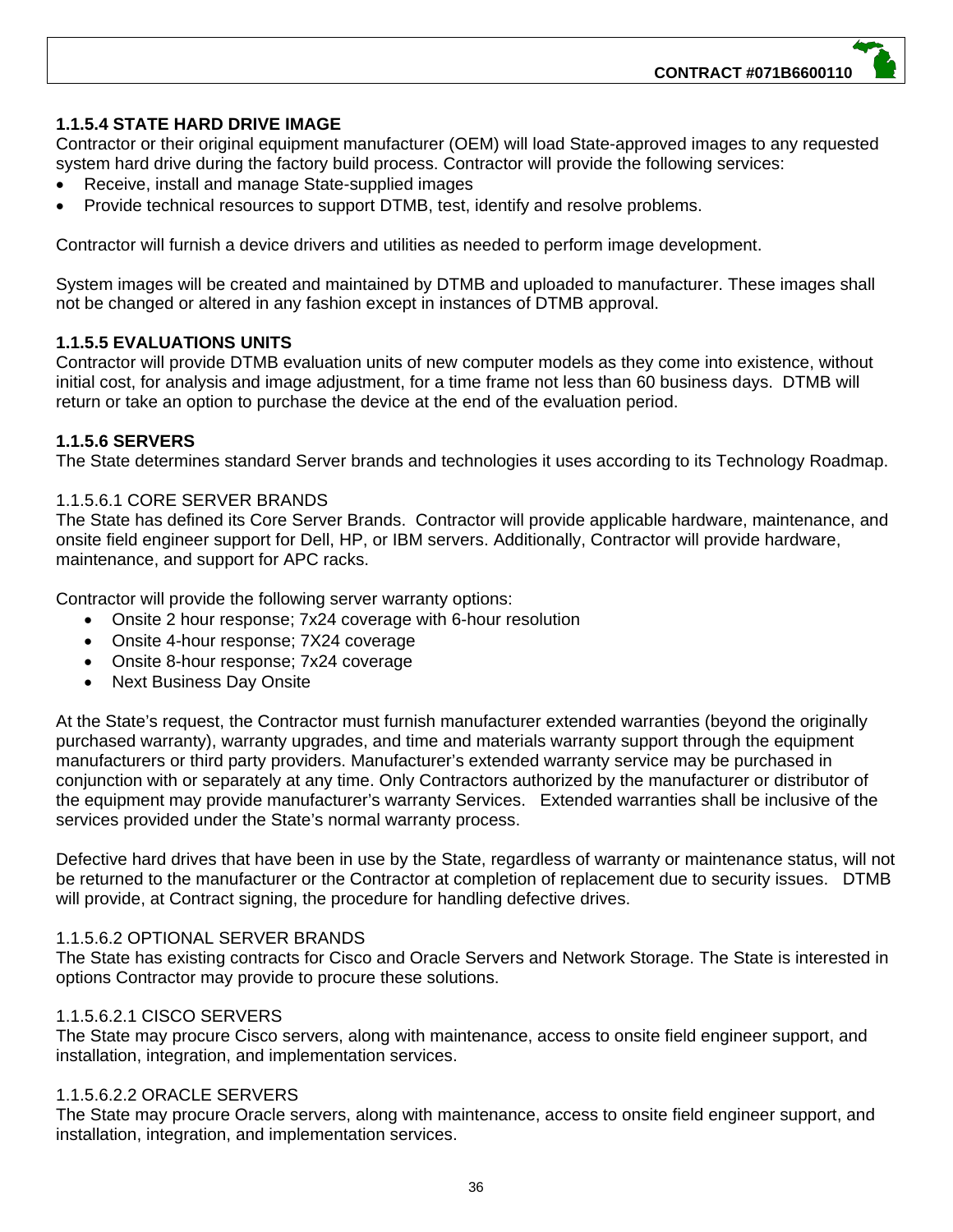### 1.1.5.4 STATE HARD DRIVE IMAGE

Contractor or their original equipment manufacturer (OEM) will load State-approved images to any requested system hard drive during the factory build process. Contractor will provide the following services:

- Receive, install and manage State-supplied images
- Provide technical resources to support DTMB, test, identify and resolve problems.

Contractor will furnish a device drivers and utilities as needed to perform image development.

System images will be created and maintained by DTMB and uploaded to manufacturer. These images shall not be changed or altered in any fashion except in instances of DTMB approval.

### 1.1.5.5 EVALUATIONS UNITS

Contractor will provide DTMB evaluation units of new computer models as they come into existence, without initial cost, for analysis and image adjustment, for a time frame not less than 60 business days. DTMB will return or take an option to purchase the device at the end of the evaluation period.

### 1.1.5.6 SERVERS

The State determines standard Server brands and technologies it uses according to its Technology Roadmap.

#### 1.1.5.6.1 CORE SERVER BRANDS

The State has defined its Core Server Brands. Contractor will provide applicable hardware, maintenance, and onsite field engineer support for Dell, HP, or IBM servers. Additionally, Contractor will provide hardware, maintenance, and support for APC racks.

Contractor will provide the following server warranty options:

- Onsite 2 hour response; 7x24 coverage with 6-hour resolution
- Onsite 4-hour response; 7X24 coverage
- Onsite 8-hour response; 7x24 coverage
- Next Business Day Onsite

At the State's request, the Contractor must furnish manufacturer extended warranties (beyond the originally purchased warranty), warranty upgrades, and time and materials warranty support through the equipment manufacturers or third party providers. Manufacturer's extended warranty service may be purchased in conjunction with or separately at any time. Only Contractors authorized by the manufacturer or distributor of the equipment may provide manufacturer's warranty Services. Extended warranties shall be inclusive of the services provided under the State's normal warranty process.

Defective hard drives that have been in use by the State, regardless of warranty or maintenance status, will not be returned to the manufacturer or the Contractor at completion of replacement due to security issues. DTMB will provide, at Contract signing, the procedure for handling defective drives.

#### 1.1.5.6.2 OPTIONAL SERVER BRANDS

The State has existing contracts for Cisco and Oracle Servers and Network Storage. The State is interested in options Contractor may provide to procure these solutions.

##### 1.1.5.6.2.1 CISCO SERVERS

The State may procure Cisco servers, along with maintenance, access to onsite field engineer support, and installation, integration, and implementation services.

##### 1.1.5.6.2.2 ORACLE SERVERS

The State may procure Oracle servers, along with maintenance, access to onsite field engineer support, and installation, integration, and implementation services.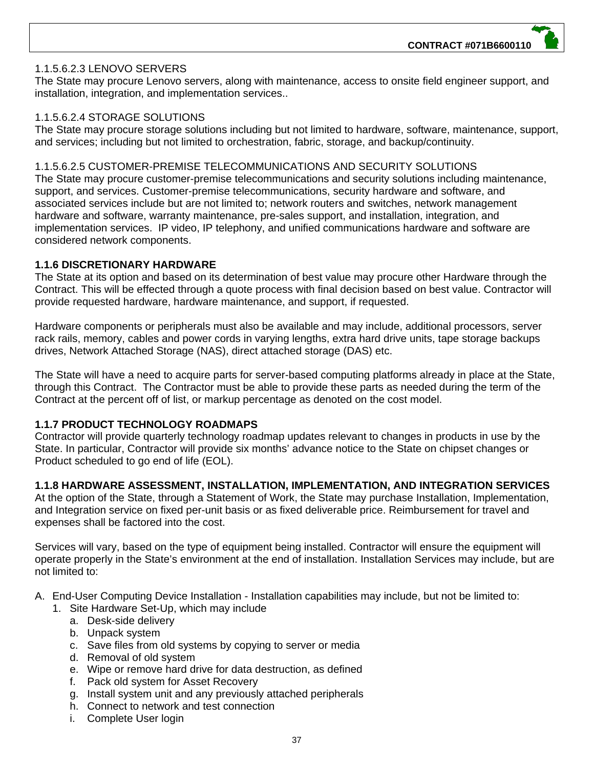1.1.5.6.2.3 LENOVO SERVERS

The State may procure Lenovo servers, along with maintenance, access to onsite field engineer support, and installation, integration, and implementation services..

1.1.5.6.2.4 STORAGE SOLUTIONS

The State may procure storage solutions including but not limited to hardware, software, maintenance, support, and services; including but not limited to orchestration, fabric, storage, and backup/continuity.

1.1.5.6.2.5 CUSTOMER-PREMISE TELECOMMUNICATIONS AND SECURITY SOLUTIONS

The State may procure customer-premise telecommunications and security solutions including maintenance, support, and services. Customer-premise telecommunications, security hardware and software, and associated services include but are not limited to; network routers and switches, network management hardware and software, warranty maintenance, pre-sales support, and installation, integration, and implementation services. IP video, IP telephony, and unified communications hardware and software are considered network components.

**1.1.6 DISCRETIONARY HARDWARE**

The State at its option and based on its determination of best value may procure other Hardware through the Contract. This will be effected through a quote process with final decision based on best value. Contractor will provide requested hardware, hardware maintenance, and support, if requested.

Hardware components or peripherals must also be available and may include, additional processors, server rack rails, memory, cables and power cords in varying lengths, extra hard drive units, tape storage backups drives, Network Attached Storage (NAS), direct attached storage (DAS) etc.

The State will have a need to acquire parts for server-based computing platforms already in place at the State, through this Contract. The Contractor must be able to provide these parts as needed during the term of the Contract at the percent off of list, or markup percentage as denoted on the cost model.

**1.1.7 PRODUCT TECHNOLOGY ROADMAPS**

Contractor will provide quarterly technology roadmap updates relevant to changes in products in use by the State. In particular, Contractor will provide six months' advance notice to the State on chipset changes or Product scheduled to go end of life (EOL).

**1.1.8 HARDWARE ASSESSMENT, INSTALLATION, IMPLEMENTATION, AND INTEGRATION SERVICES**

At the option of the State, through a Statement of Work, the State may purchase Installation, Implementation, and Integration service on fixed per-unit basis or as fixed deliverable price. Reimbursement for travel and expenses shall be factored into the cost.

Services will vary, based on the type of equipment being installed. Contractor will ensure the equipment will operate properly in the State's environment at the end of installation. Installation Services may include, but are not limited to:

A. End-User Computing Device Installation - Installation capabilities may include, but not be limited to:
   1. Site Hardware Set-Up, which may include
      a. Desk-side delivery
      b. Unpack system
      c. Save files from old systems by copying to server or media
      d. Removal of old system
      e. Wipe or remove hard drive for data destruction, as defined
      f. Pack old system for Asset Recovery
      g. Install system unit and any previously attached peripherals
      h. Connect to network and test connection
      i. Complete User login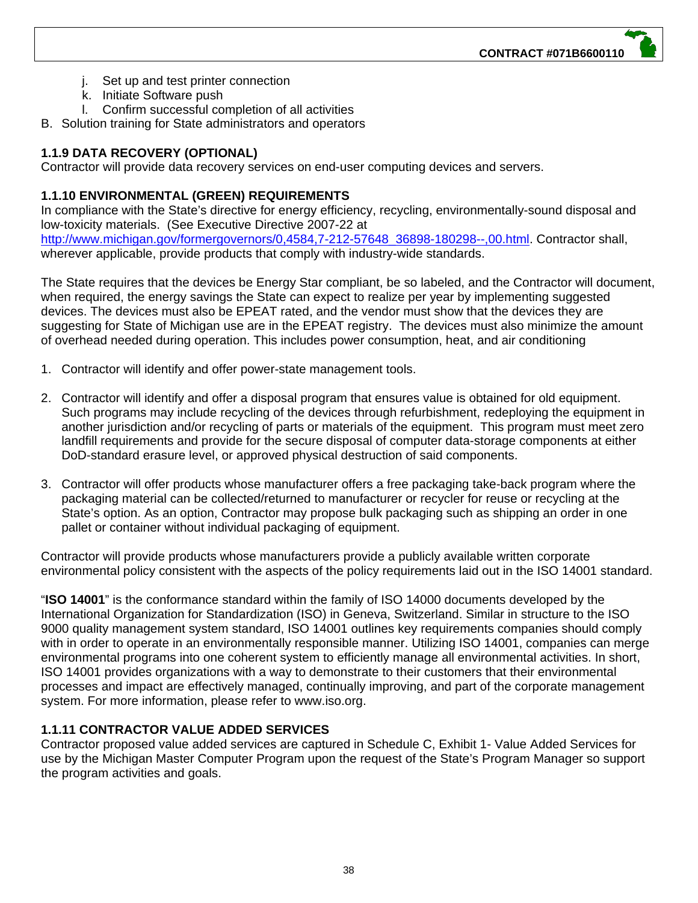j. Set up and test printer connection
k. Initiate Software push
l. Confirm successful completion of all activities

B. Solution training for State administrators and operators

### 1.1.9 DATA RECOVERY (OPTIONAL)

Contractor will provide data recovery services on end-user computing devices and servers.

### 1.1.10 ENVIRONMENTAL (GREEN) REQUIREMENTS

In compliance with the State's directive for energy efficiency, recycling, environmentally-sound disposal and low-toxicity materials. (See Executive Directive 2007-22 at http://www.michigan.gov/formergovernors/0,4584,7-212-57648_36898-180298--,00.html. Contractor shall, wherever applicable, provide products that comply with industry-wide standards.

The State requires that the devices be Energy Star compliant, be so labeled, and the Contractor will document, when required, the energy savings the State can expect to realize per year by implementing suggested devices. The devices must also be EPEAT rated, and the vendor must show that the devices they are suggesting for State of Michigan use are in the EPEAT registry. The devices must also minimize the amount of overhead needed during operation. This includes power consumption, heat, and air conditioning

1. Contractor will identify and offer power-state management tools.

2. Contractor will identify and offer a disposal program that ensures value is obtained for old equipment. Such programs may include recycling of the devices through refurbishment, redeploying the equipment in another jurisdiction and/or recycling of parts or materials of the equipment. This program must meet zero landfill requirements and provide for the secure disposal of computer data-storage components at either DoD-standard erasure level, or approved physical destruction of said components.

3. Contractor will offer products whose manufacturer offers a free packaging take-back program where the packaging material can be collected/returned to manufacturer or recycler for reuse or recycling at the State's option. As an option, Contractor may propose bulk packaging such as shipping an order in one pallet or container without individual packaging of equipment.

Contractor will provide products whose manufacturers provide a publicly available written corporate environmental policy consistent with the aspects of the policy requirements laid out in the ISO 14001 standard.

"**ISO 14001**" is the conformance standard within the family of ISO 14000 documents developed by the International Organization for Standardization (ISO) in Geneva, Switzerland. Similar in structure to the ISO 9000 quality management system standard, ISO 14001 outlines key requirements companies should comply with in order to operate in an environmentally responsible manner. Utilizing ISO 14001, companies can merge environmental programs into one coherent system to efficiently manage all environmental activities. In short, ISO 14001 provides organizations with a way to demonstrate to their customers that their environmental processes and impact are effectively managed, continually improving, and part of the corporate management system. For more information, please refer to www.iso.org.

### 1.1.11 CONTRACTOR VALUE ADDED SERVICES

Contractor proposed value added services are captured in Schedule C, Exhibit 1- Value Added Services for use by the Michigan Master Computer Program upon the request of the State's Program Manager so support the program activities and goals.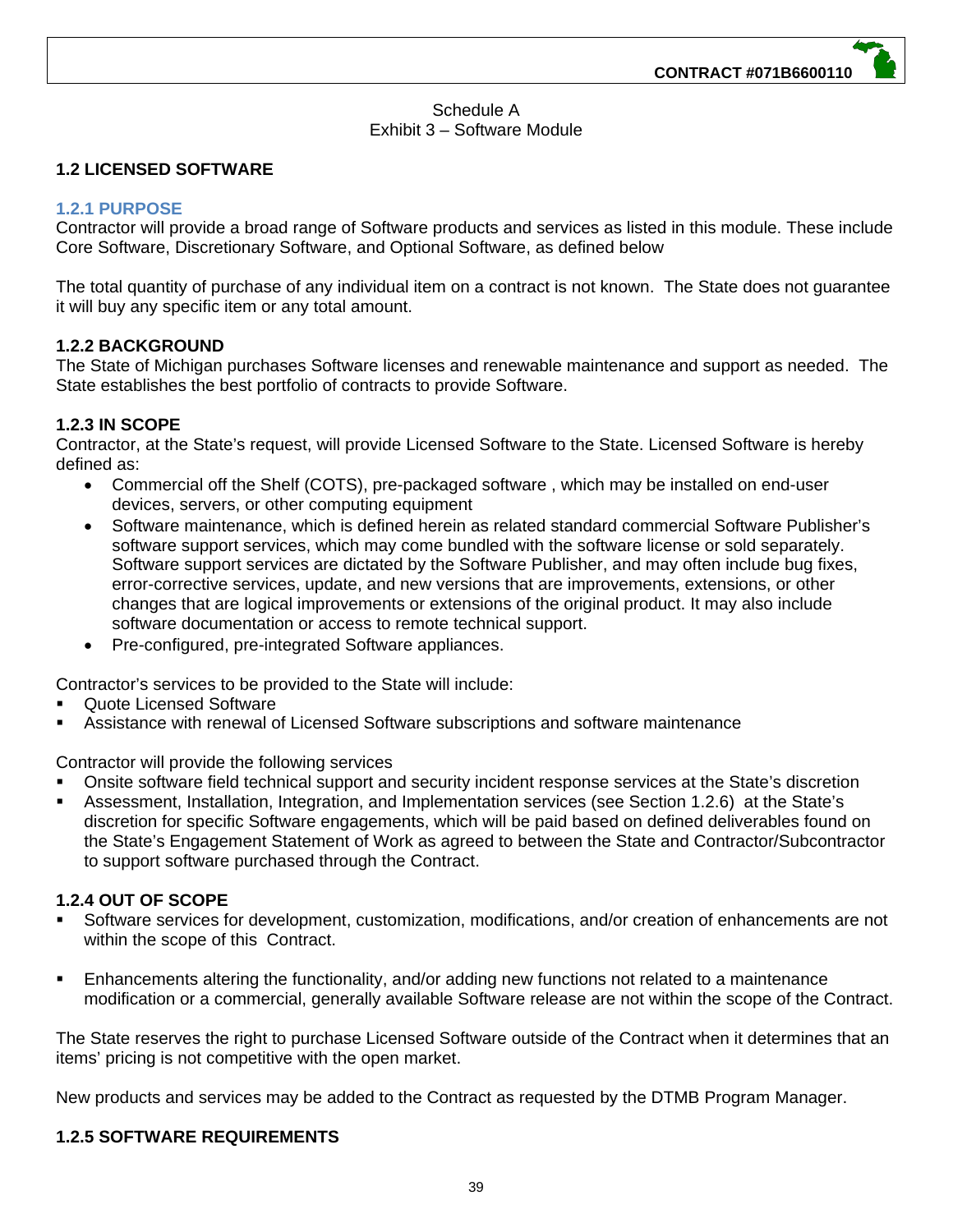Schedule A
Exhibit 3 – Software Module

## 1.2 LICENSED SOFTWARE

### 1.2.1 PURPOSE

Contractor will provide a broad range of Software products and services as listed in this module. These include Core Software, Discretionary Software, and Optional Software, as defined below

The total quantity of purchase of any individual item on a contract is not known. The State does not guarantee it will buy any specific item or any total amount.

### 1.2.2 BACKGROUND

The State of Michigan purchases Software licenses and renewable maintenance and support as needed. The State establishes the best portfolio of contracts to provide Software.

### 1.2.3 IN SCOPE

Contractor, at the State's request, will provide Licensed Software to the State. Licensed Software is hereby defined as:

- Commercial off the Shelf (COTS), pre-packaged software , which may be installed on end-user devices, servers, or other computing equipment
- Software maintenance, which is defined herein as related standard commercial Software Publisher's software support services, which may come bundled with the software license or sold separately. Software support services are dictated by the Software Publisher, and may often include bug fixes, error-corrective services, update, and new versions that are improvements, extensions, or other changes that are logical improvements or extensions of the original product. It may also include software documentation or access to remote technical support.
- Pre-configured, pre-integrated Software appliances.

Contractor's services to be provided to the State will include:

- Quote Licensed Software
- Assistance with renewal of Licensed Software subscriptions and software maintenance

Contractor will provide the following services

- Onsite software field technical support and security incident response services at the State's discretion
- Assessment, Installation, Integration, and Implementation services (see Section 1.2.6) at the State's discretion for specific Software engagements, which will be paid based on defined deliverables found on the State's Engagement Statement of Work as agreed to between the State and Contractor/Subcontractor to support software purchased through the Contract.

### 1.2.4 OUT OF SCOPE

- Software services for development, customization, modifications, and/or creation of enhancements are not within the scope of this Contract.
- Enhancements altering the functionality, and/or adding new functions not related to a maintenance modification or a commercial, generally available Software release are not within the scope of the Contract.

The State reserves the right to purchase Licensed Software outside of the Contract when it determines that an items' pricing is not competitive with the open market.

New products and services may be added to the Contract as requested by the DTMB Program Manager.

### 1.2.5 SOFTWARE REQUIREMENTS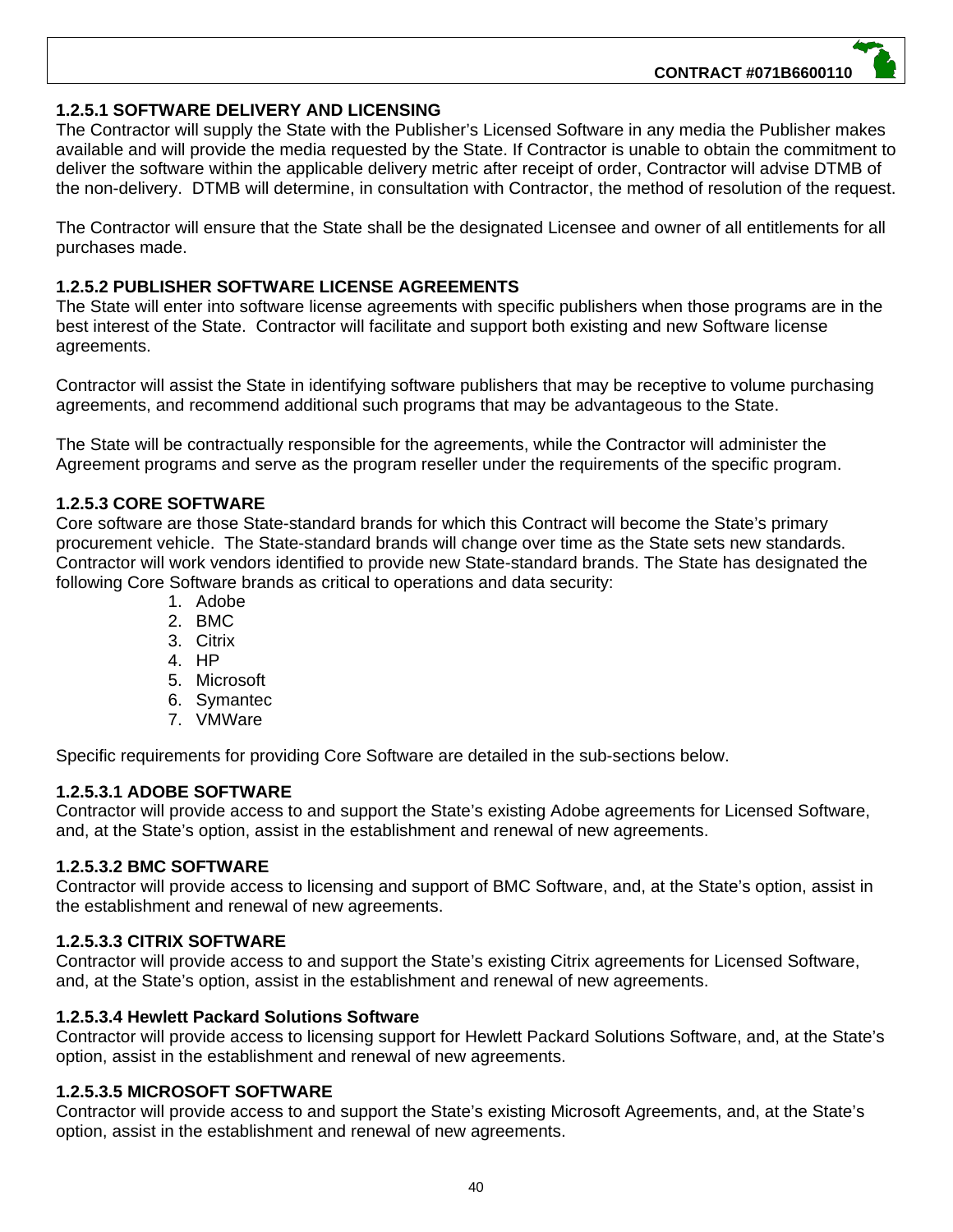#### 1.2.5.1 SOFTWARE DELIVERY AND LICENSING

The Contractor will supply the State with the Publisher's Licensed Software in any media the Publisher makes available and will provide the media requested by the State. If Contractor is unable to obtain the commitment to deliver the software within the applicable delivery metric after receipt of order, Contractor will advise DTMB of the non-delivery. DTMB will determine, in consultation with Contractor, the method of resolution of the request.

The Contractor will ensure that the State shall be the designated Licensee and owner of all entitlements for all purchases made.

#### 1.2.5.2 PUBLISHER SOFTWARE LICENSE AGREEMENTS

The State will enter into software license agreements with specific publishers when those programs are in the best interest of the State. Contractor will facilitate and support both existing and new Software license agreements.

Contractor will assist the State in identifying software publishers that may be receptive to volume purchasing agreements, and recommend additional such programs that may be advantageous to the State.

The State will be contractually responsible for the agreements, while the Contractor will administer the Agreement programs and serve as the program reseller under the requirements of the specific program.

#### 1.2.5.3 CORE SOFTWARE

Core software are those State-standard brands for which this Contract will become the State's primary procurement vehicle. The State-standard brands will change over time as the State sets new standards. Contractor will work vendors identified to provide new State-standard brands. The State has designated the following Core Software brands as critical to operations and data security:

1. Adobe
2. BMC
3. Citrix
4. HP
5. Microsoft
6. Symantec
7. VMWare

Specific requirements for providing Core Software are detailed in the sub-sections below.

##### 1.2.5.3.1 ADOBE SOFTWARE

Contractor will provide access to and support the State's existing Adobe agreements for Licensed Software, and, at the State's option, assist in the establishment and renewal of new agreements.

##### 1.2.5.3.2 BMC SOFTWARE

Contractor will provide access to licensing and support of BMC Software, and, at the State's option, assist in the establishment and renewal of new agreements.

##### 1.2.5.3.3 CITRIX SOFTWARE

Contractor will provide access to and support the State's existing Citrix agreements for Licensed Software, and, at the State's option, assist in the establishment and renewal of new agreements.

##### 1.2.5.3.4 Hewlett Packard Solutions Software

Contractor will provide access to licensing support for Hewlett Packard Solutions Software, and, at the State's option, assist in the establishment and renewal of new agreements.

##### 1.2.5.3.5 MICROSOFT SOFTWARE

Contractor will provide access to and support the State's existing Microsoft Agreements, and, at the State's option, assist in the establishment and renewal of new agreements.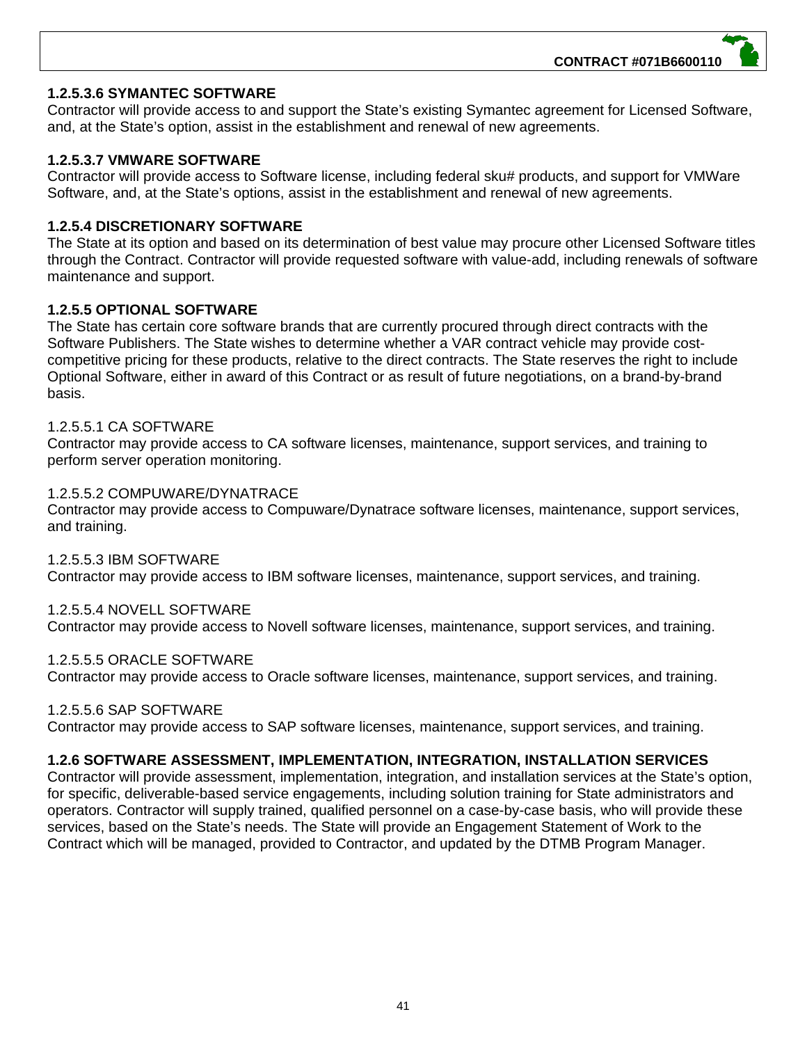### 1.2.5.3.6 SYMANTEC SOFTWARE

Contractor will provide access to and support the State's existing Symantec agreement for Licensed Software, and, at the State's option, assist in the establishment and renewal of new agreements.

### 1.2.5.3.7 VMWARE SOFTWARE

Contractor will provide access to Software license, including federal sku# products, and support for VMWare Software, and, at the State's options, assist in the establishment and renewal of new agreements.

### 1.2.5.4 DISCRETIONARY SOFTWARE

The State at its option and based on its determination of best value may procure other Licensed Software titles through the Contract. Contractor will provide requested software with value-add, including renewals of software maintenance and support.

### 1.2.5.5 OPTIONAL SOFTWARE

The State has certain core software brands that are currently procured through direct contracts with the Software Publishers. The State wishes to determine whether a VAR contract vehicle may provide cost-competitive pricing for these products, relative to the direct contracts. The State reserves the right to include Optional Software, either in award of this Contract or as result of future negotiations, on a brand-by-brand basis.

1.2.5.5.1 CA SOFTWARE

Contractor may provide access to CA software licenses, maintenance, support services, and training to perform server operation monitoring.

1.2.5.5.2 COMPUWARE/DYNATRACE

Contractor may provide access to Compuware/Dynatrace software licenses, maintenance, support services, and training.

1.2.5.5.3 IBM SOFTWARE

Contractor may provide access to IBM software licenses, maintenance, support services, and training.

1.2.5.5.4 NOVELL SOFTWARE

Contractor may provide access to Novell software licenses, maintenance, support services, and training.

1.2.5.5.5 ORACLE SOFTWARE

Contractor may provide access to Oracle software licenses, maintenance, support services, and training.

1.2.5.5.6 SAP SOFTWARE

Contractor may provide access to SAP software licenses, maintenance, support services, and training.

### 1.2.6 SOFTWARE ASSESSMENT, IMPLEMENTATION, INTEGRATION, INSTALLATION SERVICES

Contractor will provide assessment, implementation, integration, and installation services at the State's option, for specific, deliverable-based service engagements, including solution training for State administrators and operators. Contractor will supply trained, qualified personnel on a case-by-case basis, who will provide these services, based on the State's needs. The State will provide an Engagement Statement of Work to the Contract which will be managed, provided to Contractor, and updated by the DTMB Program Manager.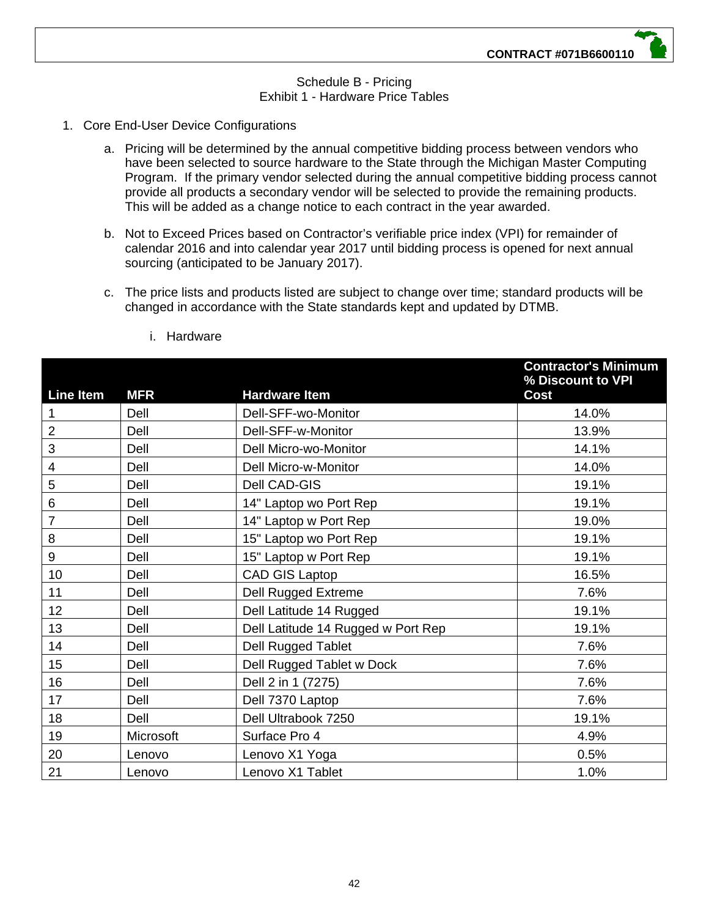Schedule B - Pricing
Exhibit 1 - Hardware Price Tables

1. Core End-User Device Configurations

   a. Pricing will be determined by the annual competitive bidding process between vendors who have been selected to source hardware to the State through the Michigan Master Computing Program. If the primary vendor selected during the annual competitive bidding process cannot provide all products a secondary vendor will be selected to provide the remaining products. This will be added as a change notice to each contract in the year awarded.

   b. Not to Exceed Prices based on Contractor's verifiable price index (VPI) for remainder of calendar 2016 and into calendar year 2017 until bidding process is opened for next annual sourcing (anticipated to be January 2017).

   c. The price lists and products listed are subject to change over time; standard products will be changed in accordance with the State standards kept and updated by DTMB.

      i. Hardware

| Line Item | MFR | Hardware Item | Contractor's Minimum % Discount to VPI Cost |
|---|---|---|---|
| 1 | Dell | Dell-SFF-wo-Monitor | 14.0% |
| 2 | Dell | Dell-SFF-w-Monitor | 13.9% |
| 3 | Dell | Dell Micro-wo-Monitor | 14.1% |
| 4 | Dell | Dell Micro-w-Monitor | 14.0% |
| 5 | Dell | Dell CAD-GIS | 19.1% |
| 6 | Dell | 14" Laptop wo Port Rep | 19.1% |
| 7 | Dell | 14" Laptop w Port Rep | 19.0% |
| 8 | Dell | 15" Laptop wo Port Rep | 19.1% |
| 9 | Dell | 15" Laptop w Port Rep | 19.1% |
| 10 | Dell | CAD GIS Laptop | 16.5% |
| 11 | Dell | Dell Rugged Extreme | 7.6% |
| 12 | Dell | Dell Latitude 14 Rugged | 19.1% |
| 13 | Dell | Dell Latitude 14 Rugged w Port Rep | 19.1% |
| 14 | Dell | Dell Rugged Tablet | 7.6% |
| 15 | Dell | Dell Rugged Tablet w Dock | 7.6% |
| 16 | Dell | Dell 2 in 1 (7275) | 7.6% |
| 17 | Dell | Dell 7370 Laptop | 7.6% |
| 18 | Dell | Dell Ultrabook 7250 | 19.1% |
| 19 | Microsoft | Surface Pro 4 | 4.9% |
| 20 | Lenovo | Lenovo X1 Yoga | 0.5% |
| 21 | Lenovo | Lenovo X1 Tablet | 1.0% |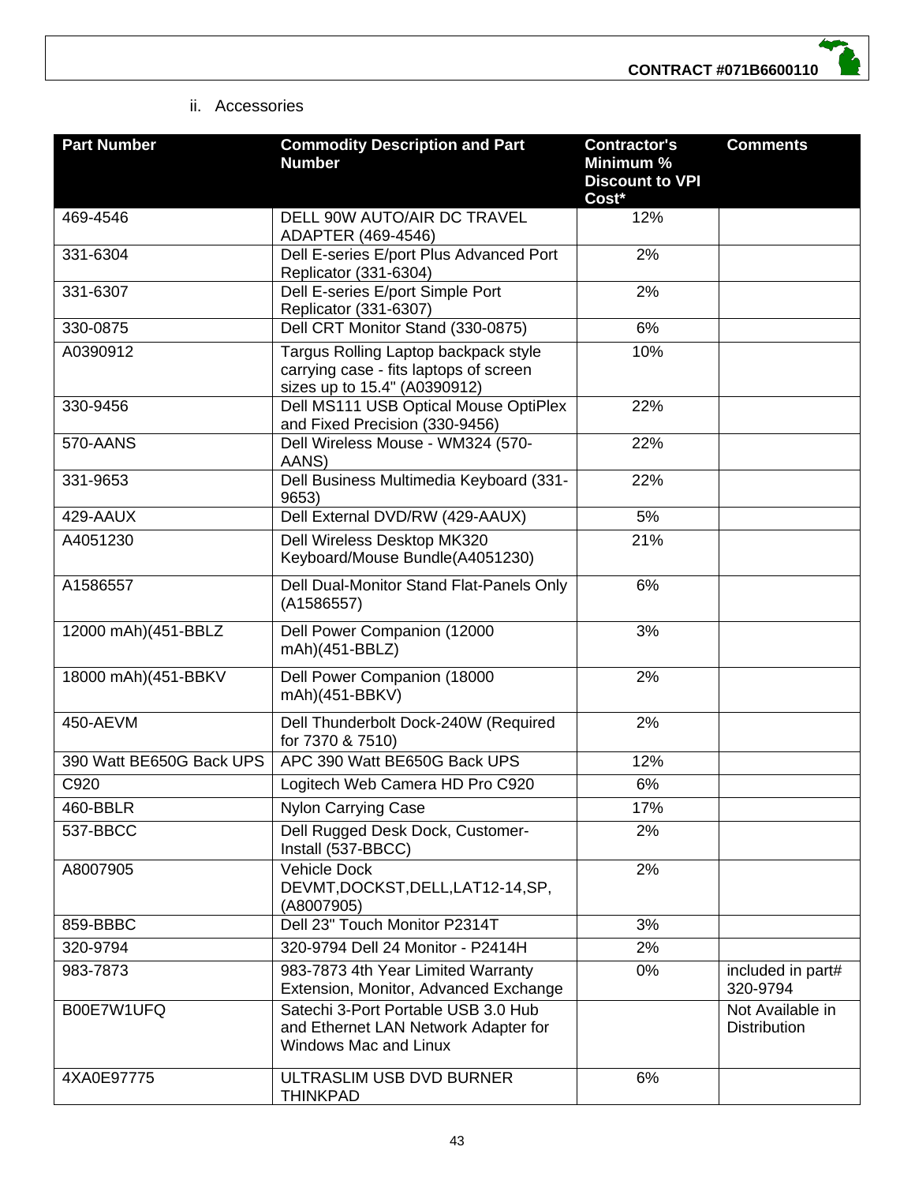ii. Accessories

| Part Number | Commodity Description and Part Number | Contractor's Minimum % Discount to VPI Cost* | Comments |
|---|---|---|---|
| 469-4546 | DELL 90W AUTO/AIR DC TRAVEL ADAPTER (469-4546) | 12% | |
| 331-6304 | Dell E-series E/port Plus Advanced Port Replicator (331-6304) | 2% | |
| 331-6307 | Dell E-series E/port Simple Port Replicator (331-6307) | 2% | |
| 330-0875 | Dell CRT Monitor Stand (330-0875) | 6% | |
| A0390912 | Targus Rolling Laptop backpack style carrying case - fits laptops of screen sizes up to 15.4" (A0390912) | 10% | |
| 330-9456 | Dell MS111 USB Optical Mouse OptiPlex and Fixed Precision (330-9456) | 22% | |
| 570-AANS | Dell Wireless Mouse - WM324 (570-AANS) | 22% | |
| 331-9653 | Dell Business Multimedia Keyboard (331-9653) | 22% | |
| 429-AAUX | Dell External DVD/RW (429-AAUX) | 5% | |
| A4051230 | Dell Wireless Desktop MK320 Keyboard/Mouse Bundle(A4051230) | 21% | |
| A1586557 | Dell Dual-Monitor Stand Flat-Panels Only (A1586557) | 6% | |
| 12000 mAh)(451-BBLZ | Dell Power Companion (12000 mAh)(451-BBLZ) | 3% | |
| 18000 mAh)(451-BBKV | Dell Power Companion (18000 mAh)(451-BBKV) | 2% | |
| 450-AEVM | Dell Thunderbolt Dock-240W (Required for 7370 & 7510) | 2% | |
| 390 Watt BE650G Back UPS | APC 390 Watt BE650G Back UPS | 12% | |
| C920 | Logitech Web Camera HD Pro C920 | 6% | |
| 460-BBLR | Nylon Carrying Case | 17% | |
| 537-BBCC | Dell Rugged Desk Dock, Customer-Install (537-BBCC) | 2% | |
| A8007905 | Vehicle Dock DEVMT,DOCKST,DELL,LAT12-14,SP, (A8007905) | 2% | |
| 859-BBBC | Dell 23" Touch Monitor P2314T | 3% | |
| 320-9794 | 320-9794 Dell 24 Monitor - P2414H | 2% | |
| 983-7873 | 983-7873 4th Year Limited Warranty Extension, Monitor, Advanced Exchange | 0% | included in part# 320-9794 |
| B00E7W1UFQ | Satechi 3-Port Portable USB 3.0 Hub and Ethernet LAN Network Adapter for Windows Mac and Linux | | Not Available in Distribution |
| 4XA0E97775 | ULTRASLIM USB DVD BURNER THINKPAD | 6% | |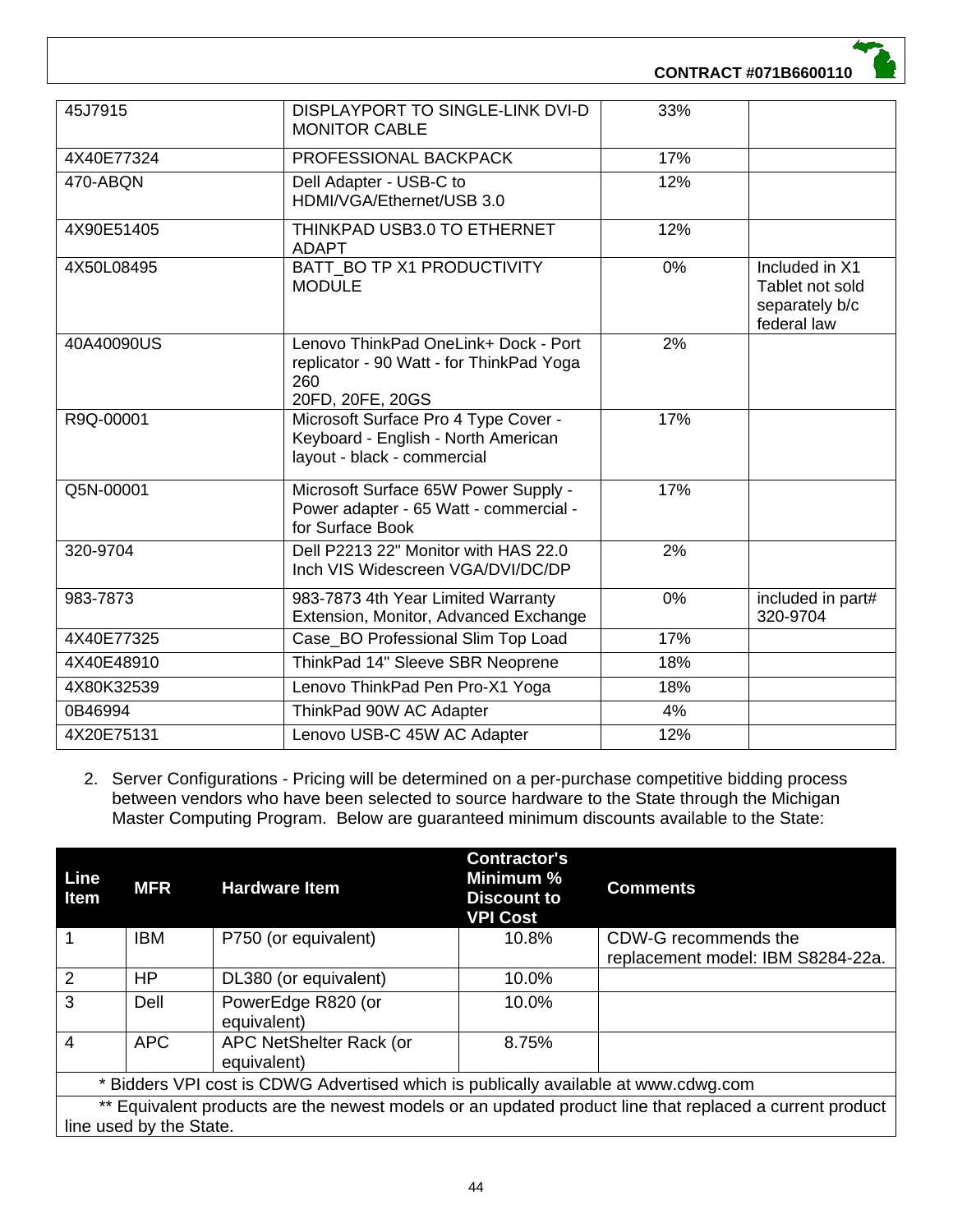| | | | |
|---|---|---|---|
| 45J7915 | DISPLAYPORT TO SINGLE-LINK DVI-D MONITOR CABLE | 33% | |
| 4X40E77324 | PROFESSIONAL BACKPACK | 17% | |
| 470-ABQN | Dell Adapter - USB-C to HDMI/VGA/Ethernet/USB 3.0 | 12% | |
| 4X90E51405 | THINKPAD USB3.0 TO ETHERNET ADAPT | 12% | |
| 4X50L08495 | BATT_BO TP X1 PRODUCTIVITY MODULE | 0% | Included in X1 Tablet not sold separately b/c federal law |
| 40A40090US | Lenovo ThinkPad OneLink+ Dock - Port replicator - 90 Watt - for ThinkPad Yoga 260 20FD, 20FE, 20GS | 2% | |
| R9Q-00001 | Microsoft Surface Pro 4 Type Cover - Keyboard - English - North American layout - black - commercial | 17% | |
| Q5N-00001 | Microsoft Surface 65W Power Supply - Power adapter - 65 Watt - commercial - for Surface Book | 17% | |
| 320-9704 | Dell P2213 22" Monitor with HAS 22.0 Inch VIS Widescreen VGA/DVI/DC/DP | 2% | |
| 983-7873 | 983-7873 4th Year Limited Warranty Extension, Monitor, Advanced Exchange | 0% | included in part# 320-9704 |
| 4X40E77325 | Case_BO Professional Slim Top Load | 17% | |
| 4X40E48910 | ThinkPad 14" Sleeve SBR Neoprene | 18% | |
| 4X80K32539 | Lenovo ThinkPad Pen Pro-X1 Yoga | 18% | |
| 0B46994 | ThinkPad 90W AC Adapter | 4% | |
| 4X20E75131 | Lenovo USB-C 45W AC Adapter | 12% | |

2. Server Configurations - Pricing will be determined on a per-purchase competitive bidding process between vendors who have been selected to source hardware to the State through the Michigan Master Computing Program. Below are guaranteed minimum discounts available to the State:

| Line Item | MFR | Hardware Item | Contractor's Minimum % Discount to VPI Cost | Comments |
|---|---|---|---|---|
| 1 | IBM | P750 (or equivalent) | 10.8% | CDW-G recommends the replacement model: IBM S8284-22a. |
| 2 | HP | DL380 (or equivalent) | 10.0% | |
| 3 | Dell | PowerEdge R820 (or equivalent) | 10.0% | |
| 4 | APC | APC NetShelter Rack (or equivalent) | 8.75% | |
| * Bidders VPI cost is CDWG Advertised which is publically available at www.cdwg.com | | | | |
| ** Equivalent products are the newest models or an updated product line that replaced a current product line used by the State. | | | | |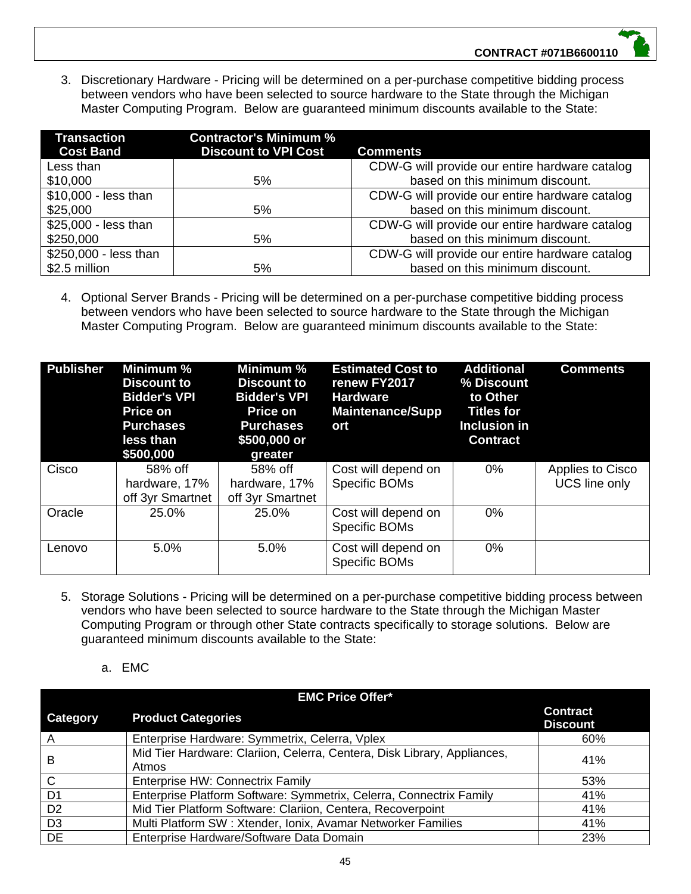3. Discretionary Hardware - Pricing will be determined on a per-purchase competitive bidding process between vendors who have been selected to source hardware to the State through the Michigan Master Computing Program. Below are guaranteed minimum discounts available to the State:

| Transaction Cost Band | Contractor's Minimum % Discount to VPI Cost | Comments |
|---|---|---|
| Less than $10,000 | 5% | CDW-G will provide our entire hardware catalog based on this minimum discount. |
| $10,000 - less than $25,000 | 5% | CDW-G will provide our entire hardware catalog based on this minimum discount. |
| $25,000 - less than $250,000 | 5% | CDW-G will provide our entire hardware catalog based on this minimum discount. |
| $250,000 - less than $2.5 million | 5% | CDW-G will provide our entire hardware catalog based on this minimum discount. |

4. Optional Server Brands - Pricing will be determined on a per-purchase competitive bidding process between vendors who have been selected to source hardware to the State through the Michigan Master Computing Program. Below are guaranteed minimum discounts available to the State:

| Publisher | Minimum % Discount to Bidder's VPI Price on Purchases less than $500,000 | Minimum % Discount to Bidder's VPI Price on Purchases $500,000 or greater | Estimated Cost to renew FY2017 Hardware Maintenance/Support | Additional % Discount to Other Titles for Inclusion in Contract | Comments |
|---|---|---|---|---|---|
| Cisco | 58% off hardware, 17% off 3yr Smartnet | 58% off hardware, 17% off 3yr Smartnet | Cost will depend on Specific BOMs | 0% | Applies to Cisco UCS line only |
| Oracle | 25.0% | 25.0% | Cost will depend on Specific BOMs | 0% | |
| Lenovo | 5.0% | 5.0% | Cost will depend on Specific BOMs | 0% | |

5. Storage Solutions - Pricing will be determined on a per-purchase competitive bidding process between vendors who have been selected to source hardware to the State through the Michigan Master Computing Program or through other State contracts specifically to storage solutions. Below are guaranteed minimum discounts available to the State:

   a. EMC

| EMC Price Offer* | | |
|---|---|---|
| **Category** | **Product Categories** | **Contract Discount** |
| A | Enterprise Hardware: Symmetrix, Celerra, Vplex | 60% |
| B | Mid Tier Hardware: Clariion, Celerra, Centera, Disk Library, Appliances, Atmos | 41% |
| C | Enterprise HW: Connectrix Family | 53% |
| D1 | Enterprise Platform Software: Symmetrix, Celerra, Connectrix Family | 41% |
| D2 | Mid Tier Platform Software: Clariion, Centera, Recoverpoint | 41% |
| D3 | Multi Platform SW : Xtender, Ionix, Avamar Networker Families | 41% |
| DE | Enterprise Hardware/Software Data Domain | 23% |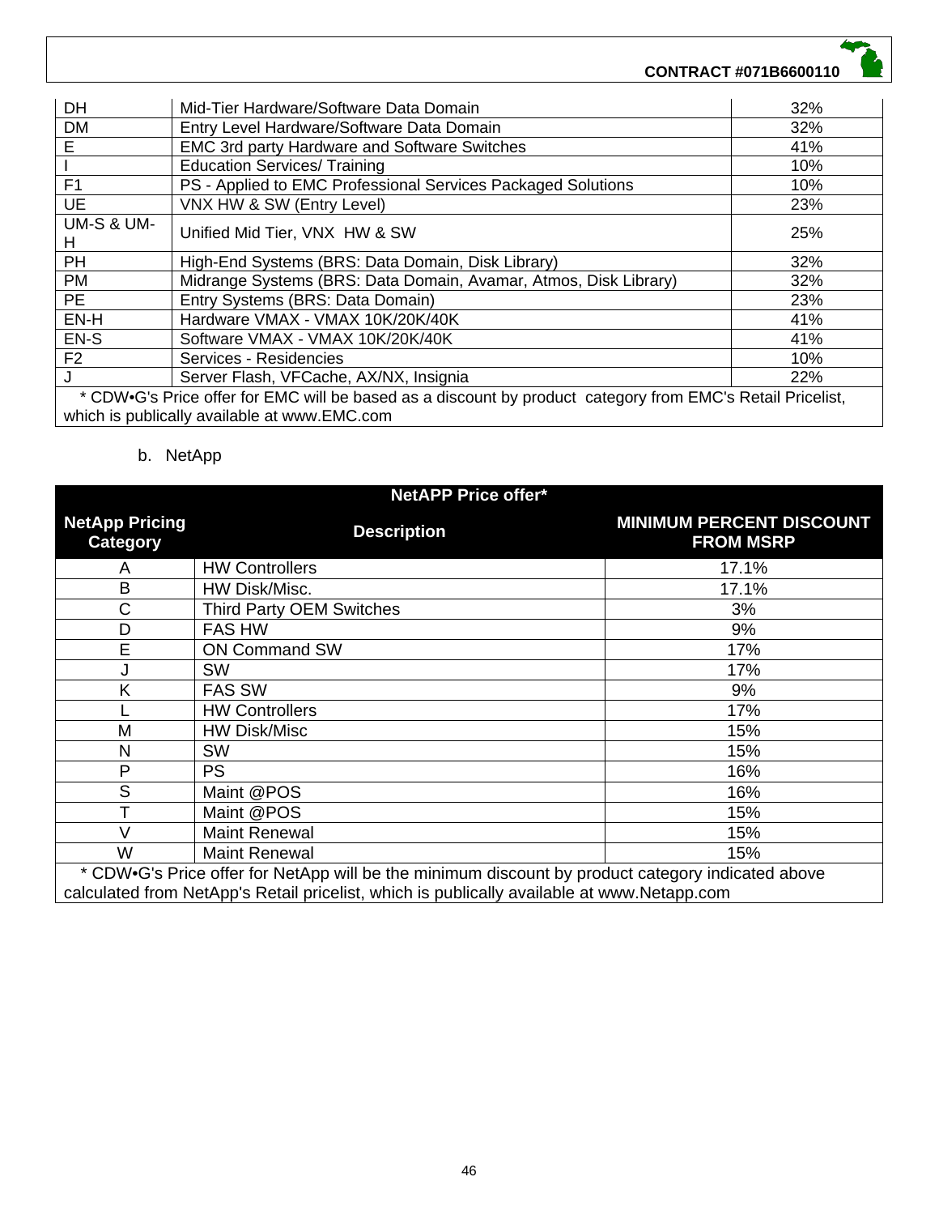| | | |
|---|---|---|
| DH | Mid-Tier Hardware/Software Data Domain | 32% |
| DM | Entry Level Hardware/Software Data Domain | 32% |
| E | EMC 3rd party Hardware and Software Switches | 41% |
| I | Education Services/ Training | 10% |
| F1 | PS - Applied to EMC Professional Services Packaged Solutions | 10% |
| UE | VNX HW & SW (Entry Level) | 23% |
| UM-S & UM-H | Unified Mid Tier, VNX HW & SW | 25% |
| PH | High-End Systems (BRS: Data Domain, Disk Library) | 32% |
| PM | Midrange Systems (BRS: Data Domain, Avamar, Atmos, Disk Library) | 32% |
| PE | Entry Systems (BRS: Data Domain) | 23% |
| EN-H | Hardware VMAX - VMAX 10K/20K/40K | 41% |
| EN-S | Software VMAX - VMAX 10K/20K/40K | 41% |
| F2 | Services - Residencies | 10% |
| J | Server Flash, VFCache, AX/NX, Insignia | 22% |

\* CDW•G's Price offer for EMC will be based as a discount by product category from EMC's Retail Pricelist, which is publically available at www.EMC.com

b. NetApp

**NetAPP Price offer***

| NetApp Pricing Category | Description | MINIMUM PERCENT DISCOUNT FROM MSRP |
|---|---|---|
| A | HW Controllers | 17.1% |
| B | HW Disk/Misc. | 17.1% |
| C | Third Party OEM Switches | 3% |
| D | FAS HW | 9% |
| E | ON Command SW | 17% |
| J | SW | 17% |
| K | FAS SW | 9% |
| L | HW Controllers | 17% |
| M | HW Disk/Misc | 15% |
| N | SW | 15% |
| P | PS | 16% |
| S | Maint @POS | 16% |
| T | Maint @POS | 15% |
| V | Maint Renewal | 15% |
| W | Maint Renewal | 15% |

\* CDW•G's Price offer for NetApp will be the minimum discount by product category indicated above calculated from NetApp's Retail pricelist, which is publically available at www.Netapp.com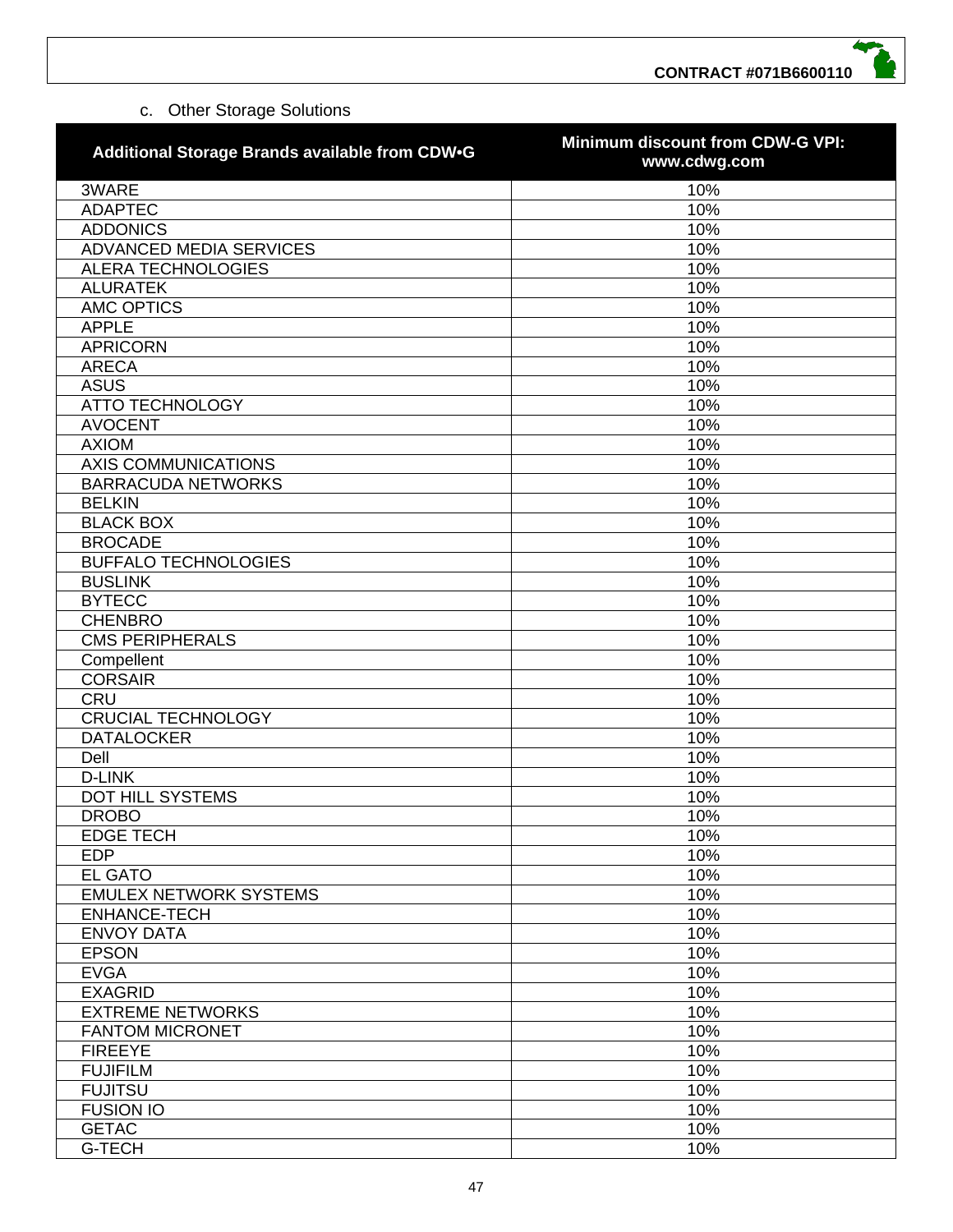c. Other Storage Solutions

| Additional Storage Brands available from CDW•G | Minimum discount from CDW-G VPI: www.cdwg.com |
|---|---|
| 3WARE | 10% |
| ADAPTEC | 10% |
| ADDONICS | 10% |
| ADVANCED MEDIA SERVICES | 10% |
| ALERA TECHNOLOGIES | 10% |
| ALURATEK | 10% |
| AMC OPTICS | 10% |
| APPLE | 10% |
| APRICORN | 10% |
| ARECA | 10% |
| ASUS | 10% |
| ATTO TECHNOLOGY | 10% |
| AVOCENT | 10% |
| AXIOM | 10% |
| AXIS COMMUNICATIONS | 10% |
| BARRACUDA NETWORKS | 10% |
| BELKIN | 10% |
| BLACK BOX | 10% |
| BROCADE | 10% |
| BUFFALO TECHNOLOGIES | 10% |
| BUSLINK | 10% |
| BYTECC | 10% |
| CHENBRO | 10% |
| CMS PERIPHERALS | 10% |
| Compellent | 10% |
| CORSAIR | 10% |
| CRU | 10% |
| CRUCIAL TECHNOLOGY | 10% |
| DATALOCKER | 10% |
| Dell | 10% |
| D-LINK | 10% |
| DOT HILL SYSTEMS | 10% |
| DROBO | 10% |
| EDGE TECH | 10% |
| EDP | 10% |
| EL GATO | 10% |
| EMULEX NETWORK SYSTEMS | 10% |
| ENHANCE-TECH | 10% |
| ENVOY DATA | 10% |
| EPSON | 10% |
| EVGA | 10% |
| EXAGRID | 10% |
| EXTREME NETWORKS | 10% |
| FANTOM MICRONET | 10% |
| FIREEYE | 10% |
| FUJIFILM | 10% |
| FUJITSU | 10% |
| FUSION IO | 10% |
| GETAC | 10% |
| G-TECH | 10% |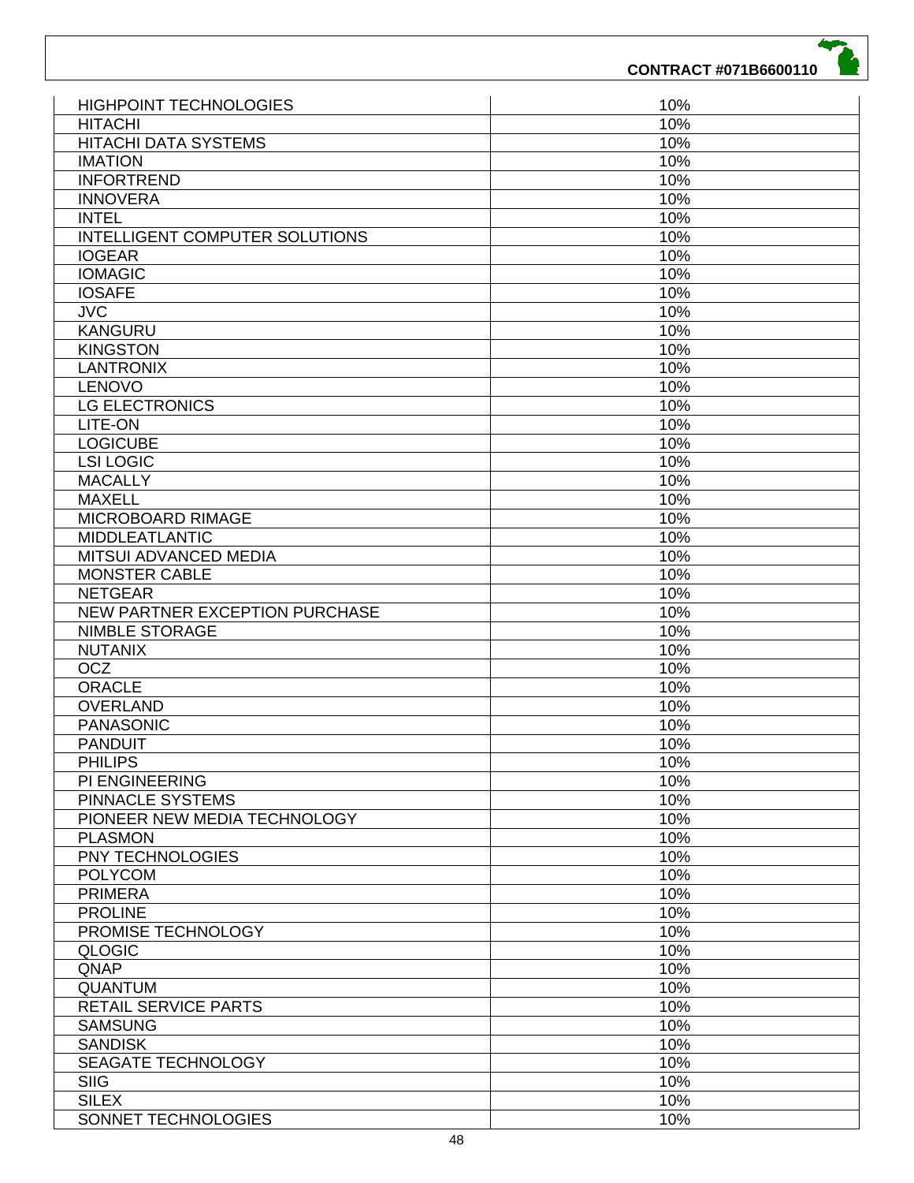| | |
|---|---|
| HIGHPOINT TECHNOLOGIES | 10% |
| HITACHI | 10% |
| HITACHI DATA SYSTEMS | 10% |
| IMATION | 10% |
| INFORTREND | 10% |
| INNOVERA | 10% |
| INTEL | 10% |
| INTELLIGENT COMPUTER SOLUTIONS | 10% |
| IOGEAR | 10% |
| IOMAGIC | 10% |
| IOSAFE | 10% |
| JVC | 10% |
| KANGURU | 10% |
| KINGSTON | 10% |
| LANTRONIX | 10% |
| LENOVO | 10% |
| LG ELECTRONICS | 10% |
| LITE-ON | 10% |
| LOGICUBE | 10% |
| LSI LOGIC | 10% |
| MACALLY | 10% |
| MAXELL | 10% |
| MICROBOARD RIMAGE | 10% |
| MIDDLEATLANTIC | 10% |
| MITSUI ADVANCED MEDIA | 10% |
| MONSTER CABLE | 10% |
| NETGEAR | 10% |
| NEW PARTNER EXCEPTION PURCHASE | 10% |
| NIMBLE STORAGE | 10% |
| NUTANIX | 10% |
| OCZ | 10% |
| ORACLE | 10% |
| OVERLAND | 10% |
| PANASONIC | 10% |
| PANDUIT | 10% |
| PHILIPS | 10% |
| PI ENGINEERING | 10% |
| PINNACLE SYSTEMS | 10% |
| PIONEER NEW MEDIA TECHNOLOGY | 10% |
| PLASMON | 10% |
| PNY TECHNOLOGIES | 10% |
| POLYCOM | 10% |
| PRIMERA | 10% |
| PROLINE | 10% |
| PROMISE TECHNOLOGY | 10% |
| QLOGIC | 10% |
| QNAP | 10% |
| QUANTUM | 10% |
| RETAIL SERVICE PARTS | 10% |
| SAMSUNG | 10% |
| SANDISK | 10% |
| SEAGATE TECHNOLOGY | 10% |
| SIIG | 10% |
| SILEX | 10% |
| SONNET TECHNOLOGIES | 10% |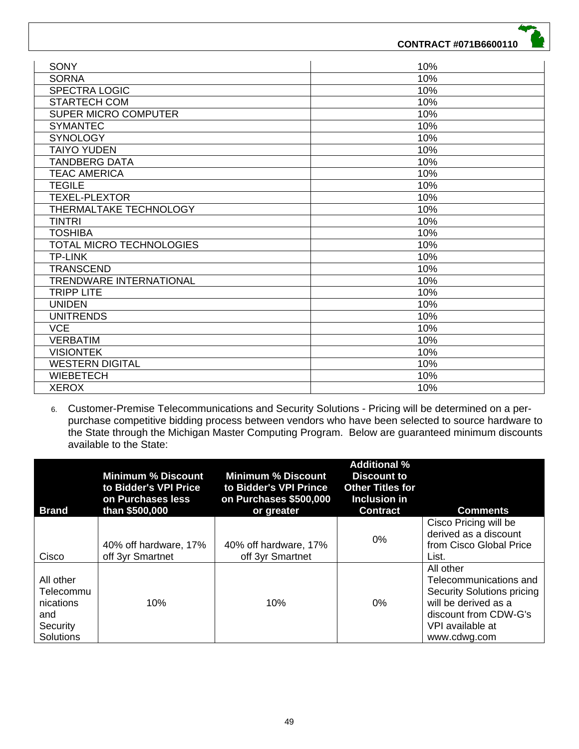| SONY | 10% |
|---|---|
| SORNA | 10% |
| SPECTRA LOGIC | 10% |
| STARTECH COM | 10% |
| SUPER MICRO COMPUTER | 10% |
| SYMANTEC | 10% |
| SYNOLOGY | 10% |
| TAIYO YUDEN | 10% |
| TANDBERG DATA | 10% |
| TEAC AMERICA | 10% |
| TEGILE | 10% |
| TEXEL-PLEXTOR | 10% |
| THERMALTAKE TECHNOLOGY | 10% |
| TINTRI | 10% |
| TOSHIBA | 10% |
| TOTAL MICRO TECHNOLOGIES | 10% |
| TP-LINK | 10% |
| TRANSCEND | 10% |
| TRENDWARE INTERNATIONAL | 10% |
| TRIPP LITE | 10% |
| UNIDEN | 10% |
| UNITRENDS | 10% |
| VCE | 10% |
| VERBATIM | 10% |
| VISIONTEK | 10% |
| WESTERN DIGITAL | 10% |
| WIEBETECH | 10% |
| XEROX | 10% |

6. Customer-Premise Telecommunications and Security Solutions - Pricing will be determined on a per-purchase competitive bidding process between vendors who have been selected to source hardware to the State through the Michigan Master Computing Program. Below are guaranteed minimum discounts available to the State:

| Brand | Minimum % Discount to Bidder's VPI Price on Purchases less than $500,000 | Minimum % Discount to Bidder's VPI Prince on Purchases $500,000 or greater | Additional % Discount to Other Titles for Inclusion in Contract | Comments |
|---|---|---|---|---|
| Cisco | 40% off hardware, 17% off 3yr Smartnet | 40% off hardware, 17% off 3yr Smartnet | 0% | Cisco Pricing will be derived as a discount from Cisco Global Price List. |
| All other Telecommunications and Security Solutions | 10% | 10% | 0% | All other Telecommunications and Security Solutions pricing will be derived as a discount from CDW-G's VPI available at www.cdwg.com |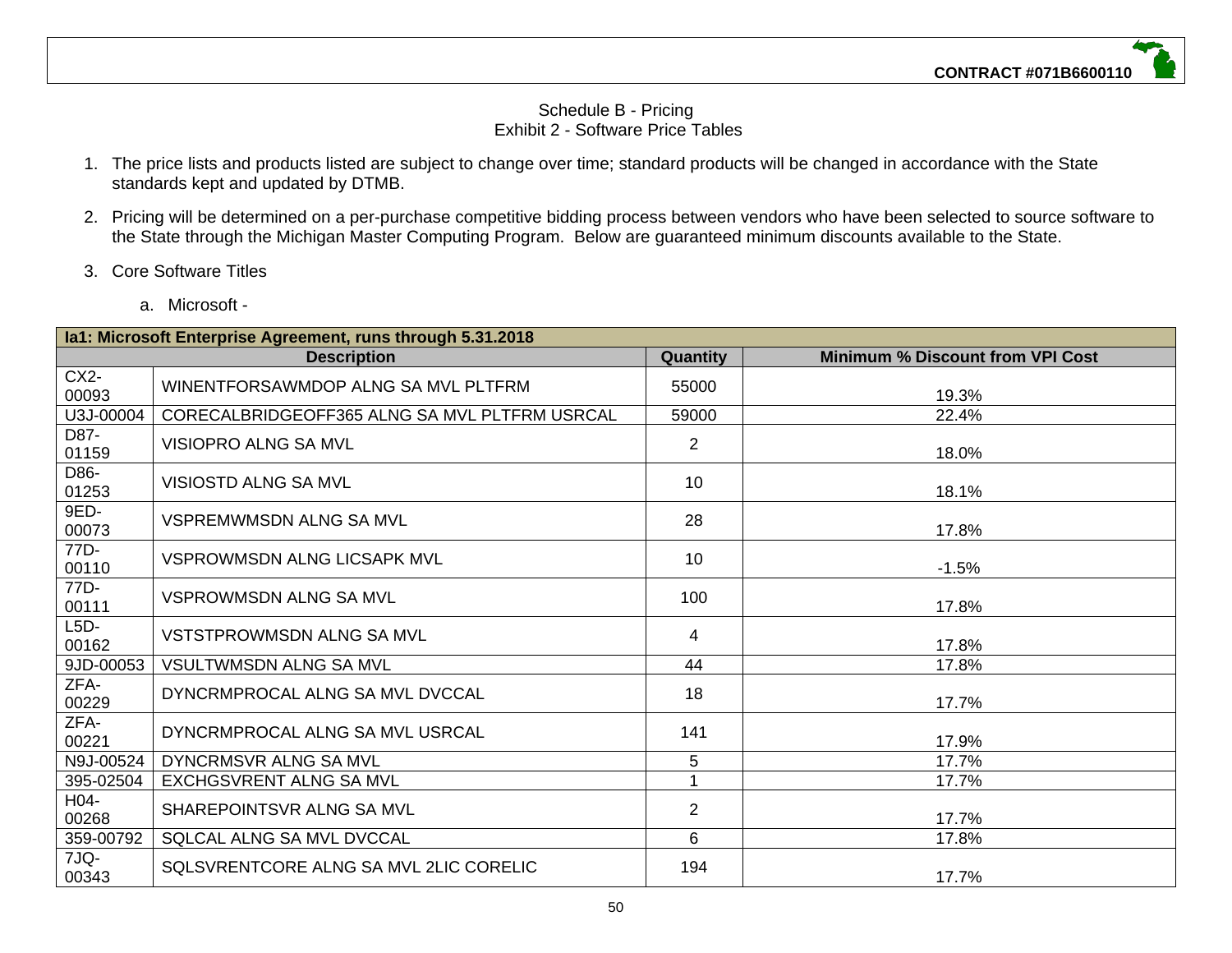Schedule B - Pricing
Exhibit 2 - Software Price Tables

1. The price lists and products listed are subject to change over time; standard products will be changed in accordance with the State standards kept and updated by DTMB.

2. Pricing will be determined on a per-purchase competitive bidding process between vendors who have been selected to source software to the State through the Michigan Master Computing Program. Below are guaranteed minimum discounts available to the State.

3. Core Software Titles

   a. Microsoft -

| **Ia1: Microsoft Enterprise Agreement, runs through 5.31.2018** | | | |
|---|---|---|---|
| **Description** | | **Quantity** | **Minimum % Discount from VPI Cost** |
| CX2-00093 | WINENTFORSAWMDOP ALNG SA MVL PLTFRM | 55000 | 19.3% |
| U3J-00004 | CORECALBRIDGEOFF365 ALNG SA MVL PLTFRM USRCAL | 59000 | 22.4% |
| D87-01159 | VISIOPRO ALNG SA MVL | 2 | 18.0% |
| D86-01253 | VISIOSTD ALNG SA MVL | 10 | 18.1% |
| 9ED-00073 | VSPREMWMSDN ALNG SA MVL | 28 | 17.8% |
| 77D-00110 | VSPROWMSDN ALNG LICSAPK MVL | 10 | -1.5% |
| 77D-00111 | VSPROWMSDN ALNG SA MVL | 100 | 17.8% |
| L5D-00162 | VSTSTPROWMSDN ALNG SA MVL | 4 | 17.8% |
| 9JD-00053 | VSULTWMSDN ALNG SA MVL | 44 | 17.8% |
| ZFA-00229 | DYNCRMPROCAL ALNG SA MVL DVCCAL | 18 | 17.7% |
| ZFA-00221 | DYNCRMPROCAL ALNG SA MVL USRCAL | 141 | 17.9% |
| N9J-00524 | DYNCRMSVR ALNG SA MVL | 5 | 17.7% |
| 395-02504 | EXCHGSVRENT ALNG SA MVL | 1 | 17.7% |
| H04-00268 | SHAREPOINTSVR ALNG SA MVL | 2 | 17.7% |
| 359-00792 | SQLCAL ALNG SA MVL DVCCAL | 6 | 17.8% |
| 7JQ-00343 | SQLSVRENTCORE ALNG SA MVL 2LIC CORELIC | 194 | 17.7% |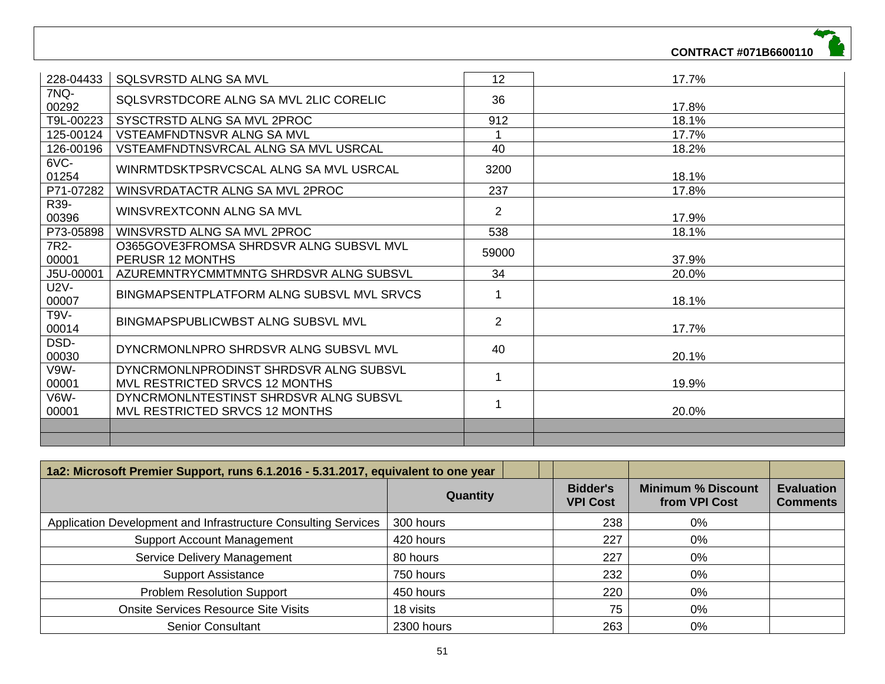| | | | |
|---|---|---|---|
| 228-04433 | SQLSVRSTD ALNG SA MVL | 12 | 17.7% |
| 7NQ-00292 | SQLSVRSTDCORE ALNG SA MVL 2LIC CORELIC | 36 | 17.8% |
| T9L-00223 | SYSCTRSTD ALNG SA MVL 2PROC | 912 | 18.1% |
| 125-00124 | VSTEAMFNDTNSVR ALNG SA MVL | 1 | 17.7% |
| 126-00196 | VSTEAMFNDTNSVRCAL ALNG SA MVL USRCAL | 40 | 18.2% |
| 6VC-01254 | WINRMTDSKTPSRVCSCAL ALNG SA MVL USRCAL | 3200 | 18.1% |
| P71-07282 | WINSVRDATACTR ALNG SA MVL 2PROC | 237 | 17.8% |
| R39-00396 | WINSVREXTCONN ALNG SA MVL | 2 | 17.9% |
| P73-05898 | WINSVRSTD ALNG SA MVL 2PROC | 538 | 18.1% |
| 7R2-00001 | O365GOVE3FROMSA SHRDSVR ALNG SUBSVL MVL PERUSR 12 MONTHS | 59000 | 37.9% |
| J5U-00001 | AZUREMNTRYCMMTMNTG SHRDSVR ALNG SUBSVL | 34 | 20.0% |
| U2V-00007 | BINGMAPSENTPLATFORM ALNG SUBSVL MVL SRVCS | 1 | 18.1% |
| T9V-00014 | BINGMAPSPUBLICWBST ALNG SUBSVL MVL | 2 | 17.7% |
| DSD-00030 | DYNCRMONLNPRO SHRDSVR ALNG SUBSVL MVL | 40 | 20.1% |
| V9W-00001 | DYNCRMONLNPRODINST SHRDSVR ALNG SUBSVL MVL RESTRICTED SRVCS 12 MONTHS | 1 | 19.9% |
| V6W-00001 | DYNCRMONLNTESTINST SHRDSVR ALNG SUBSVL MVL RESTRICTED SRVCS 12 MONTHS | 1 | 20.0% |
| | | | |
| | | | |

| 1a2: Microsoft Premier Support, runs 6.1.2016 - 5.31.2017, equivalent to one year | | | | |
|---|---|---|---|---|
| | **Quantity** | **Bidder's VPI Cost** | **Minimum % Discount from VPI Cost** | **Evaluation Comments** |
| Application Development and Infrastructure Consulting Services | 300 hours | 238 | 0% | |
| Support Account Management | 420 hours | 227 | 0% | |
| Service Delivery Management | 80 hours | 227 | 0% | |
| Support Assistance | 750 hours | 232 | 0% | |
| Problem Resolution Support | 450 hours | 220 | 0% | |
| Onsite Services Resource Site Visits | 18 visits | 75 | 0% | |
| Senior Consultant | 2300 hours | 263 | 0% | |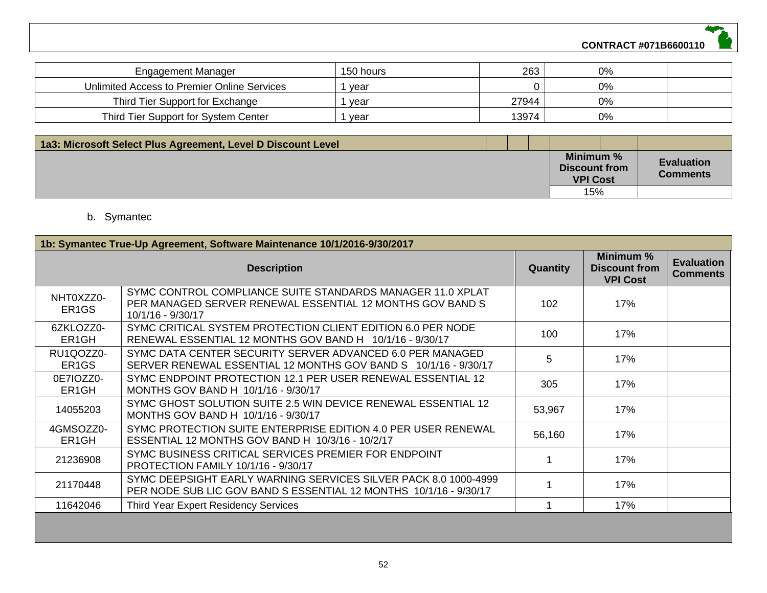| Engagement Manager | 150 hours | 263 | 0% | |
|---|---|---|---|---|
| Unlimited Access to Premier Online Services | 1 year | 0 | 0% | |
| Third Tier Support for Exchange | 1 year | 27944 | 0% | |
| Third Tier Support for System Center | 1 year | 13974 | 0% | |

| 1a3: Microsoft Select Plus Agreement, Level D Discount Level | | |
|---|---|---|
| | **Minimum % Discount from VPI Cost** | **Evaluation Comments** |
| | 15% | |

b. Symantec

| 1b: Symantec True-Up Agreement, Software Maintenance 10/1/2016-9/30/2017 | | | | |
|---|---|---|---|---|
| **Description** | | **Quantity** | **Minimum % Discount from VPI Cost** | **Evaluation Comments** |
| NHT0XZZ0-ER1GS | SYMC CONTROL COMPLIANCE SUITE STANDARDS MANAGER 11.0 XPLAT PER MANAGED SERVER RENEWAL ESSENTIAL 12 MONTHS GOV BAND S 10/1/16 - 9/30/17 | 102 | 17% | |
| 6ZKLOZZ0-ER1GH | SYMC CRITICAL SYSTEM PROTECTION CLIENT EDITION 6.0 PER NODE RENEWAL ESSENTIAL 12 MONTHS GOV BAND H 10/1/16 - 9/30/17 | 100 | 17% | |
| RU1QOZZ0-ER1GS | SYMC DATA CENTER SECURITY SERVER ADVANCED 6.0 PER MANAGED SERVER RENEWAL ESSENTIAL 12 MONTHS GOV BAND S 10/1/16 - 9/30/17 | 5 | 17% | |
| 0E7IOZZ0-ER1GH | SYMC ENDPOINT PROTECTION 12.1 PER USER RENEWAL ESSENTIAL 12 MONTHS GOV BAND H 10/1/16 - 9/30/17 | 305 | 17% | |
| 14055203 | SYMC GHOST SOLUTION SUITE 2.5 WIN DEVICE RENEWAL ESSENTIAL 12 MONTHS GOV BAND H 10/1/16 - 9/30/17 | 53,967 | 17% | |
| 4GMSOZZ0-ER1GH | SYMC PROTECTION SUITE ENTERPRISE EDITION 4.0 PER USER RENEWAL ESSENTIAL 12 MONTHS GOV BAND H 10/3/16 - 10/2/17 | 56,160 | 17% | |
| 21236908 | SYMC BUSINESS CRITICAL SERVICES PREMIER FOR ENDPOINT PROTECTION FAMILY 10/1/16 - 9/30/17 | 1 | 17% | |
| 21170448 | SYMC DEEPSIGHT EARLY WARNING SERVICES SILVER PACK 8.0 1000-4999 PER NODE SUB LIC GOV BAND S ESSENTIAL 12 MONTHS 10/1/16 - 9/30/17 | 1 | 17% | |
| 11642046 | Third Year Expert Residency Services | 1 | 17% | |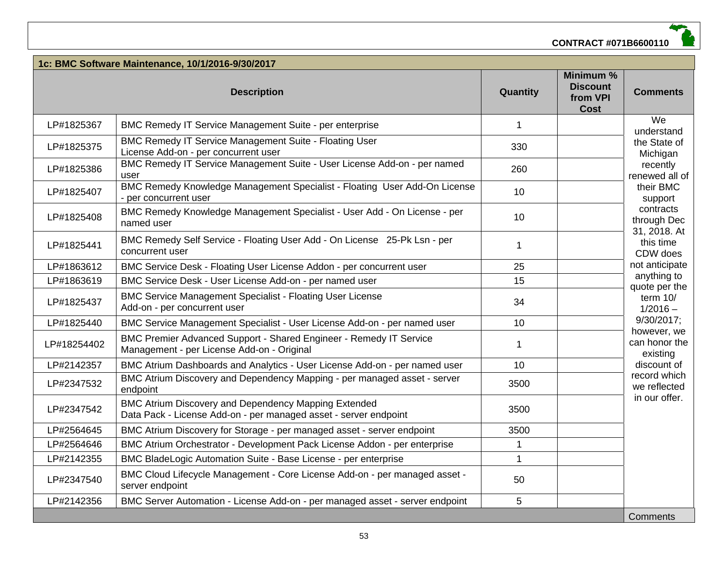**CONTRACT #071B6600110**

| 1c: BMC Software Maintenance, 10/1/2016-9/30/2017 | | | | |
|---|---|---|---|---|
| Description | | Quantity | Minimum % Discount from VPI Cost | Comments |
| LP#1825367 | BMC Remedy IT Service Management Suite - per enterprise | 1 | | We understand the State of Michigan recently renewed all of their BMC support contracts through Dec 31, 2018. At this time CDW does not anticipate anything to quote per the term 10/ 1/2016 – 9/30/2017; however, we can honor the existing discount of record which we reflected in our offer. |
| LP#1825375 | BMC Remedy IT Service Management Suite - Floating User License Add-on - per concurrent user | 330 | | |
| LP#1825386 | BMC Remedy IT Service Management Suite - User License Add-on - per named user | 260 | | |
| LP#1825407 | BMC Remedy Knowledge Management Specialist - Floating User Add-On License - per concurrent user | 10 | | |
| LP#1825408 | BMC Remedy Knowledge Management Specialist - User Add - On License - per named user | 10 | | |
| LP#1825441 | BMC Remedy Self Service - Floating User Add - On License 25-Pk Lsn - per concurrent user | 1 | | |
| LP#1863612 | BMC Service Desk - Floating User License Addon - per concurrent user | 25 | | |
| LP#1863619 | BMC Service Desk - User License Add-on - per named user | 15 | | |
| LP#1825437 | BMC Service Management Specialist - Floating User License Add-on - per concurrent user | 34 | | |
| LP#1825440 | BMC Service Management Specialist - User License Add-on - per named user | 10 | | |
| LP#18254402 | BMC Premier Advanced Support - Shared Engineer - Remedy IT Service Management - per License Add-on - Original | 1 | | |
| LP#2142357 | BMC Atrium Dashboards and Analytics - User License Add-on - per named user | 10 | | |
| LP#2347532 | BMC Atrium Discovery and Dependency Mapping - per managed asset - server endpoint | 3500 | | |
| LP#2347542 | BMC Atrium Discovery and Dependency Mapping Extended Data Pack - License Add-on - per managed asset - server endpoint | 3500 | | |
| LP#2564645 | BMC Atrium Discovery for Storage - per managed asset - server endpoint | 3500 | | |
| LP#2564646 | BMC Atrium Orchestrator - Development Pack License Addon - per enterprise | 1 | | |
| LP#2142355 | BMC BladeLogic Automation Suite - Base License - per enterprise | 1 | | |
| LP#2347540 | BMC Cloud Lifecycle Management - Core License Add-on - per managed asset - server endpoint | 50 | | |
| LP#2142356 | BMC Server Automation - License Add-on - per managed asset - server endpoint | 5 | | |
| | | | | Comments |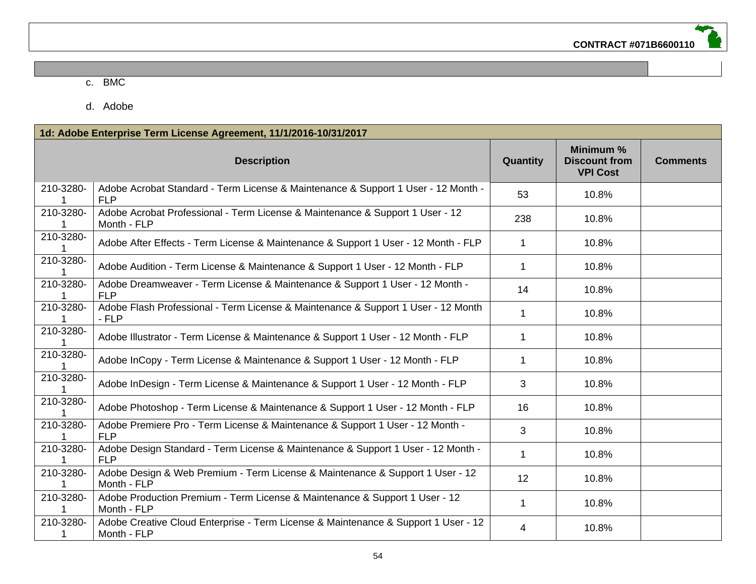c. BMC

d. Adobe

| 1d: Adobe Enterprise Term License Agreement, 11/1/2016-10/31/2017 | | | | |
|---|---|---|---|---|
| Description | | Quantity | Minimum % Discount from VPI Cost | Comments |
| 210-3280-1 | Adobe Acrobat Standard - Term License & Maintenance & Support 1 User - 12 Month - FLP | 53 | 10.8% | |
| 210-3280-1 | Adobe Acrobat Professional - Term License & Maintenance & Support 1 User - 12 Month - FLP | 238 | 10.8% | |
| 210-3280-1 | Adobe After Effects - Term License & Maintenance & Support 1 User - 12 Month - FLP | 1 | 10.8% | |
| 210-3280-1 | Adobe Audition - Term License & Maintenance & Support 1 User - 12 Month - FLP | 1 | 10.8% | |
| 210-3280-1 | Adobe Dreamweaver - Term License & Maintenance & Support 1 User - 12 Month - FLP | 14 | 10.8% | |
| 210-3280-1 | Adobe Flash Professional - Term License & Maintenance & Support 1 User - 12 Month - FLP | 1 | 10.8% | |
| 210-3280-1 | Adobe Illustrator - Term License & Maintenance & Support 1 User - 12 Month - FLP | 1 | 10.8% | |
| 210-3280-1 | Adobe InCopy - Term License & Maintenance & Support 1 User - 12 Month - FLP | 1 | 10.8% | |
| 210-3280-1 | Adobe InDesign - Term License & Maintenance & Support 1 User - 12 Month - FLP | 3 | 10.8% | |
| 210-3280-1 | Adobe Photoshop - Term License & Maintenance & Support 1 User - 12 Month - FLP | 16 | 10.8% | |
| 210-3280-1 | Adobe Premiere Pro - Term License & Maintenance & Support 1 User - 12 Month - FLP | 3 | 10.8% | |
| 210-3280-1 | Adobe Design Standard - Term License & Maintenance & Support 1 User - 12 Month - FLP | 1 | 10.8% | |
| 210-3280-1 | Adobe Design & Web Premium - Term License & Maintenance & Support 1 User - 12 Month - FLP | 12 | 10.8% | |
| 210-3280-1 | Adobe Production Premium - Term License & Maintenance & Support 1 User - 12 Month - FLP | 1 | 10.8% | |
| 210-3280-1 | Adobe Creative Cloud Enterprise - Term License & Maintenance & Support 1 User - 12 Month - FLP | 4 | 10.8% | |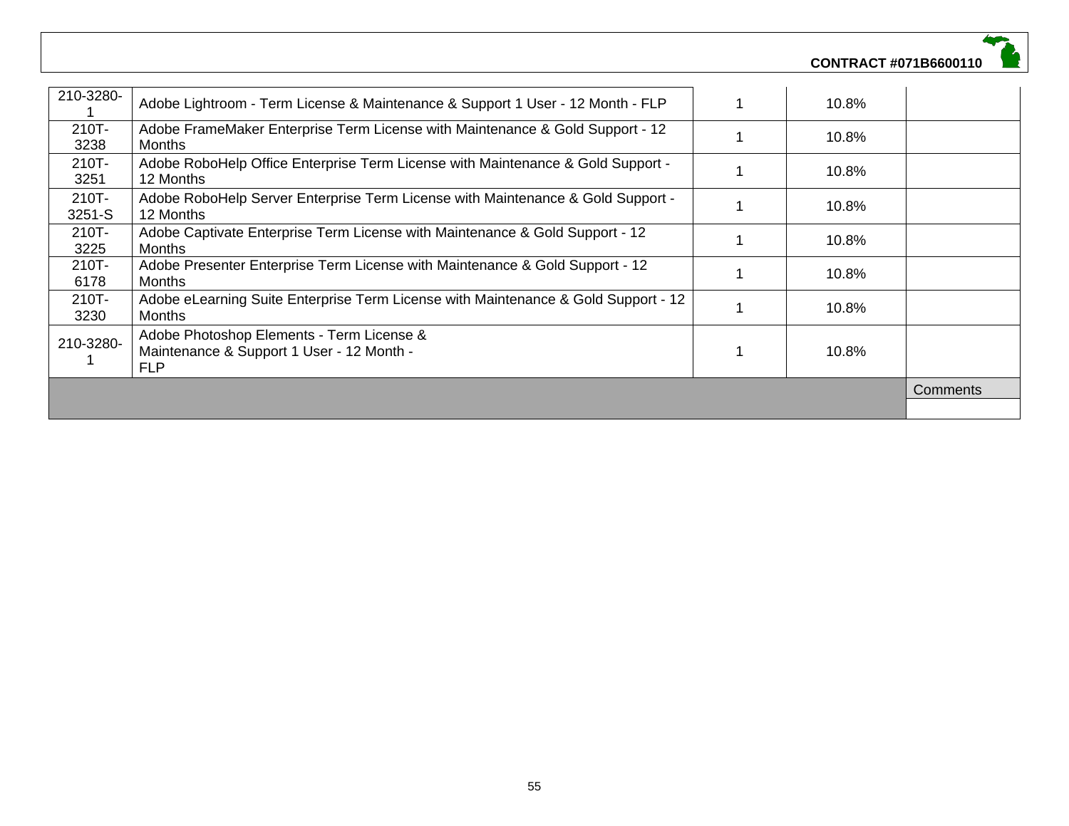| | | | | |
|---|---|---|---|---|
| 210-3280-1 | Adobe Lightroom - Term License & Maintenance & Support 1 User - 12 Month - FLP | 1 | 10.8% | |
| 210T-3238 | Adobe FrameMaker Enterprise Term License with Maintenance & Gold Support - 12 Months | 1 | 10.8% | |
| 210T-3251 | Adobe RoboHelp Office Enterprise Term License with Maintenance & Gold Support - 12 Months | 1 | 10.8% | |
| 210T-3251-S | Adobe RoboHelp Server Enterprise Term License with Maintenance & Gold Support - 12 Months | 1 | 10.8% | |
| 210T-3225 | Adobe Captivate Enterprise Term License with Maintenance & Gold Support - 12 Months | 1 | 10.8% | |
| 210T-6178 | Adobe Presenter Enterprise Term License with Maintenance & Gold Support - 12 Months | 1 | 10.8% | |
| 210T-3230 | Adobe eLearning Suite Enterprise Term License with Maintenance & Gold Support - 12 Months | 1 | 10.8% | |
| 210-3280-1 | Adobe Photoshop Elements - Term License & Maintenance & Support 1 User - 12 Month - FLP | 1 | 10.8% | |
| | | | | Comments |
| | | | | |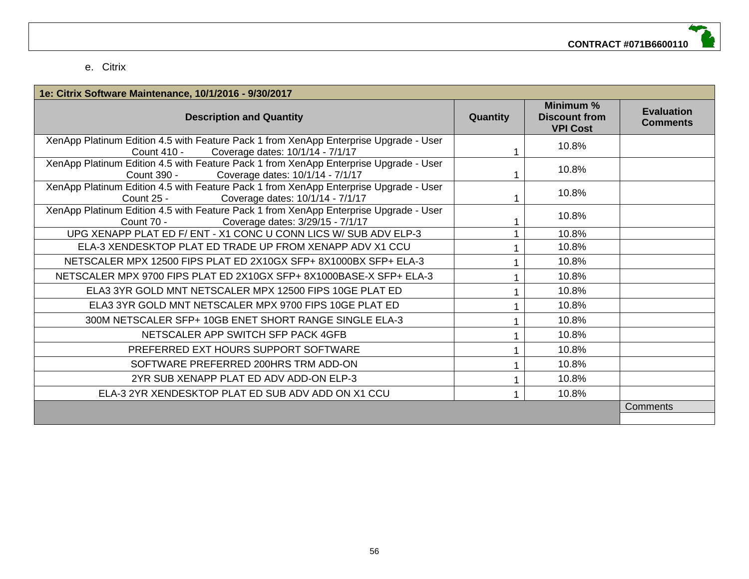e. Citrix

| 1e: Citrix Software Maintenance, 10/1/2016 - 9/30/2017 | | | |
|---|---|---|---|
| **Description and Quantity** | **Quantity** | **Minimum % Discount from VPI Cost** | **Evaluation Comments** |
| XenApp Platinum Edition 4.5 with Feature Pack 1 from XenApp Enterprise Upgrade - User Count 410 - Coverage dates: 10/1/14 - 7/1/17 | 1 | 10.8% | |
| XenApp Platinum Edition 4.5 with Feature Pack 1 from XenApp Enterprise Upgrade - User Count 390 - Coverage dates: 10/1/14 - 7/1/17 | 1 | 10.8% | |
| XenApp Platinum Edition 4.5 with Feature Pack 1 from XenApp Enterprise Upgrade - User Count 25 - Coverage dates: 10/1/14 - 7/1/17 | 1 | 10.8% | |
| XenApp Platinum Edition 4.5 with Feature Pack 1 from XenApp Enterprise Upgrade - User Count 70 - Coverage dates: 3/29/15 - 7/1/17 | 1 | 10.8% | |
| UPG XENAPP PLAT ED F/ ENT - X1 CONC U CONN LICS W/ SUB ADV ELP-3 | 1 | 10.8% | |
| ELA-3 XENDESKTOP PLAT ED TRADE UP FROM XENAPP ADV X1 CCU | 1 | 10.8% | |
| NETSCALER MPX 12500 FIPS PLAT ED 2X10GX SFP+ 8X1000BX SFP+ ELA-3 | 1 | 10.8% | |
| NETSCALER MPX 9700 FIPS PLAT ED 2X10GX SFP+ 8X1000BASE-X SFP+ ELA-3 | 1 | 10.8% | |
| ELA3 3YR GOLD MNT NETSCALER MPX 12500 FIPS 10GE PLAT ED | 1 | 10.8% | |
| ELA3 3YR GOLD MNT NETSCALER MPX 9700 FIPS 10GE PLAT ED | 1 | 10.8% | |
| 300M NETSCALER SFP+ 10GB ENET SHORT RANGE SINGLE ELA-3 | 1 | 10.8% | |
| NETSCALER APP SWITCH SFP PACK 4GFB | 1 | 10.8% | |
| PREFERRED EXT HOURS SUPPORT SOFTWARE | 1 | 10.8% | |
| SOFTWARE PREFERRED 200HRS TRM ADD-ON | 1 | 10.8% | |
| 2YR SUB XENAPP PLAT ED ADV ADD-ON ELP-3 | 1 | 10.8% | |
| ELA-3 2YR XENDESKTOP PLAT ED SUB ADV ADD ON X1 CCU | 1 | 10.8% | |
| | | | Comments |
| | | | |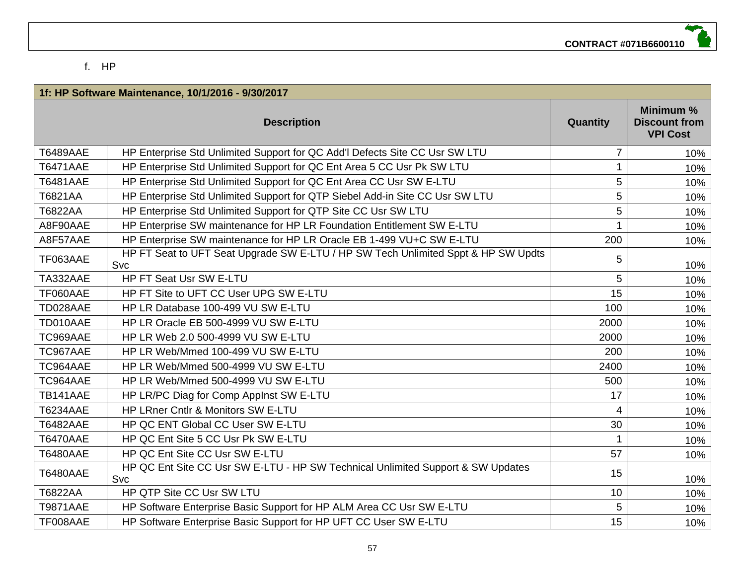f. HP

| 1f: HP Software Maintenance, 10/1/2016 - 9/30/2017 | | | |
|---|---|---|---|
| **Description** | | **Quantity** | **Minimum % Discount from VPI Cost** |
| T6489AAE | HP Enterprise Std Unlimited Support for QC Add'l Defects Site CC Usr SW LTU | 7 | 10% |
| T6471AAE | HP Enterprise Std Unlimited Support for QC Ent Area 5 CC Usr Pk SW LTU | 1 | 10% |
| T6481AAE | HP Enterprise Std Unlimited Support for QC Ent Area CC Usr SW E-LTU | 5 | 10% |
| T6821AA | HP Enterprise Std Unlimited Support for QTP Siebel Add-in Site CC Usr SW LTU | 5 | 10% |
| T6822AA | HP Enterprise Std Unlimited Support for QTP Site CC Usr SW LTU | 5 | 10% |
| A8F90AAE | HP Enterprise SW maintenance for HP LR Foundation Entitlement SW E-LTU | 1 | 10% |
| A8F57AAE | HP Enterprise SW maintenance for HP LR Oracle EB 1-499 VU+C SW E-LTU | 200 | 10% |
| TF063AAE | HP FT Seat to UFT Seat Upgrade SW E-LTU / HP SW Tech Unlimited Sppt & HP SW Updts Svc | 5 | 10% |
| TA332AAE | HP FT Seat Usr SW E-LTU | 5 | 10% |
| TF060AAE | HP FT Site to UFT CC User UPG SW E-LTU | 15 | 10% |
| TD028AAE | HP LR Database 100-499 VU SW E-LTU | 100 | 10% |
| TD010AAE | HP LR Oracle EB 500-4999 VU SW E-LTU | 2000 | 10% |
| TC969AAE | HP LR Web 2.0 500-4999 VU SW E-LTU | 2000 | 10% |
| TC967AAE | HP LR Web/Mmed 100-499 VU SW E-LTU | 200 | 10% |
| TC964AAE | HP LR Web/Mmed 500-4999 VU SW E-LTU | 2400 | 10% |
| TC964AAE | HP LR Web/Mmed 500-4999 VU SW E-LTU | 500 | 10% |
| TB141AAE | HP LR/PC Diag for Comp AppInst SW E-LTU | 17 | 10% |
| T6234AAE | HP LRner Cntlr & Monitors SW E-LTU | 4 | 10% |
| T6482AAE | HP QC ENT Global CC User SW E-LTU | 30 | 10% |
| T6470AAE | HP QC Ent Site 5 CC Usr Pk SW E-LTU | 1 | 10% |
| T6480AAE | HP QC Ent Site CC Usr SW E-LTU | 57 | 10% |
| T6480AAE | HP QC Ent Site CC Usr SW E-LTU - HP SW Technical Unlimited Support & SW Updates Svc | 15 | 10% |
| T6822AA | HP QTP Site CC Usr SW LTU | 10 | 10% |
| T9871AAE | HP Software Enterprise Basic Support for HP ALM Area CC Usr SW E-LTU | 5 | 10% |
| TF008AAE | HP Software Enterprise Basic Support for HP UFT CC User SW E-LTU | 15 | 10% |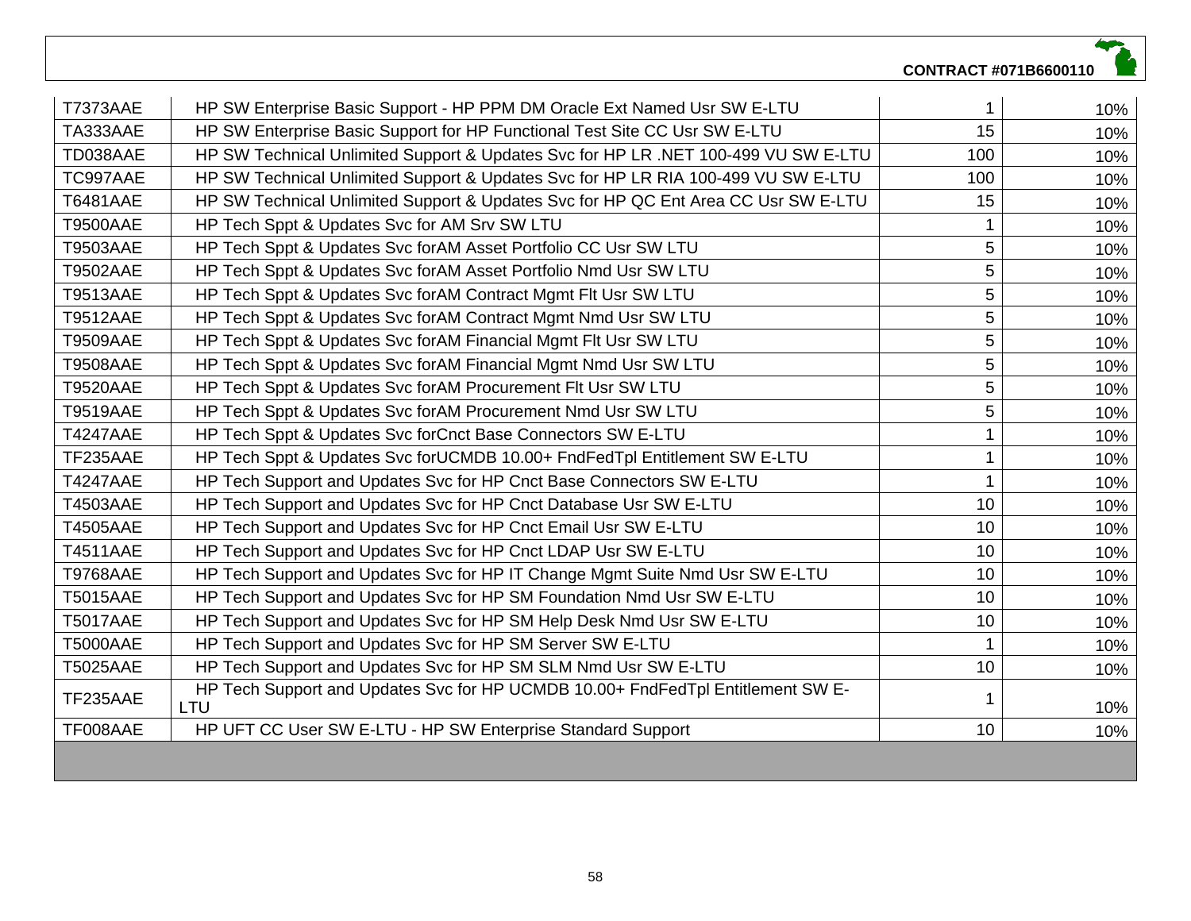| | | | |
|---|---|---|---|
| T7373AAE | HP SW Enterprise Basic Support - HP PPM DM Oracle Ext Named Usr SW E-LTU | 1 | 10% |
| TA333AAE | HP SW Enterprise Basic Support for HP Functional Test Site CC Usr SW E-LTU | 15 | 10% |
| TD038AAE | HP SW Technical Unlimited Support & Updates Svc for HP LR .NET 100-499 VU SW E-LTU | 100 | 10% |
| TC997AAE | HP SW Technical Unlimited Support & Updates Svc for HP LR RIA 100-499 VU SW E-LTU | 100 | 10% |
| T6481AAE | HP SW Technical Unlimited Support & Updates Svc for HP QC Ent Area CC Usr SW E-LTU | 15 | 10% |
| T9500AAE | HP Tech Sppt & Updates Svc for AM Srv SW LTU | 1 | 10% |
| T9503AAE | HP Tech Sppt & Updates Svc forAM Asset Portfolio CC Usr SW LTU | 5 | 10% |
| T9502AAE | HP Tech Sppt & Updates Svc forAM Asset Portfolio Nmd Usr SW LTU | 5 | 10% |
| T9513AAE | HP Tech Sppt & Updates Svc forAM Contract Mgmt Flt Usr SW LTU | 5 | 10% |
| T9512AAE | HP Tech Sppt & Updates Svc forAM Contract Mgmt Nmd Usr SW LTU | 5 | 10% |
| T9509AAE | HP Tech Sppt & Updates Svc forAM Financial Mgmt Flt Usr SW LTU | 5 | 10% |
| T9508AAE | HP Tech Sppt & Updates Svc forAM Financial Mgmt Nmd Usr SW LTU | 5 | 10% |
| T9520AAE | HP Tech Sppt & Updates Svc forAM Procurement Flt Usr SW LTU | 5 | 10% |
| T9519AAE | HP Tech Sppt & Updates Svc forAM Procurement Nmd Usr SW LTU | 5 | 10% |
| T4247AAE | HP Tech Sppt & Updates Svc forCnct Base Connectors SW E-LTU | 1 | 10% |
| TF235AAE | HP Tech Sppt & Updates Svc forUCMDB 10.00+ FndFedTpl Entitlement SW E-LTU | 1 | 10% |
| T4247AAE | HP Tech Support and Updates Svc for HP Cnct Base Connectors SW E-LTU | 1 | 10% |
| T4503AAE | HP Tech Support and Updates Svc for HP Cnct Database Usr SW E-LTU | 10 | 10% |
| T4505AAE | HP Tech Support and Updates Svc for HP Cnct Email Usr SW E-LTU | 10 | 10% |
| T4511AAE | HP Tech Support and Updates Svc for HP Cnct LDAP Usr SW E-LTU | 10 | 10% |
| T9768AAE | HP Tech Support and Updates Svc for HP IT Change Mgmt Suite Nmd Usr SW E-LTU | 10 | 10% |
| T5015AAE | HP Tech Support and Updates Svc for HP SM Foundation Nmd Usr SW E-LTU | 10 | 10% |
| T5017AAE | HP Tech Support and Updates Svc for HP SM Help Desk Nmd Usr SW E-LTU | 10 | 10% |
| T5000AAE | HP Tech Support and Updates Svc for HP SM Server SW E-LTU | 1 | 10% |
| T5025AAE | HP Tech Support and Updates Svc for HP SM SLM Nmd Usr SW E-LTU | 10 | 10% |
| TF235AAE | HP Tech Support and Updates Svc for HP UCMDB 10.00+ FndFedTpl Entitlement SW E-LTU | 1 | 10% |
| TF008AAE | HP UFT CC User SW E-LTU - HP SW Enterprise Standard Support | 10 | 10% |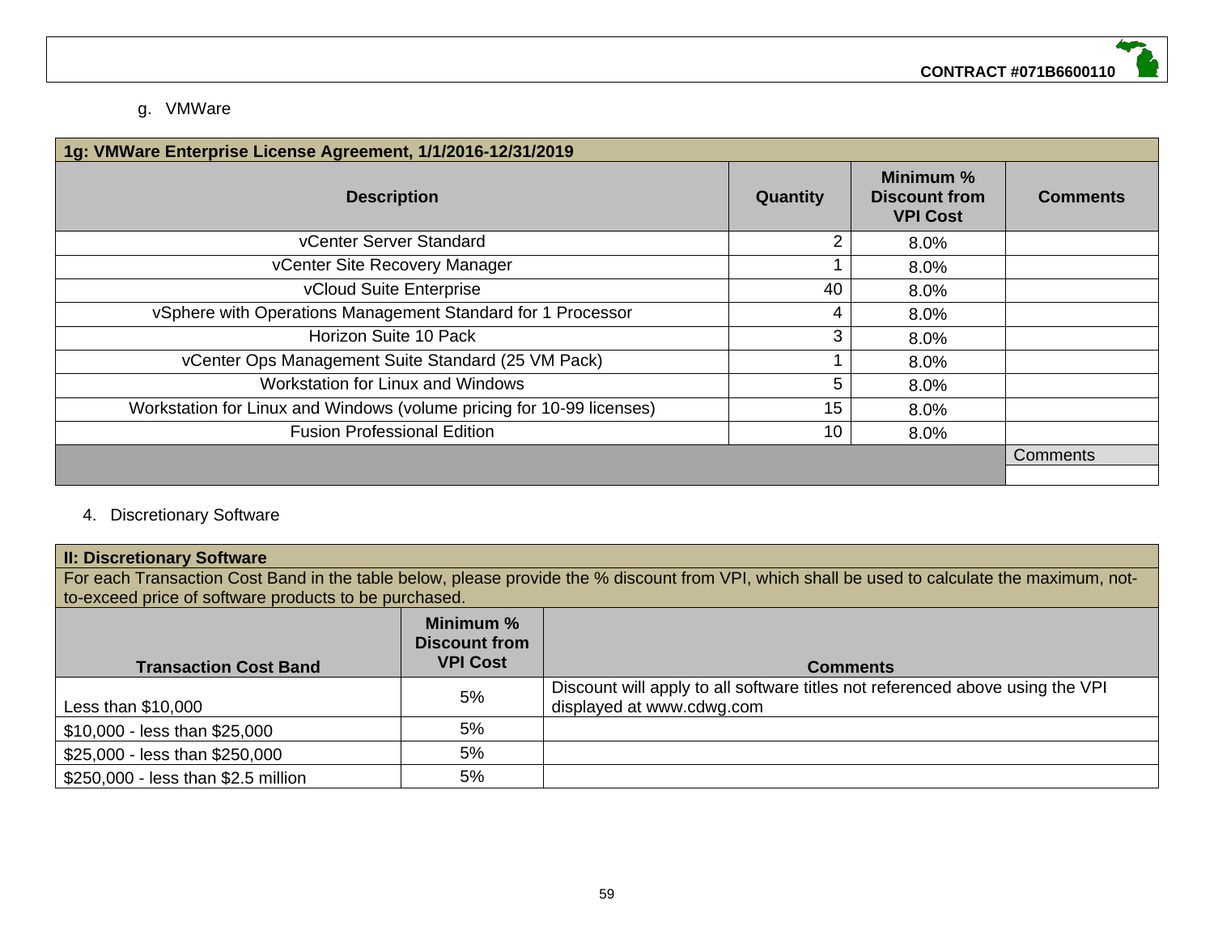g. VMWare

| 1g: VMWare Enterprise License Agreement, 1/1/2016-12/31/2019 | | | |
|---|---|---|---|
| **Description** | **Quantity** | **Minimum % Discount from VPI Cost** | **Comments** |
| vCenter Server Standard | 2 | 8.0% | |
| vCenter Site Recovery Manager | 1 | 8.0% | |
| vCloud Suite Enterprise | 40 | 8.0% | |
| vSphere with Operations Management Standard for 1 Processor | 4 | 8.0% | |
| Horizon Suite 10 Pack | 3 | 8.0% | |
| vCenter Ops Management Suite Standard (25 VM Pack) | 1 | 8.0% | |
| Workstation for Linux and Windows | 5 | 8.0% | |
| Workstation for Linux and Windows (volume pricing for 10-99 licenses) | 15 | 8.0% | |
| Fusion Professional Edition | 10 | 8.0% | |
| | | | Comments |
| | | | |

4. Discretionary Software

| II: Discretionary Software | | |
|---|---|---|
| For each Transaction Cost Band in the table below, please provide the % discount from VPI, which shall be used to calculate the maximum, not-to-exceed price of software products to be purchased. | | |
| **Transaction Cost Band** | **Minimum % Discount from VPI Cost** | **Comments** |
| Less than $10,000 | 5% | Discount will apply to all software titles not referenced above using the VPI displayed at www.cdwg.com |
| $10,000 - less than $25,000 | 5% | |
| $25,000 - less than $250,000 | 5% | |
| $250,000 - less than $2.5 million | 5% | |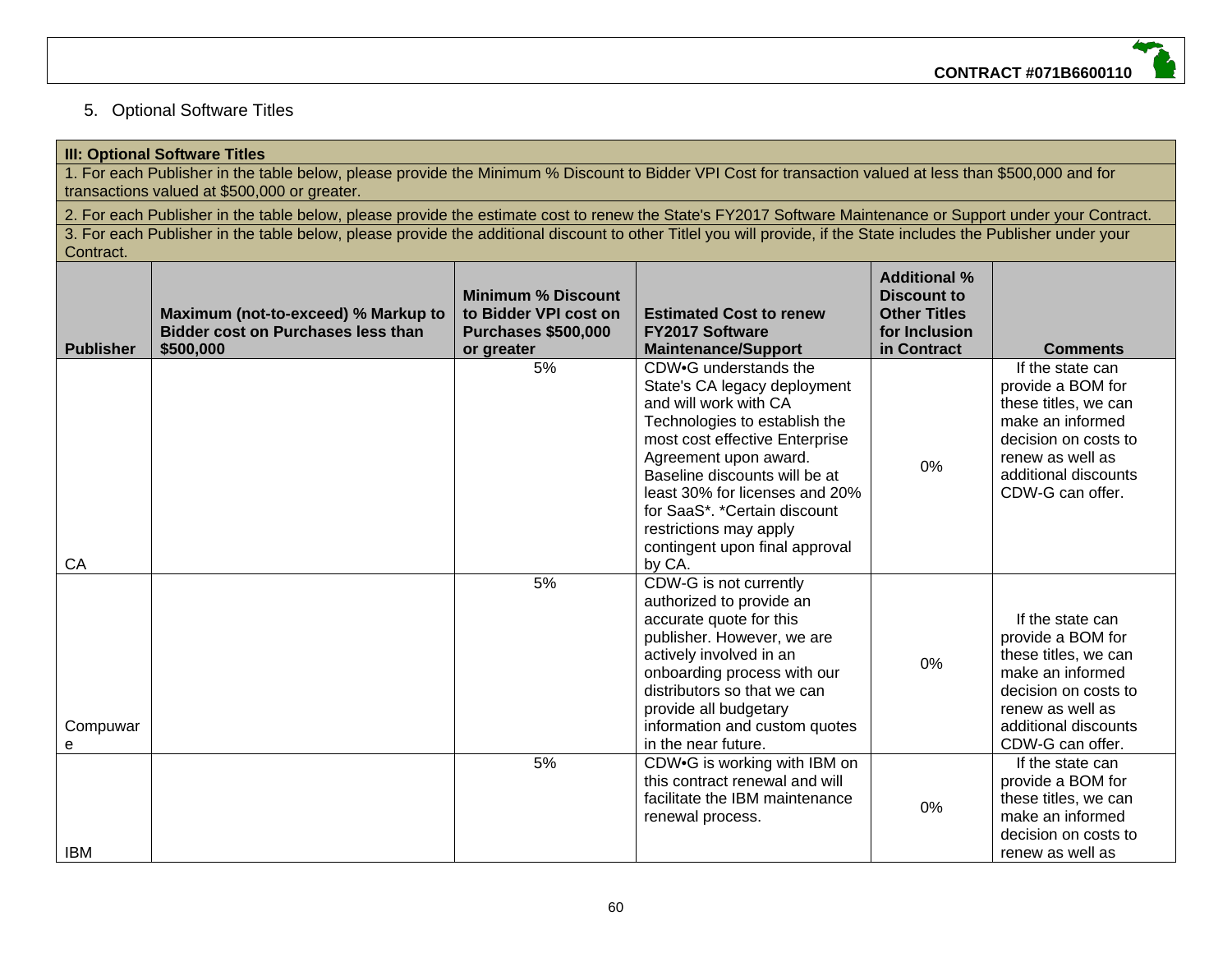5. Optional Software Titles

| **III: Optional Software Titles** | | | | | |
|---|---|---|---|---|---|
| 1. For each Publisher in the table below, please provide the Minimum % Discount to Bidder VPI Cost for transaction valued at less than $500,000 and for transactions valued at $500,000 or greater. | | | | | |
| 2. For each Publisher in the table below, please provide the estimate cost to renew the State's FY2017 Software Maintenance or Support under your Contract. | | | | | |
| 3. For each Publisher in the table below, please provide the additional discount to other Titlel you will provide, if the State includes the Publisher under your Contract. | | | | | |
| **Publisher** | **Maximum (not-to-exceed) % Markup to Bidder cost on Purchases less than $500,000** | **Minimum % Discount to Bidder VPI cost on Purchases $500,000 or greater** | **Estimated Cost to renew FY2017 Software Maintenance/Support** | **Additional % Discount to Other Titles for Inclusion in Contract** | **Comments** |
| CA | | 5% | CDW•G understands the State's CA legacy deployment and will work with CA Technologies to establish the most cost effective Enterprise Agreement upon award. Baseline discounts will be at least 30% for licenses and 20% for SaaS*. *Certain discount restrictions may apply contingent upon final approval by CA. | 0% | If the state can provide a BOM for these titles, we can make an informed decision on costs to renew as well as additional discounts CDW-G can offer. |
| Compuware | | 5% | CDW-G is not currently authorized to provide an accurate quote for this publisher. However, we are actively involved in an onboarding process with our distributors so that we can provide all budgetary information and custom quotes in the near future. | 0% | If the state can provide a BOM for these titles, we can make an informed decision on costs to renew as well as additional discounts CDW-G can offer. |
| IBM | | 5% | CDW•G is working with IBM on this contract renewal and will facilitate the IBM maintenance renewal process. | 0% | If the state can provide a BOM for these titles, we can make an informed decision on costs to renew as well as |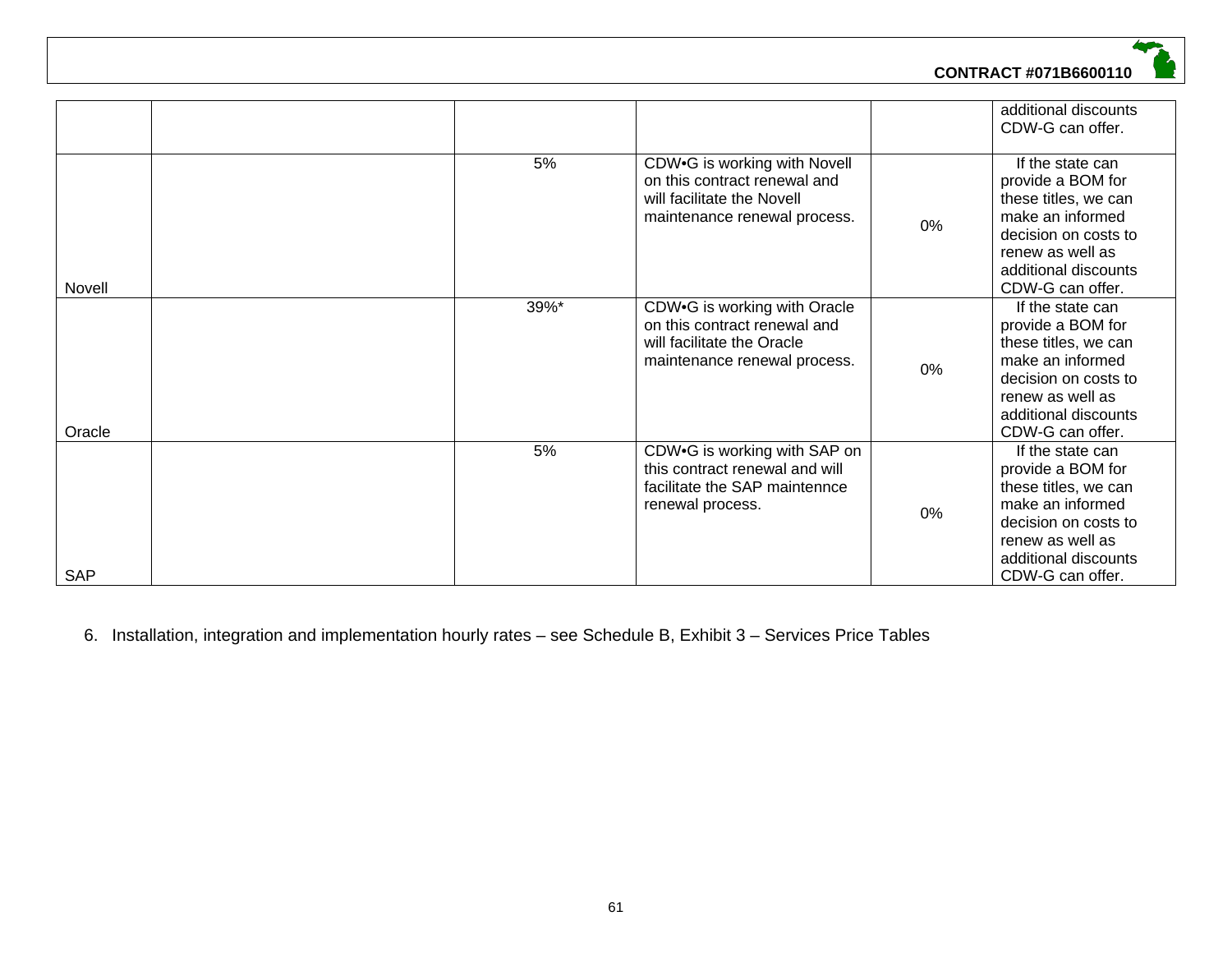| | | | | | |
|---|---|---|---|---|---|
| | | | | | additional discounts CDW-G can offer. |
| Novell | | 5% | CDW•G is working with Novell on this contract renewal and will facilitate the Novell maintenance renewal process. | 0% | If the state can provide a BOM for these titles, we can make an informed decision on costs to renew as well as additional discounts CDW-G can offer. |
| Oracle | | 39%* | CDW•G is working with Oracle on this contract renewal and will facilitate the Oracle maintenance renewal process. | 0% | If the state can provide a BOM for these titles, we can make an informed decision on costs to renew as well as additional discounts CDW-G can offer. |
| SAP | | 5% | CDW•G is working with SAP on this contract renewal and will facilitate the SAP maintennce renewal process. | 0% | If the state can provide a BOM for these titles, we can make an informed decision on costs to renew as well as additional discounts CDW-G can offer. |

6. Installation, integration and implementation hourly rates – see Schedule B, Exhibit 3 – Services Price Tables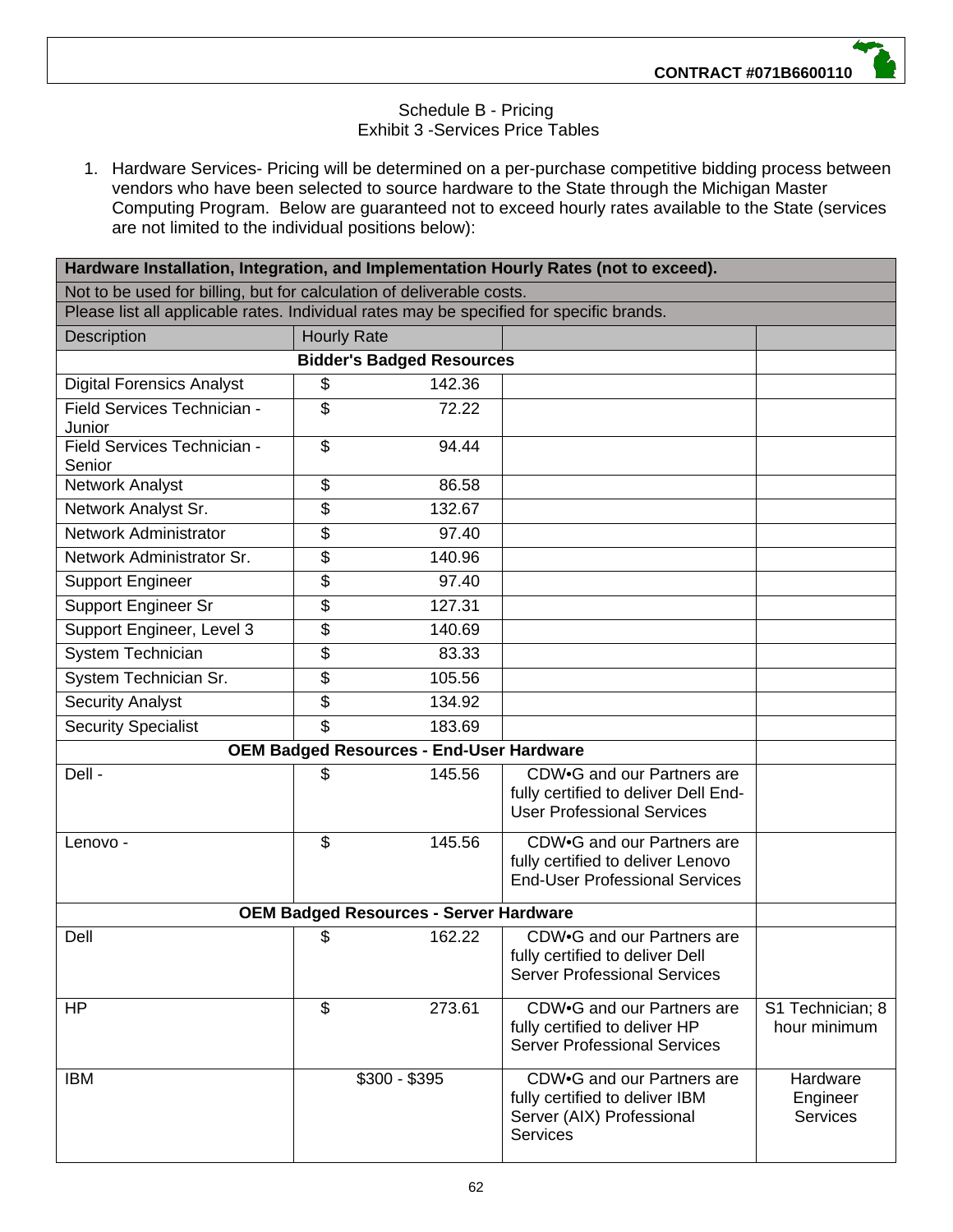Schedule B - Pricing
Exhibit 3 -Services Price Tables

1. Hardware Services- Pricing will be determined on a per-purchase competitive bidding process between vendors who have been selected to source hardware to the State through the Michigan Master Computing Program. Below are guaranteed not to exceed hourly rates available to the State (services are not limited to the individual positions below):

| Hardware Installation, Integration, and Implementation Hourly Rates (not to exceed). | | | |
|---|---|---|---|
| Not to be used for billing, but for calculation of deliverable costs. | | | |
| Please list all applicable rates. Individual rates may be specified for specific brands. | | | |
| Description | Hourly Rate | | |
| **Bidder's Badged Resources** | | | |
| Digital Forensics Analyst | $ 142.36 | | |
| Field Services Technician - Junior | $ 72.22 | | |
| Field Services Technician - Senior | $ 94.44 | | |
| Network Analyst | $ 86.58 | | |
| Network Analyst Sr. | $ 132.67 | | |
| Network Administrator | $ 97.40 | | |
| Network Administrator Sr. | $ 140.96 | | |
| Support Engineer | $ 97.40 | | |
| Support Engineer Sr | $ 127.31 | | |
| Support Engineer, Level 3 | $ 140.69 | | |
| System Technician | $ 83.33 | | |
| System Technician Sr. | $ 105.56 | | |
| Security Analyst | $ 134.92 | | |
| Security Specialist | $ 183.69 | | |
| **OEM Badged Resources - End-User Hardware** | | | |
| Dell - | $ 145.56 | CDW•G and our Partners are fully certified to deliver Dell End-User Professional Services | |
| Lenovo - | $ 145.56 | CDW•G and our Partners are fully certified to deliver Lenovo End-User Professional Services | |
| **OEM Badged Resources - Server Hardware** | | | |
| Dell | $ 162.22 | CDW•G and our Partners are fully certified to deliver Dell Server Professional Services | |
| HP | $ 273.61 | CDW•G and our Partners are fully certified to deliver HP Server Professional Services | S1 Technician; 8 hour minimum |
| IBM | $300 - $395 | CDW•G and our Partners are fully certified to deliver IBM Server (AIX) Professional Services | Hardware Engineer Services |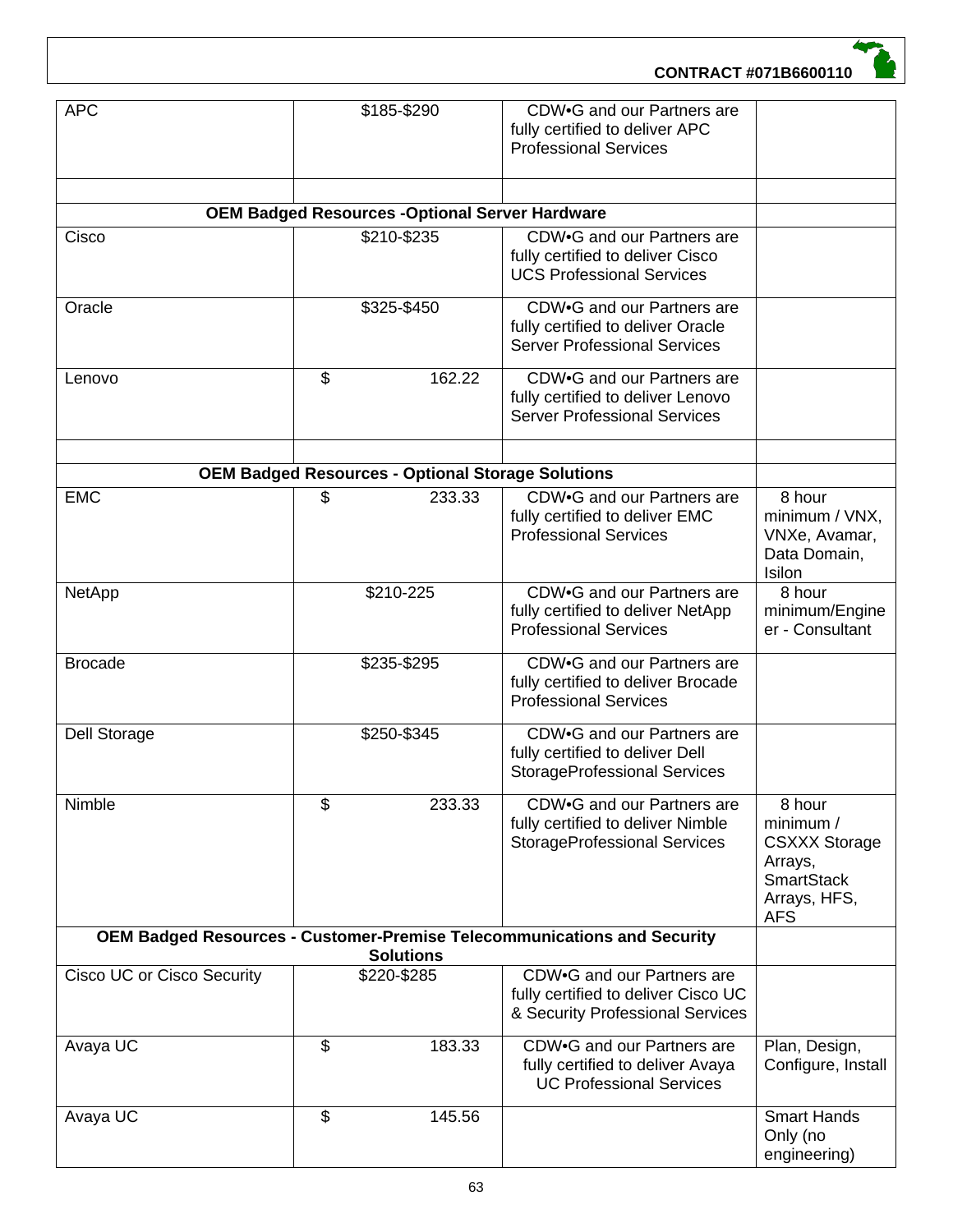| APC | $185-$290 | CDW•G and our Partners are fully certified to deliver APC Professional Services | |
|---|---|---|---|
| | | | |
| **OEM Badged Resources -Optional Server Hardware** | | | |
| Cisco | $210-$235 | CDW•G and our Partners are fully certified to deliver Cisco UCS Professional Services | |
| Oracle | $325-$450 | CDW•G and our Partners are fully certified to deliver Oracle Server Professional Services | |
| Lenovo | $ 162.22 | CDW•G and our Partners are fully certified to deliver Lenovo Server Professional Services | |
| | | | |
| **OEM Badged Resources - Optional Storage Solutions** | | | |
| EMC | $ 233.33 | CDW•G and our Partners are fully certified to deliver EMC Professional Services | 8 hour minimum / VNX, VNXe, Avamar, Data Domain, Isilon |
| NetApp | $210-225 | CDW•G and our Partners are fully certified to deliver NetApp Professional Services | 8 hour minimum/Engineer - Consultant |
| Brocade | $235-$295 | CDW•G and our Partners are fully certified to deliver Brocade Professional Services | |
| Dell Storage | $250-$345 | CDW•G and our Partners are fully certified to deliver Dell StorageProfessional Services | |
| Nimble | $ 233.33 | CDW•G and our Partners are fully certified to deliver Nimble StorageProfessional Services | 8 hour minimum / CSXXX Storage Arrays, SmartStack Arrays, HFS, AFS |
| **OEM Badged Resources - Customer-Premise Telecommunications and Security Solutions** | | | |
| Cisco UC or Cisco Security | $220-$285 | CDW•G and our Partners are fully certified to deliver Cisco UC & Security Professional Services | |
| Avaya UC | $ 183.33 | CDW•G and our Partners are fully certified to deliver Avaya UC Professional Services | Plan, Design, Configure, Install |
| Avaya UC | $ 145.56 | | Smart Hands Only (no engineering) |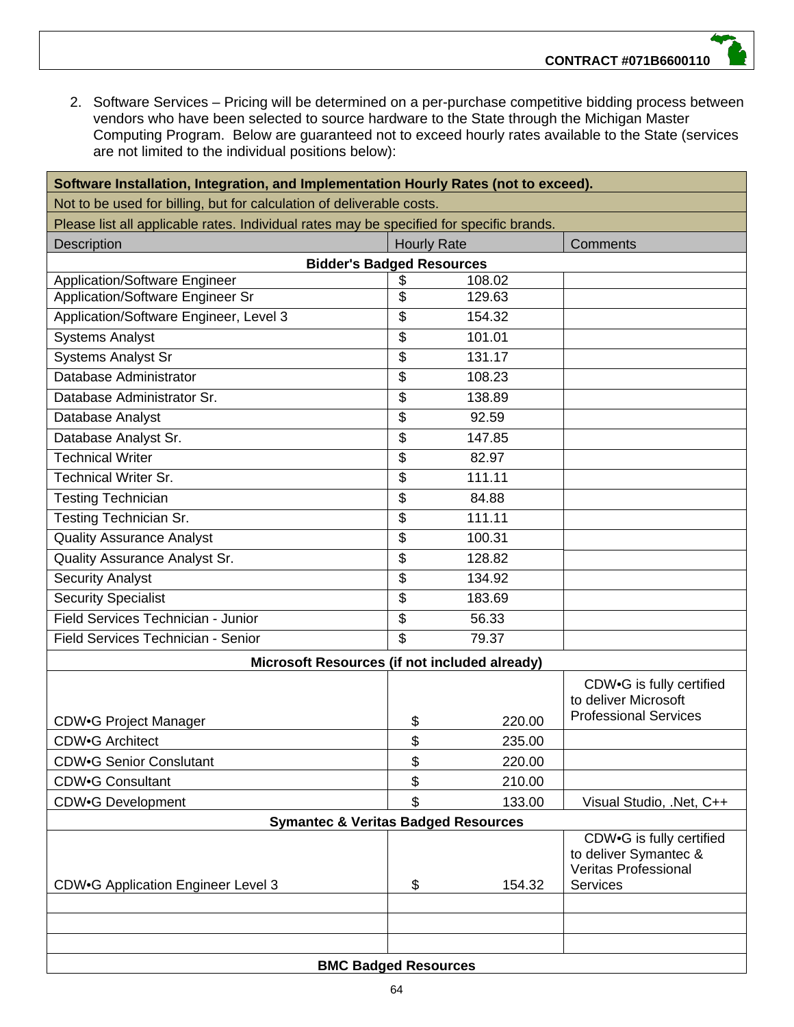2. Software Services – Pricing will be determined on a per-purchase competitive bidding process between vendors who have been selected to source hardware to the State through the Michigan Master Computing Program. Below are guaranteed not to exceed hourly rates available to the State (services are not limited to the individual positions below):

| **Software Installation, Integration, and Implementation Hourly Rates (not to exceed).** | | |
|---|---|---|
| Not to be used for billing, but for calculation of deliverable costs. | | |
| Please list all applicable rates. Individual rates may be specified for specific brands. | | |
| Description | Hourly Rate | Comments |
| **Bidder's Badged Resources** | | |
| Application/Software Engineer | $ 108.02 | |
| Application/Software Engineer Sr | $ 129.63 | |
| Application/Software Engineer, Level 3 | $ 154.32 | |
| Systems Analyst | $ 101.01 | |
| Systems Analyst Sr | $ 131.17 | |
| Database Administrator | $ 108.23 | |
| Database Administrator Sr. | $ 138.89 | |
| Database Analyst | $ 92.59 | |
| Database Analyst Sr. | $ 147.85 | |
| Technical Writer | $ 82.97 | |
| Technical Writer Sr. | $ 111.11 | |
| Testing Technician | $ 84.88 | |
| Testing Technician Sr. | $ 111.11 | |
| Quality Assurance Analyst | $ 100.31 | |
| Quality Assurance Analyst Sr. | $ 128.82 | |
| Security Analyst | $ 134.92 | |
| Security Specialist | $ 183.69 | |
| Field Services Technician - Junior | $ 56.33 | |
| Field Services Technician - Senior | $ 79.37 | |
| **Microsoft Resources (if not included already)** | | |
| CDW•G Project Manager | $ 220.00 | CDW•G is fully certified to deliver Microsoft Professional Services |
| CDW•G Architect | $ 235.00 | |
| CDW•G Senior Conslutant | $ 220.00 | |
| CDW•G Consultant | $ 210.00 | |
| CDW•G Development | $ 133.00 | Visual Studio, .Net, C++ |
| **Symantec & Veritas Badged Resources** | | |
| CDW•G Application Engineer Level 3 | $ 154.32 | CDW•G is fully certified to deliver Symantec & Veritas Professional Services |
| | | |
| | | |
| | | |
| **BMC Badged Resources** | | |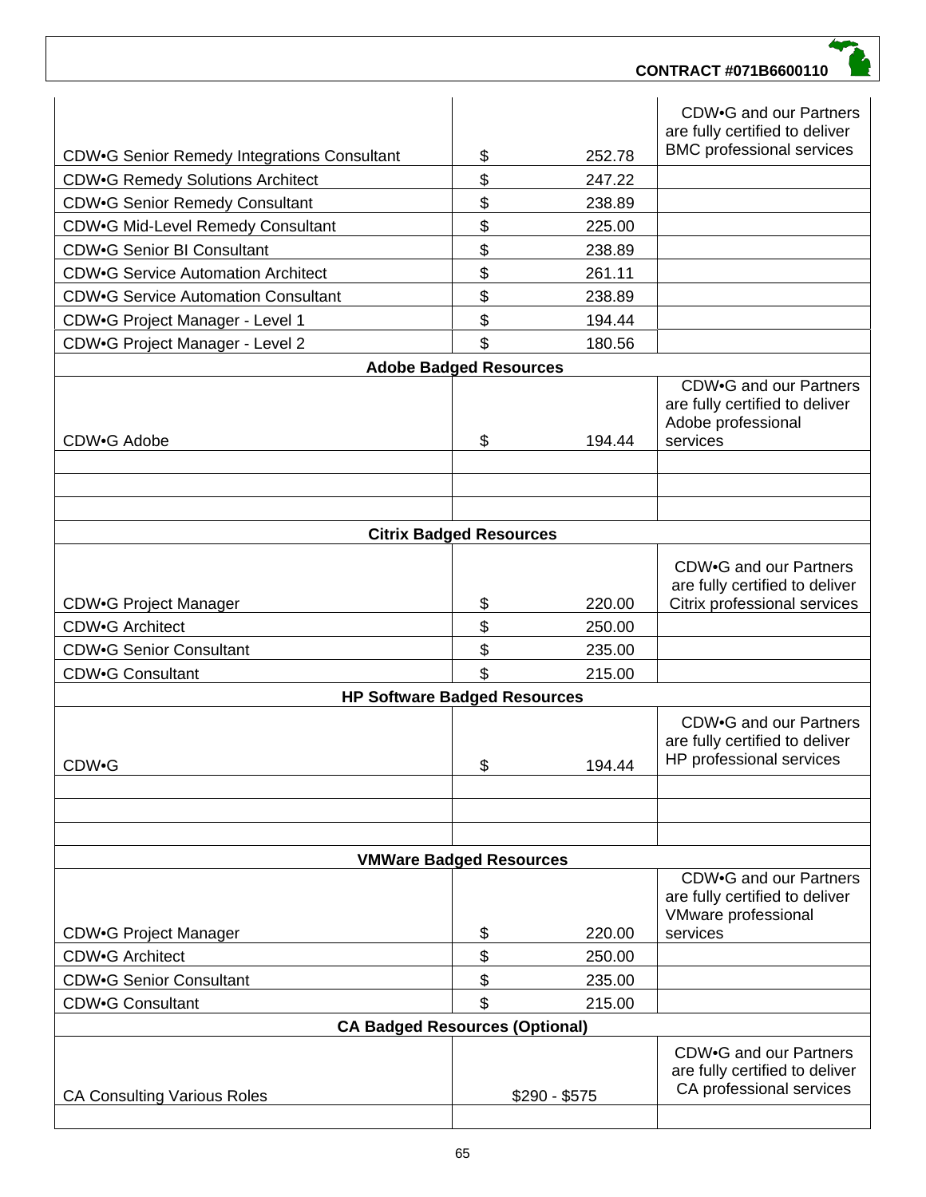| | | |
|---|---|---|
| CDW•G Senior Remedy Integrations Consultant | $ 252.78 | CDW•G and our Partners are fully certified to deliver BMC professional services |
| CDW•G Remedy Solutions Architect | $ 247.22 | |
| CDW•G Senior Remedy Consultant | $ 238.89 | |
| CDW•G Mid-Level Remedy Consultant | $ 225.00 | |
| CDW•G Senior BI Consultant | $ 238.89 | |
| CDW•G Service Automation Architect | $ 261.11 | |
| CDW•G Service Automation Consultant | $ 238.89 | |
| CDW•G Project Manager - Level 1 | $ 194.44 | |
| CDW•G Project Manager - Level 2 | $ 180.56 | |
| **Adobe Badged Resources** | | |
| CDW•G Adobe | $ 194.44 | CDW•G and our Partners are fully certified to deliver Adobe professional services |
| | | |
| | | |
| | | |
| **Citrix Badged Resources** | | |
| CDW•G Project Manager | $ 220.00 | CDW•G and our Partners are fully certified to deliver Citrix professional services |
| CDW•G Architect | $ 250.00 | |
| CDW•G Senior Consultant | $ 235.00 | |
| CDW•G Consultant | $ 215.00 | |
| **HP Software Badged Resources** | | |
| CDW•G | $ 194.44 | CDW•G and our Partners are fully certified to deliver HP professional services |
| | | |
| | | |
| | | |
| **VMWare Badged Resources** | | |
| CDW•G Project Manager | $ 220.00 | CDW•G and our Partners are fully certified to deliver VMware professional services |
| CDW•G Architect | $ 250.00 | |
| CDW•G Senior Consultant | $ 235.00 | |
| CDW•G Consultant | $ 215.00 | |
| **CA Badged Resources (Optional)** | | |
| CA Consulting Various Roles | $290 - $575 | CDW•G and our Partners are fully certified to deliver CA professional services |
| | | |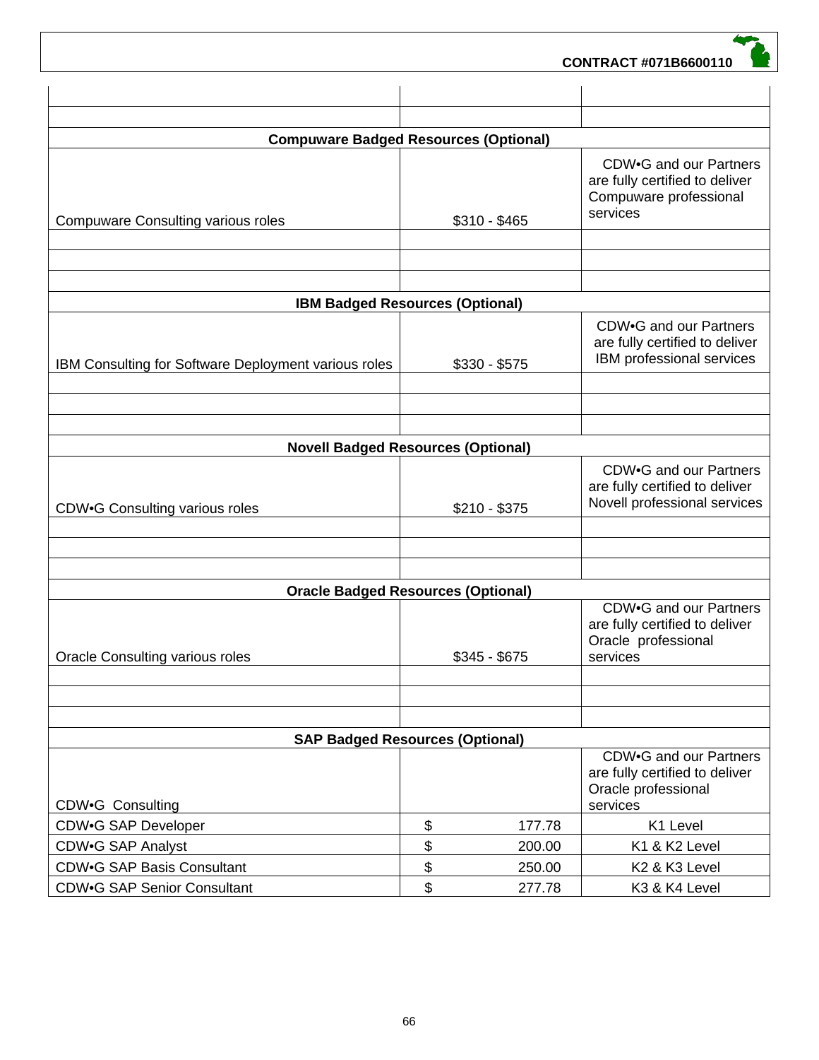| | | |
|---|---|---|
| | | |
| | | |
| **Compuware Badged Resources (Optional)** | | |
| Compuware Consulting various roles | $310 - $465 | CDW•G and our Partners are fully certified to deliver Compuware professional services |
| | | |
| | | |
| | | |
| **IBM Badged Resources (Optional)** | | |
| IBM Consulting for Software Deployment various roles | $330 - $575 | CDW•G and our Partners are fully certified to deliver IBM professional services |
| | | |
| | | |
| | | |
| **Novell Badged Resources (Optional)** | | |
| CDW•G Consulting various roles | $210 - $375 | CDW•G and our Partners are fully certified to deliver Novell professional services |
| | | |
| | | |
| | | |
| **Oracle Badged Resources (Optional)** | | |
| Oracle Consulting various roles | $345 - $675 | CDW•G and our Partners are fully certified to deliver Oracle professional services |
| | | |
| | | |
| | | |
| **SAP Badged Resources (Optional)** | | |
| CDW•G Consulting | | CDW•G and our Partners are fully certified to deliver Oracle professional services |
| CDW•G SAP Developer | $ 177.78 | K1 Level |
| CDW•G SAP Analyst | $ 200.00 | K1 & K2 Level |
| CDW•G SAP Basis Consultant | $ 250.00 | K2 & K3 Level |
| CDW•G SAP Senior Consultant | $ 277.78 | K3 & K4 Level |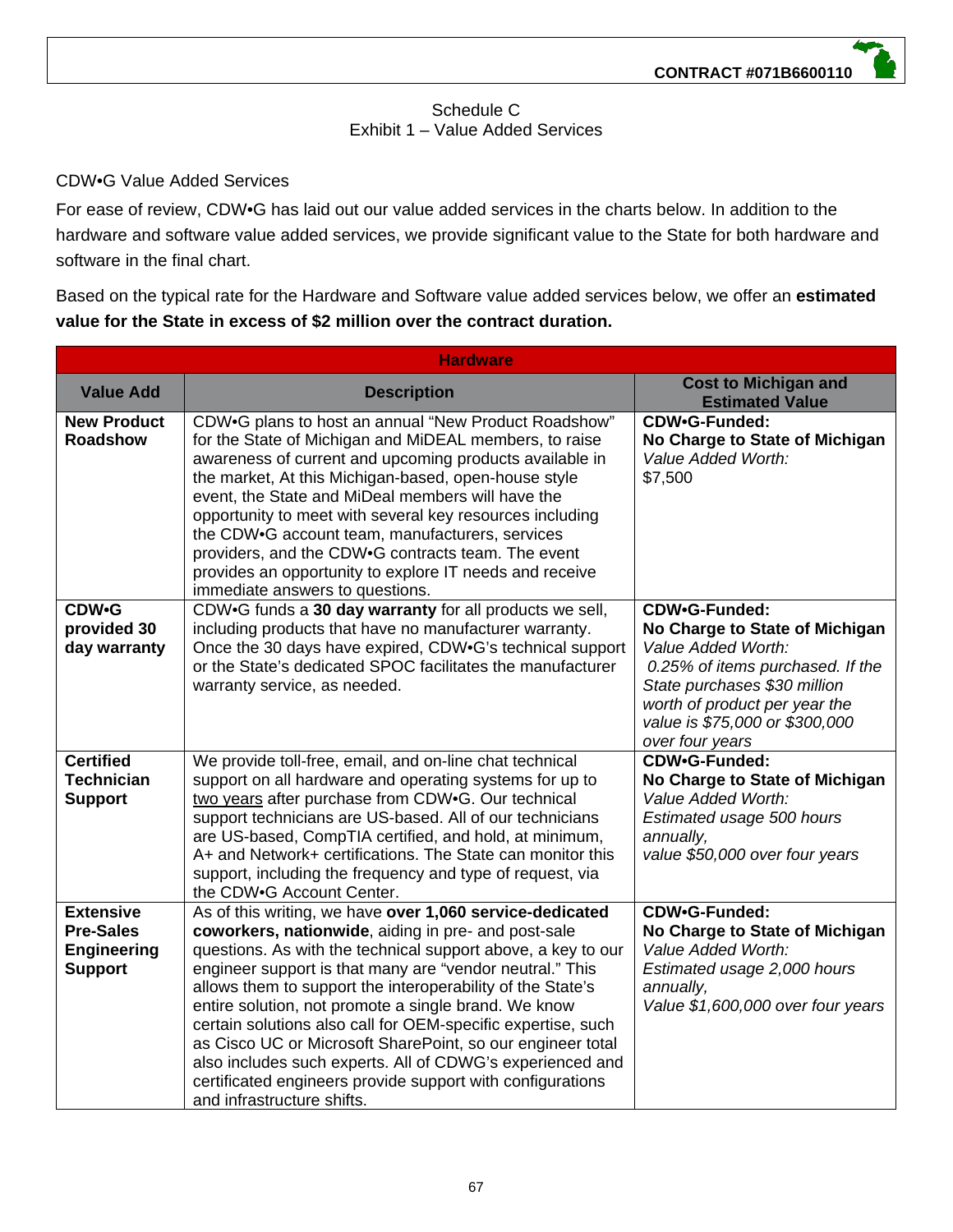Schedule C
Exhibit 1 – Value Added Services

CDW•G Value Added Services

For ease of review, CDW•G has laid out our value added services in the charts below. In addition to the hardware and software value added services, we provide significant value to the State for both hardware and software in the final chart.

Based on the typical rate for the Hardware and Software value added services below, we offer an **estimated value for the State in excess of $2 million over the contract duration.**

| **Hardware** | | |
|---|---|---|
| **Value Add** | **Description** | **Cost to Michigan and Estimated Value** |
| **New Product Roadshow** | CDW•G plans to host an annual "New Product Roadshow" for the State of Michigan and MiDEAL members, to raise awareness of current and upcoming products available in the market, At this Michigan-based, open-house style event, the State and MiDeal members will have the opportunity to meet with several key resources including the CDW•G account team, manufacturers, services providers, and the CDW•G contracts team. The event provides an opportunity to explore IT needs and receive immediate answers to questions. | **CDW•G-Funded:** **No Charge to State of Michigan** *Value Added Worth:* $7,500 |
| **CDW•G provided 30 day warranty** | CDW•G funds a **30 day warranty** for all products we sell, including products that have no manufacturer warranty. Once the 30 days have expired, CDW•G's technical support or the State's dedicated SPOC facilitates the manufacturer warranty service, as needed. | **CDW•G-Funded:** **No Charge to State of Michigan** *Value Added Worth:* *0.25% of items purchased. If the State purchases $30 million worth of product per year the value is $75,000 or $300,000 over four years* |
| **Certified Technician Support** | We provide toll-free, email, and on-line chat technical support on all hardware and operating systems for up to two years after purchase from CDW•G. Our technical support technicians are US-based. All of our technicians are US-based, CompTIA certified, and hold, at minimum, A+ and Network+ certifications. The State can monitor this support, including the frequency and type of request, via the CDW•G Account Center. | **CDW•G-Funded:** **No Charge to State of Michigan** *Value Added Worth:* *Estimated usage 500 hours annually,* *value $50,000 over four years* |
| **Extensive Pre-Sales Engineering Support** | As of this writing, we have **over 1,060 service-dedicated coworkers, nationwide**, aiding in pre- and post-sale questions. As with the technical support above, a key to our engineer support is that many are "vendor neutral." This allows them to support the interoperability of the State's entire solution, not promote a single brand. We know certain solutions also call for OEM-specific expertise, such as Cisco UC or Microsoft SharePoint, so our engineer total also includes such experts. All of CDWG's experienced and certificated engineers provide support with configurations and infrastructure shifts. | **CDW•G-Funded:** **No Charge to State of Michigan** *Value Added Worth:* *Estimated usage 2,000 hours annually,* *Value $1,600,000 over four years* |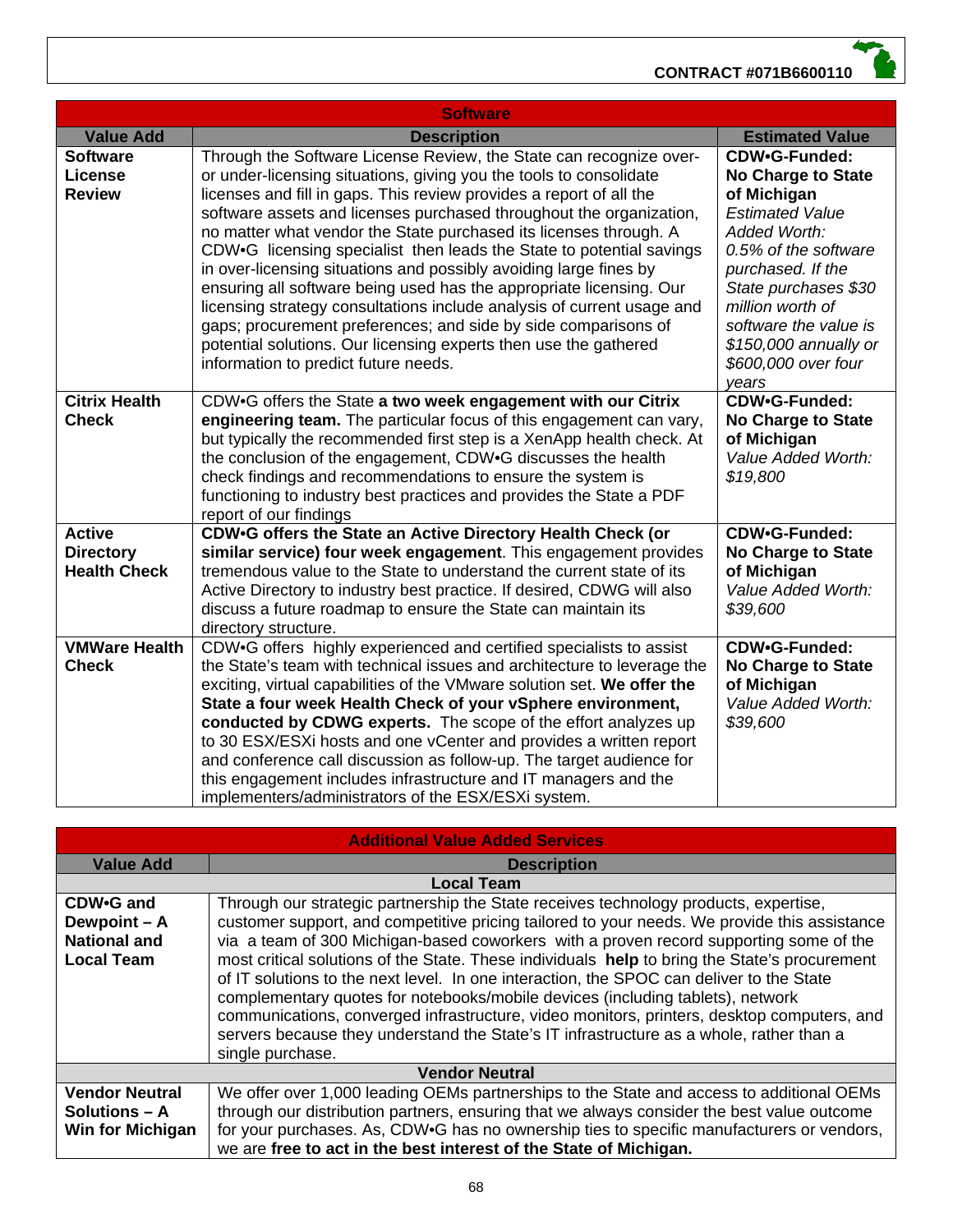| Software | | |
|---|---|---|
| **Value Add** | **Description** | **Estimated Value** |
| **Software License Review** | Through the Software License Review, the State can recognize over- or under-licensing situations, giving you the tools to consolidate licenses and fill in gaps. This review provides a report of all the software assets and licenses purchased throughout the organization, no matter what vendor the State purchased its licenses through. A CDW•G licensing specialist then leads the State to potential savings in over-licensing situations and possibly avoiding large fines by ensuring all software being used has the appropriate licensing. Our licensing strategy consultations include analysis of current usage and gaps; procurement preferences; and side by side comparisons of potential solutions. Our licensing experts then use the gathered information to predict future needs. | **CDW•G-Funded: No Charge to State of Michigan** *Estimated Value Added Worth: 0.5% of the software purchased. If the State purchases $30 million worth of software the value is $150,000 annually or $600,000 over four years* |
| **Citrix Health Check** | CDW•G offers the State **a two week engagement with our Citrix engineering team.** The particular focus of this engagement can vary, but typically the recommended first step is a XenApp health check. At the conclusion of the engagement, CDW•G discusses the health check findings and recommendations to ensure the system is functioning to industry best practices and provides the State a PDF report of our findings | **CDW•G-Funded: No Charge to State of Michigan** *Value Added Worth: $19,800* |
| **Active Directory Health Check** | **CDW•G offers the State an Active Directory Health Check (or similar service) four week engagement**. This engagement provides tremendous value to the State to understand the current state of its Active Directory to industry best practice. If desired, CDWG will also discuss a future roadmap to ensure the State can maintain its directory structure. | **CDW•G-Funded: No Charge to State of Michigan** *Value Added Worth: $39,600* |
| **VMWare Health Check** | CDW•G offers highly experienced and certified specialists to assist the State's team with technical issues and architecture to leverage the exciting, virtual capabilities of the VMware solution set. **We offer the State a four week Health Check of your vSphere environment, conducted by CDWG experts.** The scope of the effort analyzes up to 30 ESX/ESXi hosts and one vCenter and provides a written report and conference call discussion as follow-up. The target audience for this engagement includes infrastructure and IT managers and the implementers/administrators of the ESX/ESXi system. | **CDW•G-Funded: No Charge to State of Michigan** *Value Added Worth: $39,600* |

| Additional Value Added Services | |
|---|---|
| **Value Add** | **Description** |
| **Local Team** | |
| **CDW•G and Dewpoint – A National and Local Team** | Through our strategic partnership the State receives technology products, expertise, customer support, and competitive pricing tailored to your needs. We provide this assistance via a team of 300 Michigan-based coworkers with a proven record supporting some of the most critical solutions of the State. These individuals **help** to bring the State's procurement of IT solutions to the next level. In one interaction, the SPOC can deliver to the State complementary quotes for notebooks/mobile devices (including tablets), network communications, converged infrastructure, video monitors, printers, desktop computers, and servers because they understand the State's IT infrastructure as a whole, rather than a single purchase. |
| **Vendor Neutral** | |
| **Vendor Neutral Solutions – A Win for Michigan** | We offer over 1,000 leading OEMs partnerships to the State and access to additional OEMs through our distribution partners, ensuring that we always consider the best value outcome for your purchases. As, CDW•G has no ownership ties to specific manufacturers or vendors, we are **free to act in the best interest of the State of Michigan.** |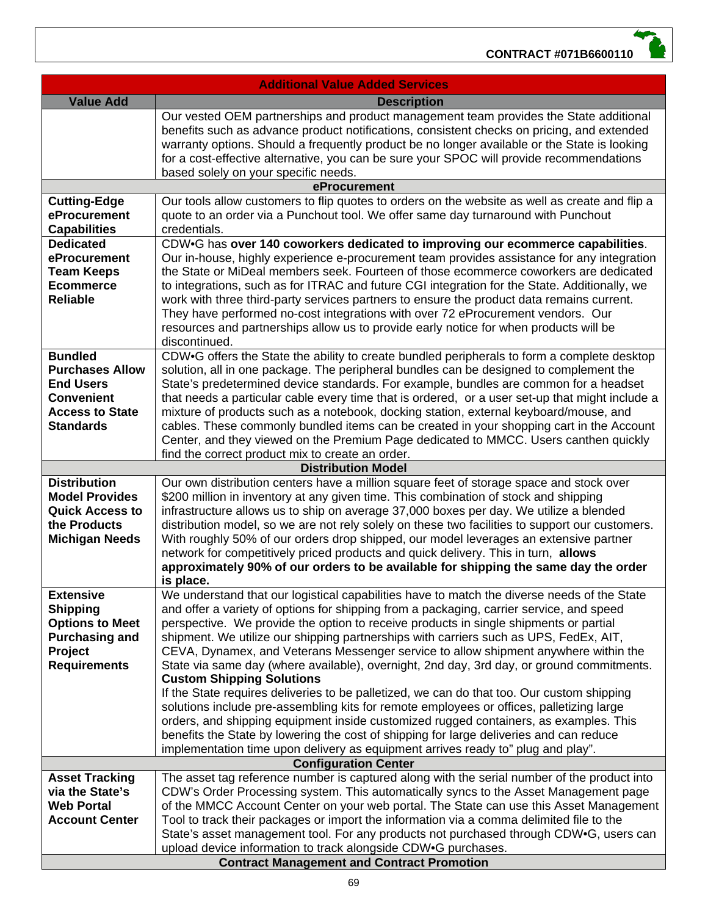| Additional Value Added Services | |
|---|---|
| **Value Add** | **Description** |
| | Our vested OEM partnerships and product management team provides the State additional benefits such as advance product notifications, consistent checks on pricing, and extended warranty options. Should a frequently product be no longer available or the State is looking for a cost-effective alternative, you can be sure your SPOC will provide recommendations based solely on your specific needs. |
| **eProcurement** | |
| **Cutting-Edge eProcurement Capabilities** | Our tools allow customers to flip quotes to orders on the website as well as create and flip a quote to an order via a Punchout tool. We offer same day turnaround with Punchout credentials. |
| **Dedicated eProcurement Team Keeps Ecommerce Reliable** | CDW•G has **over 140 coworkers dedicated to improving our ecommerce capabilities**. Our in-house, highly experience e-procurement team provides assistance for any integration the State or MiDeal members seek. Fourteen of those ecommerce coworkers are dedicated to integrations, such as for ITRAC and future CGI integration for the State. Additionally, we work with three third-party services partners to ensure the product data remains current. They have performed no-cost integrations with over 72 eProcurement vendors. Our resources and partnerships allow us to provide early notice for when products will be discontinued. |
| **Bundled Purchases Allow End Users Convenient Access to State Standards** | CDW•G offers the State the ability to create bundled peripherals to form a complete desktop solution, all in one package. The peripheral bundles can be designed to complement the State's predetermined device standards. For example, bundles are common for a headset that needs a particular cable every time that is ordered, or a user set-up that might include a mixture of products such as a notebook, docking station, external keyboard/mouse, and cables. These commonly bundled items can be created in your shopping cart in the Account Center, and they viewed on the Premium Page dedicated to MMCC. Users canthen quickly find the correct product mix to create an order. |
| **Distribution Model** | |
| **Distribution Model Provides Quick Access to the Products Michigan Needs** | Our own distribution centers have a million square feet of storage space and stock over $200 million in inventory at any given time. This combination of stock and shipping infrastructure allows us to ship on average 37,000 boxes per day. We utilize a blended distribution model, so we are not rely solely on these two facilities to support our customers. With roughly 50% of our orders drop shipped, our model leverages an extensive partner network for competitively priced products and quick delivery. This in turn, **allows approximately 90% of our orders to be available for shipping the same day the order is place.** |
| **Extensive Shipping Options to Meet Purchasing and Project Requirements** | We understand that our logistical capabilities have to match the diverse needs of the State and offer a variety of options for shipping from a packaging, carrier service, and speed perspective. We provide the option to receive products in single shipments or partial shipment. We utilize our shipping partnerships with carriers such as UPS, FedEx, AIT, CEVA, Dynamex, and Veterans Messenger service to allow shipment anywhere within the State via same day (where available), overnight, 2nd day, 3rd day, or ground commitments. **Custom Shipping Solutions** If the State requires deliveries to be palletized, we can do that too. Our custom shipping solutions include pre-assembling kits for remote employees or offices, palletizing large orders, and shipping equipment inside customized rugged containers, as examples. This benefits the State by lowering the cost of shipping for large deliveries and can reduce implementation time upon delivery as equipment arrives ready to" plug and play". |
| **Configuration Center** | |
| **Asset Tracking via the State's Web Portal Account Center** | The asset tag reference number is captured along with the serial number of the product into CDW's Order Processing system. This automatically syncs to the Asset Management page of the MMCC Account Center on your web portal. The State can use this Asset Management Tool to track their packages or import the information via a comma delimited file to the State's asset management tool. For any products not purchased through CDW•G, users can upload device information to track alongside CDW•G purchases. |
| **Contract Management and Contract Promotion** | |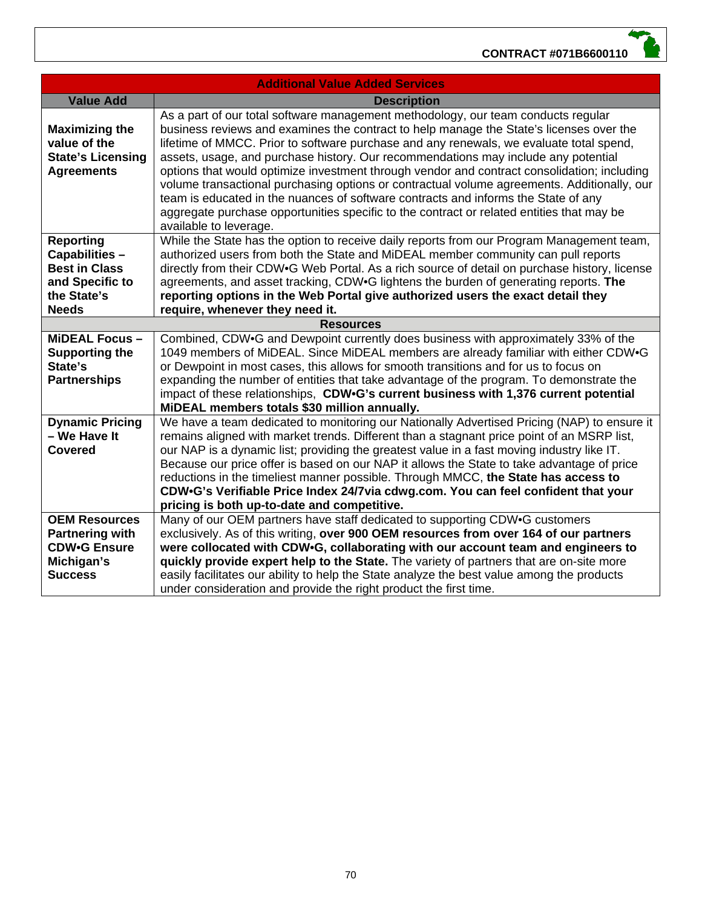| Additional Value Added Services | |
|---|---|
| **Value Add** | **Description** |
| **Maximizing the value of the State's Licensing Agreements** | As a part of our total software management methodology, our team conducts regular business reviews and examines the contract to help manage the State's licenses over the lifetime of MMCC. Prior to software purchase and any renewals, we evaluate total spend, assets, usage, and purchase history. Our recommendations may include any potential options that would optimize investment through vendor and contract consolidation; including volume transactional purchasing options or contractual volume agreements. Additionally, our team is educated in the nuances of software contracts and informs the State of any aggregate purchase opportunities specific to the contract or related entities that may be available to leverage. |
| **Reporting Capabilities – Best in Class and Specific to the State's Needs** | While the State has the option to receive daily reports from our Program Management team, authorized users from both the State and MiDEAL member community can pull reports directly from their CDW•G Web Portal. As a rich source of detail on purchase history, license agreements, and asset tracking, CDW•G lightens the burden of generating reports. **The reporting options in the Web Portal give authorized users the exact detail they require, whenever they need it.** |
| **Resources** | |
| **MiDEAL Focus – Supporting the State's Partnerships** | Combined, CDW•G and Dewpoint currently does business with approximately 33% of the 1049 members of MiDEAL. Since MiDEAL members are already familiar with either CDW•G or Dewpoint in most cases, this allows for smooth transitions and for us to focus on expanding the number of entities that take advantage of the program. To demonstrate the impact of these relationships, **CDW•G's current business with 1,376 current potential MiDEAL members totals $30 million annually.** |
| **Dynamic Pricing – We Have It Covered** | We have a team dedicated to monitoring our Nationally Advertised Pricing (NAP) to ensure it remains aligned with market trends. Different than a stagnant price point of an MSRP list, our NAP is a dynamic list; providing the greatest value in a fast moving industry like IT. Because our price offer is based on our NAP it allows the State to take advantage of price reductions in the timeliest manner possible. Through MMCC, **the State has access to CDW•G's Verifiable Price Index 24/7via cdwg.com. You can feel confident that your pricing is both up-to-date and competitive.** |
| **OEM Resources Partnering with CDW•G Ensure Michigan's Success** | Many of our OEM partners have staff dedicated to supporting CDW•G customers exclusively. As of this writing, **over 900 OEM resources from over 164 of our partners were collocated with CDW•G, collaborating with our account team and engineers to quickly provide expert help to the State.** The variety of partners that are on-site more easily facilitates our ability to help the State analyze the best value among the products under consideration and provide the right product the first time. |